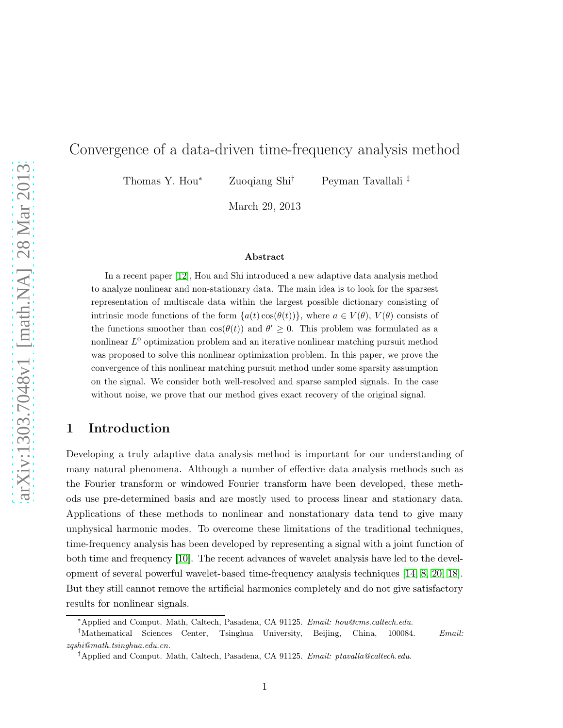# Convergence of a data-driven time-frequency analysis method

Thomas Y. Hou* Zuoqiang Shi† Peyman Tavallali ‡

March 29, 2013

### Abstract

In a recent paper [12], Hou and Shi introduced a new adaptive data analysis method to analyze nonlinear and non-stationary data. The main idea is to look for the sparsest representation of multiscale data within the largest possible dictionary consisting of intrinsic mode functions of the form $\{a(t)\cos(\theta(t))\}$, where $a \in V(\theta)$, $V(\theta)$ consists of the functions smoother than $\cos(\theta(t))$ and $\theta' \geq 0$. This problem was formulated as a nonlinear $L^0$ optimization problem and an iterative nonlinear matching pursuit method was proposed to solve this nonlinear optimization problem. In this paper, we prove the convergence of this nonlinear matching pursuit method under some sparsity assumption on the signal. We consider both well-resolved and sparse sampled signals. In the case without noise, we prove that our method gives exact recovery of the original signal.

## 1 Introduction

Developing a truly adaptive data analysis method is important for our understanding of many natural phenomena. Although a number of effective data analysis methods such as the Fourier transform or windowed Fourier transform have been developed, these methods use pre-determined basis and are mostly used to process linear and stationary data. Applications of these methods to nonlinear and nonstationary data tend to give many unphysical harmonic modes. To overcome these limitations of the traditional techniques, time-frequency analysis has been developed by representing a signal with a joint function of both time and frequency [10]. The recent advances of wavelet analysis have led to the development of several powerful wavelet-based time-frequency analysis techniques [14, 8, 20, 18]. But they still cannot remove the artificial harmonics completely and do not give satisfactory results for nonlinear signals.

*Applied and Comput. Math, Caltech, Pasadena, CA 91125. *Email: hou@cms.caltech.edu.*

†Mathematical Sciences Center, Tsinghua University, Beijing, China, 100084. *Email: zqshi@math.tsinghua.edu.cn.*

‡Applied and Comput. Math, Caltech, Pasadena, CA 91125. *Email: ptavalla@caltech.edu.*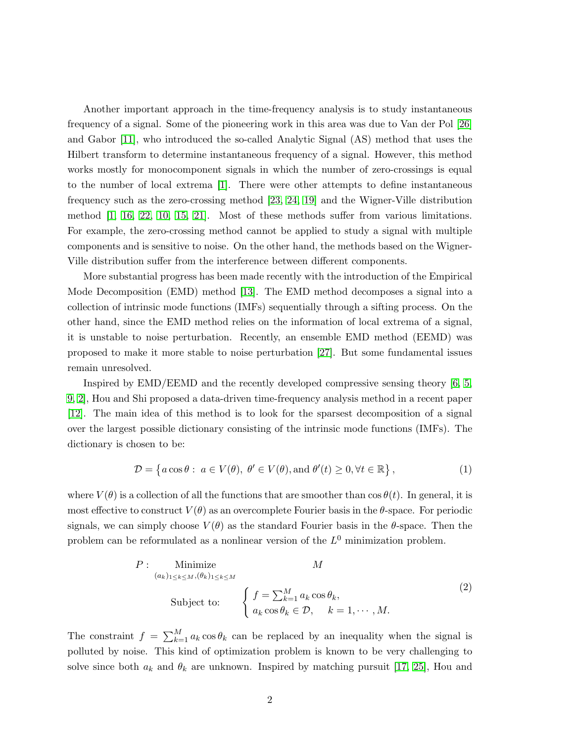Another important approach in the time-frequency analysis is to study instantaneous frequency of a signal. Some of the pioneering work in this area was due to Van der Pol [26] and Gabor [11], who introduced the so-called Analytic Signal (AS) method that uses the Hilbert transform to determine instantaneous frequency of a signal. However, this method works mostly for monocomponent signals in which the number of zero-crossings is equal to the number of local extrema [1]. There were other attempts to define instantaneous frequency such as the zero-crossing method [23, 24, 19] and the Wigner-Ville distribution method [1, 16, 22, 10, 15, 21]. Most of these methods suffer from various limitations. For example, the zero-crossing method cannot be applied to study a signal with multiple components and is sensitive to noise. On the other hand, the methods based on the Wigner-Ville distribution suffer from the interference between different components.

More substantial progress has been made recently with the introduction of the Empirical Mode Decomposition (EMD) method [13]. The EMD method decomposes a signal into a collection of intrinsic mode functions (IMFs) sequentially through a sifting process. On the other hand, since the EMD method relies on the information of local extrema of a signal, it is unstable to noise perturbation. Recently, an ensemble EMD method (EEMD) was proposed to make it more stable to noise perturbation [27]. But some fundamental issues remain unresolved.

Inspired by EMD/EEMD and the recently developed compressive sensing theory [6, 5, 9, 2], Hou and Shi proposed a data-driven time-frequency analysis method in a recent paper [12]. The main idea of this method is to look for the sparsest decomposition of a signal over the largest possible dictionary consisting of the intrinsic mode functions (IMFs). The dictionary is chosen to be:

$$\mathcal{D} = \left\{ a\cos\theta : \; a \in V(\theta), \; \theta' \in V(\theta), \text{and } \theta'(t) \geq 0, \forall t \in \mathbb{R} \right\}, \tag{1}$$

where $V(\theta)$ is a collection of all the functions that are smoother than $\cos\theta(t)$. In general, it is most effective to construct $V(\theta)$ as an overcomplete Fourier basis in the $\theta$-space. For periodic signals, we can simply choose $V(\theta)$ as the standard Fourier basis in the $\theta$-space. Then the problem can be reformulated as a nonlinear version of the $L^0$ minimization problem.

$$P: \quad \underset{(a_k)_{1\leq k\leq M}, (\theta_k)_{1\leq k\leq M}}{\text{Minimize}} \qquad M$$
$$\text{Subject to:} \quad \left\{ \begin{array}{l} f = \sum_{k=1}^{M} a_k \cos\theta_k, \\ a_k \cos\theta_k \in \mathcal{D}, \quad k = 1, \cdots, M. \end{array} \right. \tag{2}$$

The constraint $f = \sum_{k=1}^{M} a_k \cos\theta_k$ can be replaced by an inequality when the signal is polluted by noise. This kind of optimization problem is known to be very challenging to solve since both $a_k$ and $\theta_k$ are unknown. Inspired by matching pursuit [17, 25], Hou and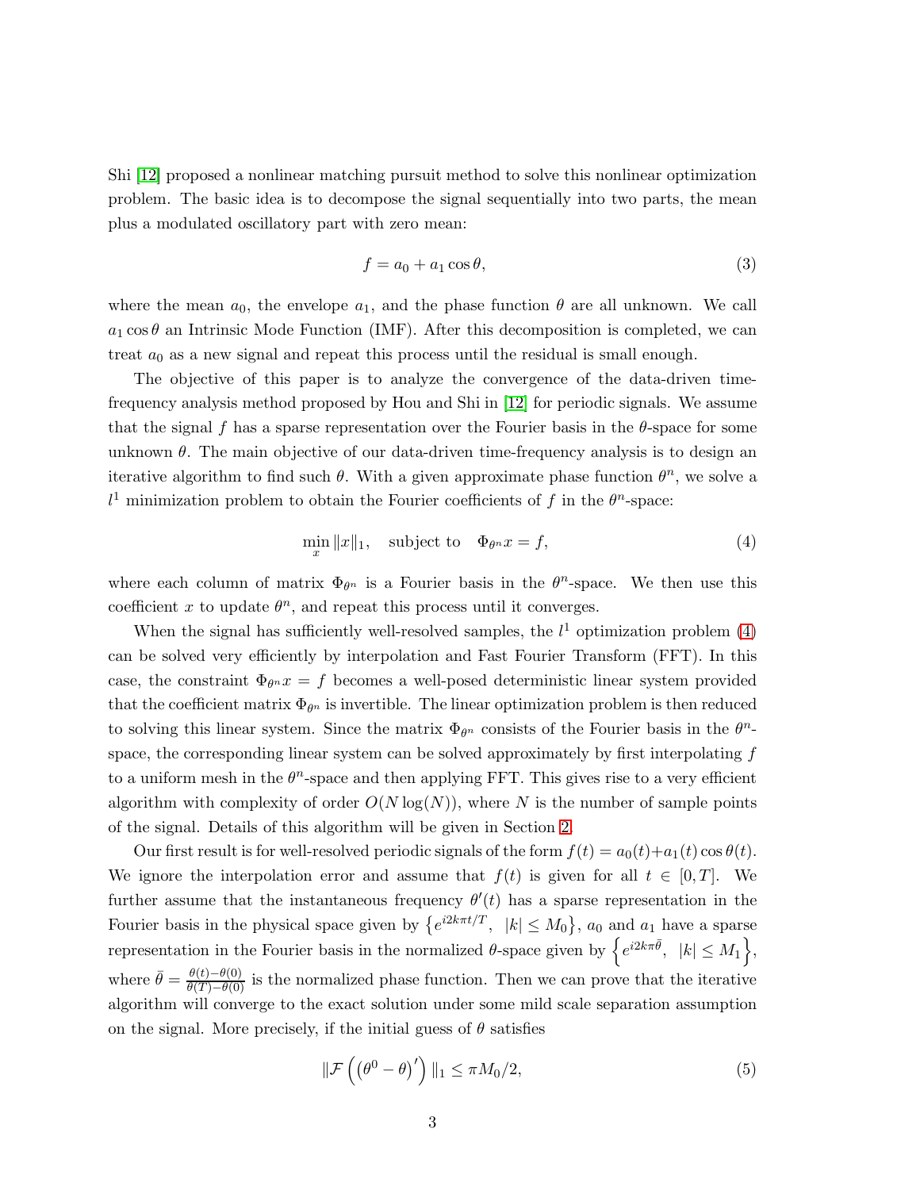Shi [12] proposed a nonlinear matching pursuit method to solve this nonlinear optimization problem. The basic idea is to decompose the signal sequentially into two parts, the mean plus a modulated oscillatory part with zero mean:

$$f = a_0 + a_1 \cos\theta, \tag{3}$$

where the mean $a_0$, the envelope $a_1$, and the phase function $\theta$ are all unknown. We call $a_1 \cos\theta$ an Intrinsic Mode Function (IMF). After this decomposition is completed, we can treat $a_0$ as a new signal and repeat this process until the residual is small enough.

The objective of this paper is to analyze the convergence of the data-driven time-frequency analysis method proposed by Hou and Shi in [12] for periodic signals. We assume that the signal $f$ has a sparse representation over the Fourier basis in the $\theta$-space for some unknown $\theta$. The main objective of our data-driven time-frequency analysis is to design an iterative algorithm to find such $\theta$. With a given approximate phase function $\theta^n$, we solve a $l^1$ minimization problem to obtain the Fourier coefficients of $f$ in the $\theta^n$-space:

$$\min_x \|x\|_1, \quad \text{subject to} \quad \Phi_{\theta^n} x = f, \tag{4}$$

where each column of matrix $\Phi_{\theta^n}$ is a Fourier basis in the $\theta^n$-space. We then use this coefficient $x$ to update $\theta^n$, and repeat this process until it converges.

When the signal has sufficiently well-resolved samples, the $l^1$ optimization problem (4) can be solved very efficiently by interpolation and Fast Fourier Transform (FFT). In this case, the constraint $\Phi_{\theta^n} x = f$ becomes a well-posed deterministic linear system provided that the coefficient matrix $\Phi_{\theta^n}$ is invertible. The linear optimization problem is then reduced to solving this linear system. Since the matrix $\Phi_{\theta^n}$ consists of the Fourier basis in the $\theta^n$-space, the corresponding linear system can be solved approximately by first interpolating $f$ to a uniform mesh in the $\theta^n$-space and then applying FFT. This gives rise to a very efficient algorithm with complexity of order $O(N\log(N))$, where $N$ is the number of sample points of the signal. Details of this algorithm will be given in Section 2.

Our first result is for well-resolved periodic signals of the form $f(t) = a_0(t) + a_1(t)\cos\theta(t)$. We ignore the interpolation error and assume that $f(t)$ is given for all $t \in [0, T]$. We further assume that the instantaneous frequency $\theta'(t)$ has a sparse representation in the Fourier basis in the physical space given by $\left\{ e^{i2k\pi t/T}, \ |k| \le M_0 \right\}$, $a_0$ and $a_1$ have a sparse representation in the Fourier basis in the normalized $\theta$-space given by $\left\{ e^{i2k\pi\bar{\theta}}, \ |k| \le M_1 \right\}$, where $\bar{\theta} = \frac{\theta(t)-\theta(0)}{\theta(T)-\theta(0)}$ is the normalized phase function. Then we can prove that the iterative algorithm will converge to the exact solution under some mild scale separation assumption on the signal. More precisely, if the initial guess of $\theta$ satisfies

$$\|\mathcal{F}\left(\left(\theta^0 - \theta\right)'\right)\|_1 \le \pi M_0/2, \tag{5}$$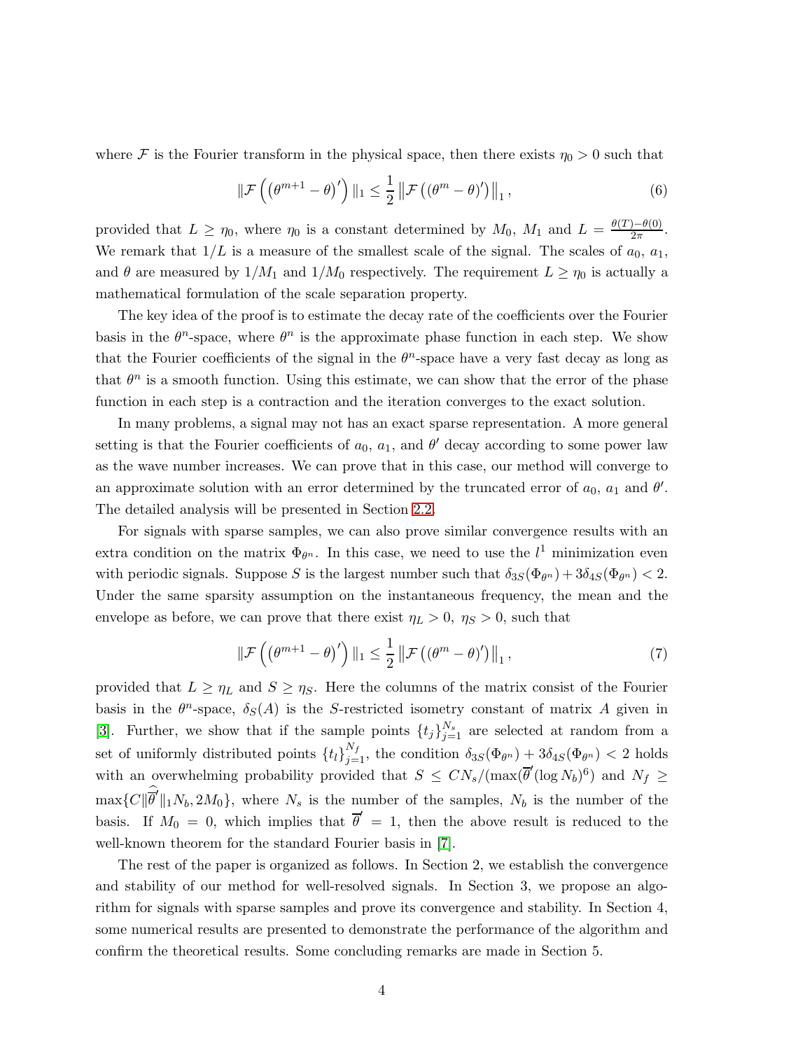where $\mathcal{F}$ is the Fourier transform in the physical space, then there exists $\eta_0 > 0$ such that

$$\|\mathcal{F}\left(\left(\theta^{m+1} - \theta\right)'\right)\|_1 \leq \frac{1}{2}\left\|\mathcal{F}\left(\left(\theta^m - \theta\right)'\right)\right\|_1, \tag{6}$$

provided that $L \geq \eta_0$, where $\eta_0$ is a constant determined by $M_0$, $M_1$ and $L = \frac{\theta(T)-\theta(0)}{2\pi}$. We remark that $1/L$ is a measure of the smallest scale of the signal. The scales of $a_0$, $a_1$, and $\theta$ are measured by $1/M_1$ and $1/M_0$ respectively. The requirement $L \geq \eta_0$ is actually a mathematical formulation of the scale separation property.

The key idea of the proof is to estimate the decay rate of the coefficients over the Fourier basis in the $\theta^n$-space, where $\theta^n$ is the approximate phase function in each step. We show that the Fourier coefficients of the signal in the $\theta^n$-space have a very fast decay as long as that $\theta^n$ is a smooth function. Using this estimate, we can show that the error of the phase function in each step is a contraction and the iteration converges to the exact solution.

In many problems, a signal may not has an exact sparse representation. A more general setting is that the Fourier coefficients of $a_0$, $a_1$, and $\theta'$ decay according to some power law as the wave number increases. We can prove that in this case, our method will converge to an approximate solution with an error determined by the truncated error of $a_0$, $a_1$ and $\theta'$. The detailed analysis will be presented in Section 2.2.

For signals with sparse samples, we can also prove similar convergence results with an extra condition on the matrix $\Phi_{\theta^n}$. In this case, we need to use the $l^1$ minimization even with periodic signals. Suppose $S$ is the largest number such that $\delta_{3S}(\Phi_{\theta^n}) + 3\delta_{4S}(\Phi_{\theta^n}) < 2$. Under the same sparsity assumption on the instantaneous frequency, the mean and the envelope as before, we can prove that there exist $\eta_L > 0$, $\eta_S > 0$, such that

$$\|\mathcal{F}\left(\left(\theta^{m+1} - \theta\right)'\right)\|_1 \leq \frac{1}{2}\left\|\mathcal{F}\left(\left(\theta^m - \theta\right)'\right)\right\|_1, \tag{7}$$

provided that $L \geq \eta_L$ and $S \geq \eta_S$. Here the columns of the matrix consist of the Fourier basis in the $\theta^n$-space, $\delta_S(A)$ is the $S$-restricted isometry constant of matrix $A$ given in [3]. Further, we show that if the sample points $\{t_j\}_{j=1}^{N_s}$ are selected at random from a set of uniformly distributed points $\{t_l\}_{j=1}^{N_f}$, the condition $\delta_{3S}(\Phi_{\theta^n}) + 3\delta_{4S}(\Phi_{\theta^n}) < 2$ holds with an overwhelming probability provided that $S \leq CN_s/(\max(\overline{\theta}')(\log N_b)^6)$ and $N_f \geq \max\{C\|\widehat{\overline{\theta}'}\|_1 N_b, 2M_0\}$, where $N_s$ is the number of the samples, $N_b$ is the number of the basis. If $M_0 = 0$, which implies that $\overline{\theta}' = 1$, then the above result is reduced to the well-known theorem for the standard Fourier basis in [7].

The rest of the paper is organized as follows. In Section 2, we establish the convergence and stability of our method for well-resolved signals. In Section 3, we propose an algorithm for signals with sparse samples and prove its convergence and stability. In Section 4, some numerical results are presented to demonstrate the performance of the algorithm and confirm the theoretical results. Some concluding remarks are made in Section 5.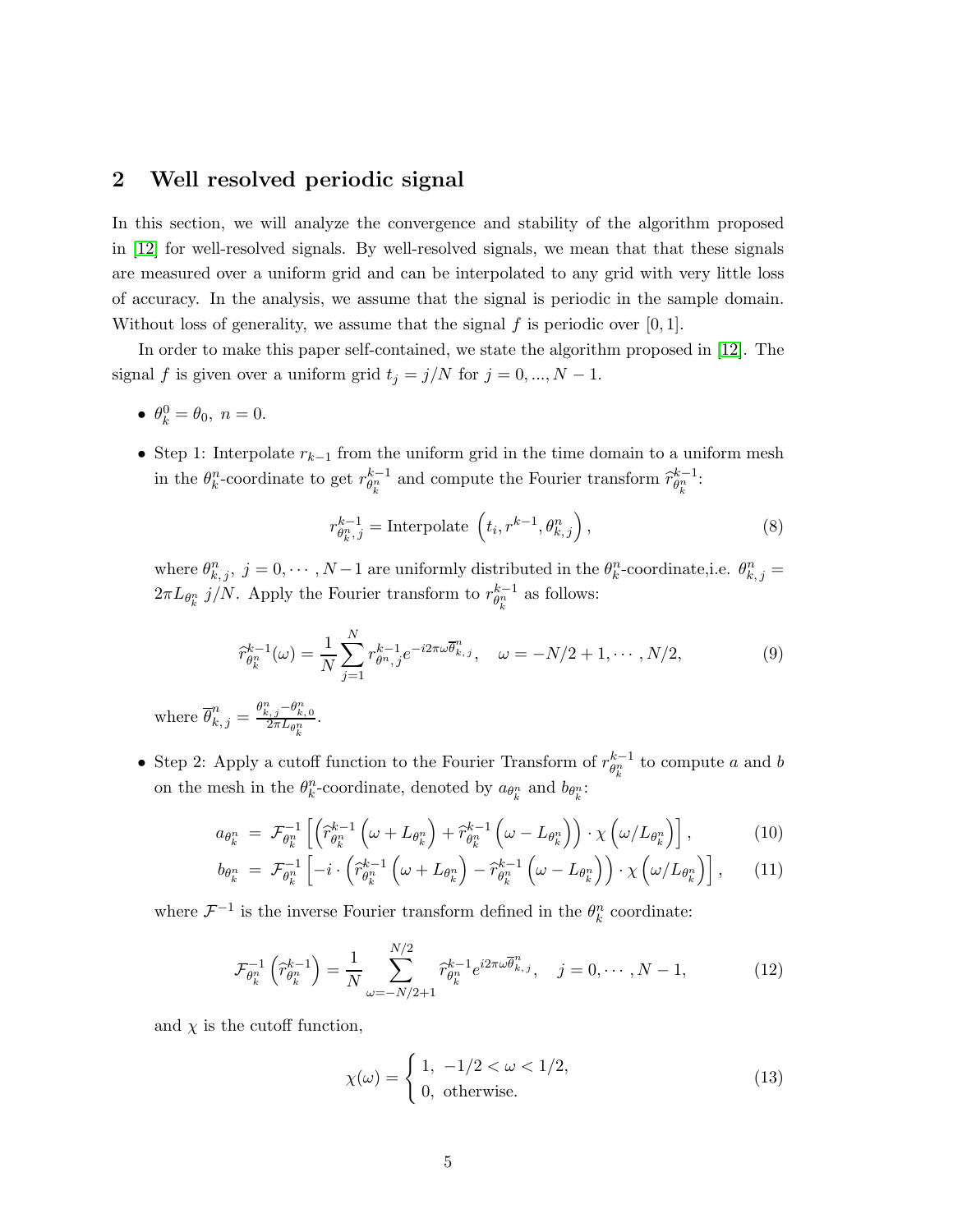## 2 Well resolved periodic signal

In this section, we will analyze the convergence and stability of the algorithm proposed in [12] for well-resolved signals. By well-resolved signals, we mean that that these signals are measured over a uniform grid and can be interpolated to any grid with very little loss of accuracy. In the analysis, we assume that the signal is periodic in the sample domain. Without loss of generality, we assume that the signal $f$ is periodic over $[0, 1]$.

In order to make this paper self-contained, we state the algorithm proposed in [12]. The signal $f$ is given over a uniform grid $t_j = j/N$ for $j = 0, ..., N-1$.

- $\theta_k^0 = \theta_0,\ n = 0.$
- Step 1: Interpolate $r_{k-1}$ from the uniform grid in the time domain to a uniform mesh in the $\theta_k^n$-coordinate to get $r_{\theta_k^n}^{k-1}$ and compute the Fourier transform $\widehat{r}_{\theta_k^n}^{k-1}$:

$$r_{\theta_k^n, j}^{k-1} = \text{Interpolate }\left(t_i, r^{k-1}, \theta_{k,j}^n\right), \tag{8}$$

  where $\theta_{k,j}^n,\ j = 0, \cdots, N-1$ are uniformly distributed in the $\theta_k^n$-coordinate,i.e. $\theta_{k,j}^n = 2\pi L_{\theta_k^n}\, j/N$. Apply the Fourier transform to $r_{\theta_k^n}^{k-1}$ as follows:

$$\widehat{r}_{\theta_k^n}^{k-1}(\omega) = \frac{1}{N}\sum_{j=1}^{N} r_{\theta^n, j}^{k-1} e^{-i2\pi\omega\overline{\theta}_{k,j}^n}, \quad \omega = -N/2+1, \cdots, N/2, \tag{9}$$

  where $\overline{\theta}_{k,j}^n = \frac{\theta_{k,j}^n - \theta_{k,0}^n}{2\pi L_{\theta_k^n}}$.

- Step 2: Apply a cutoff function to the Fourier Transform of $r_{\theta_k^n}^{k-1}$ to compute $a$ and $b$ on the mesh in the $\theta_k^n$-coordinate, denoted by $a_{\theta_k^n}$ and $b_{\theta_k^n}$:

$$a_{\theta_k^n} = \mathcal{F}_{\theta_k^n}^{-1}\left[\left(\widehat{r}_{\theta_k^n}^{k-1}\left(\omega + L_{\theta_k^n}\right) + \widehat{r}_{\theta_k^n}^{k-1}\left(\omega - L_{\theta_k^n}\right)\right) \cdot \chi\left(\omega / L_{\theta_k^n}\right)\right], \tag{10}$$

$$b_{\theta_k^n} = \mathcal{F}_{\theta_k^n}^{-1}\left[-i \cdot \left(\widehat{r}_{\theta_k^n}^{k-1}\left(\omega + L_{\theta_k^n}\right) - \widehat{r}_{\theta_k^n}^{k-1}\left(\omega - L_{\theta_k^n}\right)\right) \cdot \chi\left(\omega / L_{\theta_k^n}\right)\right], \tag{11}$$

  where $\mathcal{F}^{-1}$ is the inverse Fourier transform defined in the $\theta_k^n$ coordinate:

$$\mathcal{F}_{\theta_k^n}^{-1}\left(\widehat{r}_{\theta_k^n}^{k-1}\right) = \frac{1}{N}\sum_{\omega=-N/2+1}^{N/2} \widehat{r}_{\theta_k^n}^{k-1} e^{i2\pi\omega\overline{\theta}_{k,j}^n}, \quad j = 0, \cdots, N-1, \tag{12}$$

  and $\chi$ is the cutoff function,

$$\chi(\omega) = \begin{cases} 1, & -1/2 < \omega < 1/2, \\ 0, & \text{otherwise.} \end{cases} \tag{13}$$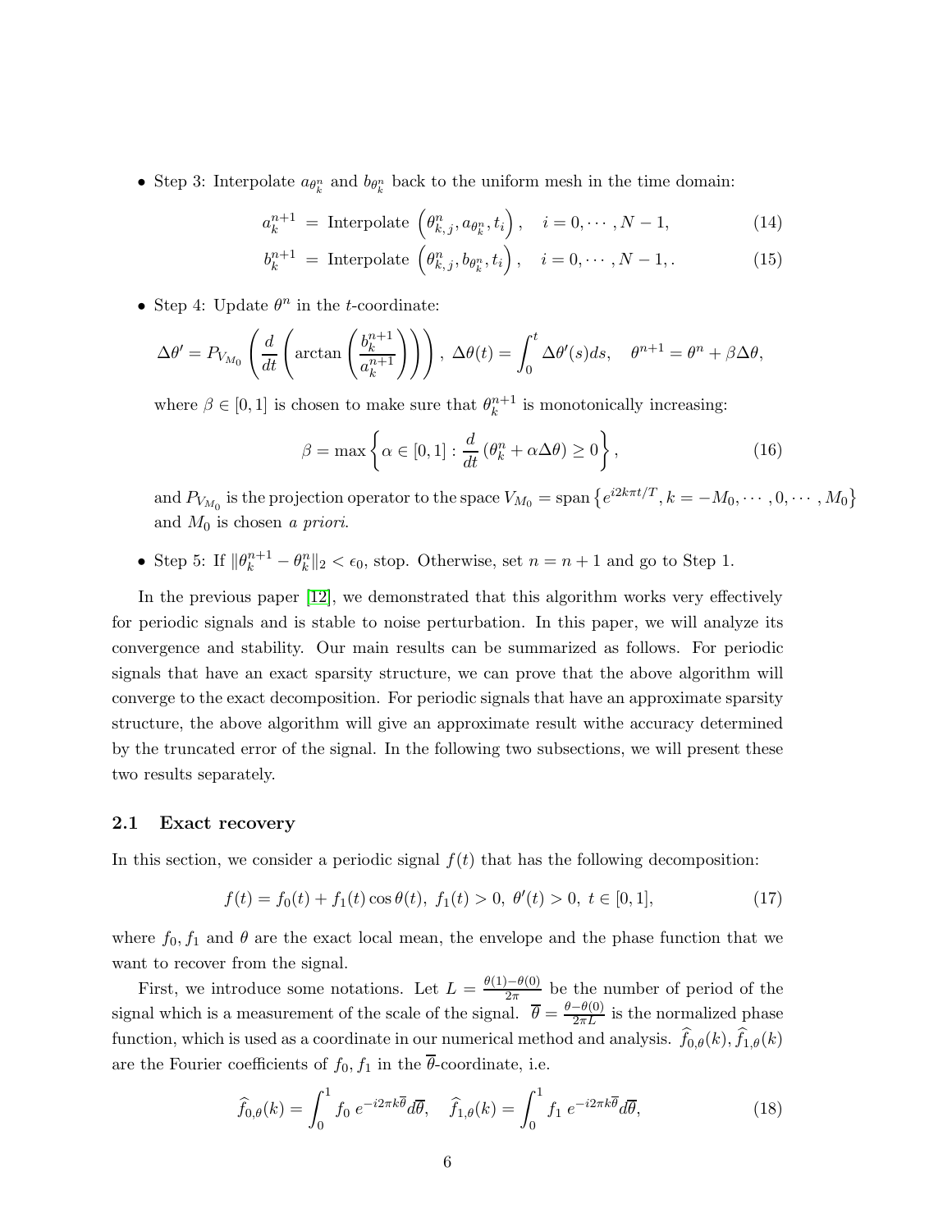- Step 3: Interpolate $a_{\theta_k^n}$ and $b_{\theta_k^n}$ back to the uniform mesh in the time domain:

$$a_k^{n+1} = \text{Interpolate}\left(\theta_{k,j}^n, a_{\theta_k^n}, t_i\right), \quad i = 0, \cdots, N-1, \tag{14}$$

$$b_k^{n+1} = \text{Interpolate}\left(\theta_{k,j}^n, b_{\theta_k^n}, t_i\right), \quad i = 0, \cdots, N-1,. \tag{15}$$

- Step 4: Update $\theta^n$ in the $t$-coordinate:

$$\Delta\theta' = P_{V_{M_0}}\left(\frac{d}{dt}\left(\arctan\left(\frac{b_k^{n+1}}{a_k^{n+1}}\right)\right)\right),\ \Delta\theta(t) = \int_0^t \Delta\theta'(s)ds, \quad \theta^{n+1} = \theta^n + \beta\Delta\theta,$$

where $\beta \in [0,1]$ is chosen to make sure that $\theta_k^{n+1}$ is monotonically increasing:

$$\beta = \max\left\{\alpha \in [0,1] : \frac{d}{dt}\left(\theta_k^n + \alpha\Delta\theta\right) \geq 0\right\}, \tag{16}$$

and $P_{V_{M_0}}$ is the projection operator to the space $V_{M_0} = \text{span}\left\{e^{i2k\pi t/T}, k = -M_0, \cdots, 0, \cdots, M_0\right\}$ and $M_0$ is chosen *a priori*.

- Step 5: If $\|\theta_k^{n+1} - \theta_k^n\|_2 < \epsilon_0$, stop. Otherwise, set $n = n+1$ and go to Step 1.

In the previous paper [12], we demonstrated that this algorithm works very effectively for periodic signals and is stable to noise perturbation. In this paper, we will analyze its convergence and stability. Our main results can be summarized as follows. For periodic signals that have an exact sparsity structure, we can prove that the above algorithm will converge to the exact decomposition. For periodic signals that have an approximate sparsity structure, the above algorithm will give an approximate result withe accuracy determined by the truncated error of the signal. In the following two subsections, we will present these two results separately.

### 2.1 Exact recovery

In this section, we consider a periodic signal $f(t)$ that has the following decomposition:

$$f(t) = f_0(t) + f_1(t)\cos\theta(t),\ f_1(t) > 0,\ \theta'(t) > 0,\ t \in [0,1], \tag{17}$$

where $f_0, f_1$ and $\theta$ are the exact local mean, the envelope and the phase function that we want to recover from the signal.

First, we introduce some notations. Let $L = \frac{\theta(1)-\theta(0)}{2\pi}$ be the number of period of the signal which is a measurement of the scale of the signal. $\overline{\theta} = \frac{\theta-\theta(0)}{2\pi L}$ is the normalized phase function, which is used as a coordinate in our numerical method and analysis. $\widehat{f}_{0,\theta}(k), \widehat{f}_{1,\theta}(k)$ are the Fourier coefficients of $f_0, f_1$ in the $\overline{\theta}$-coordinate, i.e.

$$\widehat{f}_{0,\theta}(k) = \int_0^1 f_0\, e^{-i2\pi k\overline{\theta}}d\overline{\theta}, \quad \widehat{f}_{1,\theta}(k) = \int_0^1 f_1\, e^{-i2\pi k\overline{\theta}}d\overline{\theta}, \tag{18}$$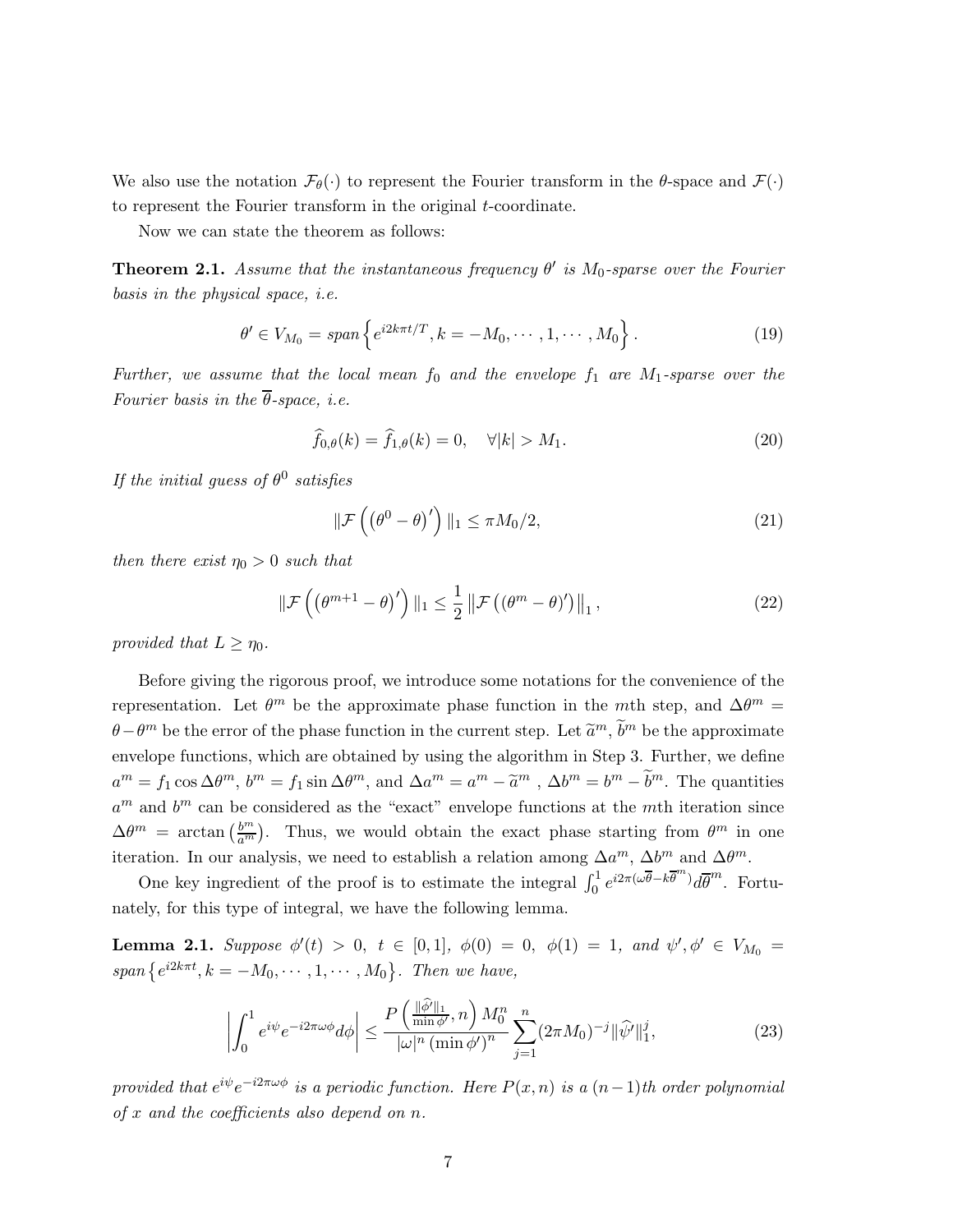We also use the notation $\mathcal{F}_\theta(\cdot)$ to represent the Fourier transform in the $\theta$-space and $\mathcal{F}(\cdot)$ to represent the Fourier transform in the original $t$-coordinate.

Now we can state the theorem as follows:

**Theorem 2.1.** *Assume that the instantaneous frequency $\theta'$ is $M_0$-sparse over the Fourier basis in the physical space, i.e.*

$$\theta' \in V_{M_0} = span\left\{ e^{i2k\pi t/T}, k = -M_0, \cdots, 1, \cdots, M_0 \right\}. \tag{19}$$

*Further, we assume that the local mean $f_0$ and the envelope $f_1$ are $M_1$-sparse over the Fourier basis in the $\overline{\theta}$-space, i.e.*

$$\widehat{f}_{0,\theta}(k) = \widehat{f}_{1,\theta}(k) = 0, \quad \forall |k| > M_1. \tag{20}$$

*If the initial guess of $\theta^0$ satisfies*

$$\|\mathcal{F}\left( \left(\theta^0 - \theta\right)' \right)\|_1 \leq \pi M_0/2, \tag{21}$$

*then there exist $\eta_0 > 0$ such that*

$$\|\mathcal{F}\left( \left(\theta^{m+1} - \theta\right)' \right)\|_1 \leq \frac{1}{2} \left\| \mathcal{F}\left( (\theta^m - \theta)' \right) \right\|_1, \tag{22}$$

*provided that $L \geq \eta_0$.*

Before giving the rigorous proof, we introduce some notations for the convenience of the representation. Let $\theta^m$ be the approximate phase function in the $m$th step, and $\Delta\theta^m = \theta - \theta^m$ be the error of the phase function in the current step. Let $\widetilde{a}^m, \widetilde{b}^m$ be the approximate envelope functions, which are obtained by using the algorithm in Step 3. Further, we define $a^m = f_1 \cos \Delta\theta^m$, $b^m = f_1 \sin \Delta\theta^m$, and $\Delta a^m = a^m - \widetilde{a}^m$ , $\Delta b^m = b^m - \widetilde{b}^m$. The quantities $a^m$ and $b^m$ can be considered as the "exact" envelope functions at the $m$th iteration since $\Delta\theta^m = \arctan\left(\frac{b^m}{a^m}\right)$. Thus, we would obtain the exact phase starting from $\theta^m$ in one iteration. In our analysis, we need to establish a relation among $\Delta a^m$, $\Delta b^m$ and $\Delta\theta^m$.

One key ingredient of the proof is to estimate the integral $\int_0^1 e^{i2\pi(\omega\overline{\theta} - k\overline{\theta}^m)} d\overline{\theta}^m$. Fortunately, for this type of integral, we have the following lemma.

**Lemma 2.1.** *Suppose $\phi'(t) > 0$, $t \in [0,1]$, $\phi(0) = 0$, $\phi(1) = 1$, and $\psi', \phi' \in V_{M_0} = span\left\{ e^{i2k\pi t}, k = -M_0, \cdots, 1, \cdots, M_0 \right\}$. Then we have,*

$$\left| \int_0^1 e^{i\psi} e^{-i2\pi\omega\phi} d\phi \right| \leq \frac{P\left( \frac{\|\widehat{\phi'}\|_1}{\min \phi'}, n \right) M_0^n}{|\omega|^n \left(\min \phi'\right)^n} \sum_{j=1}^n (2\pi M_0)^{-j} \|\widehat{\psi'}\|_1^j, \tag{23}$$

*provided that $e^{i\psi} e^{-i2\pi\omega\phi}$ is a periodic function. Here $P(x,n)$ is a $(n-1)$th order polynomial of $x$ and the coefficients also depend on $n$.*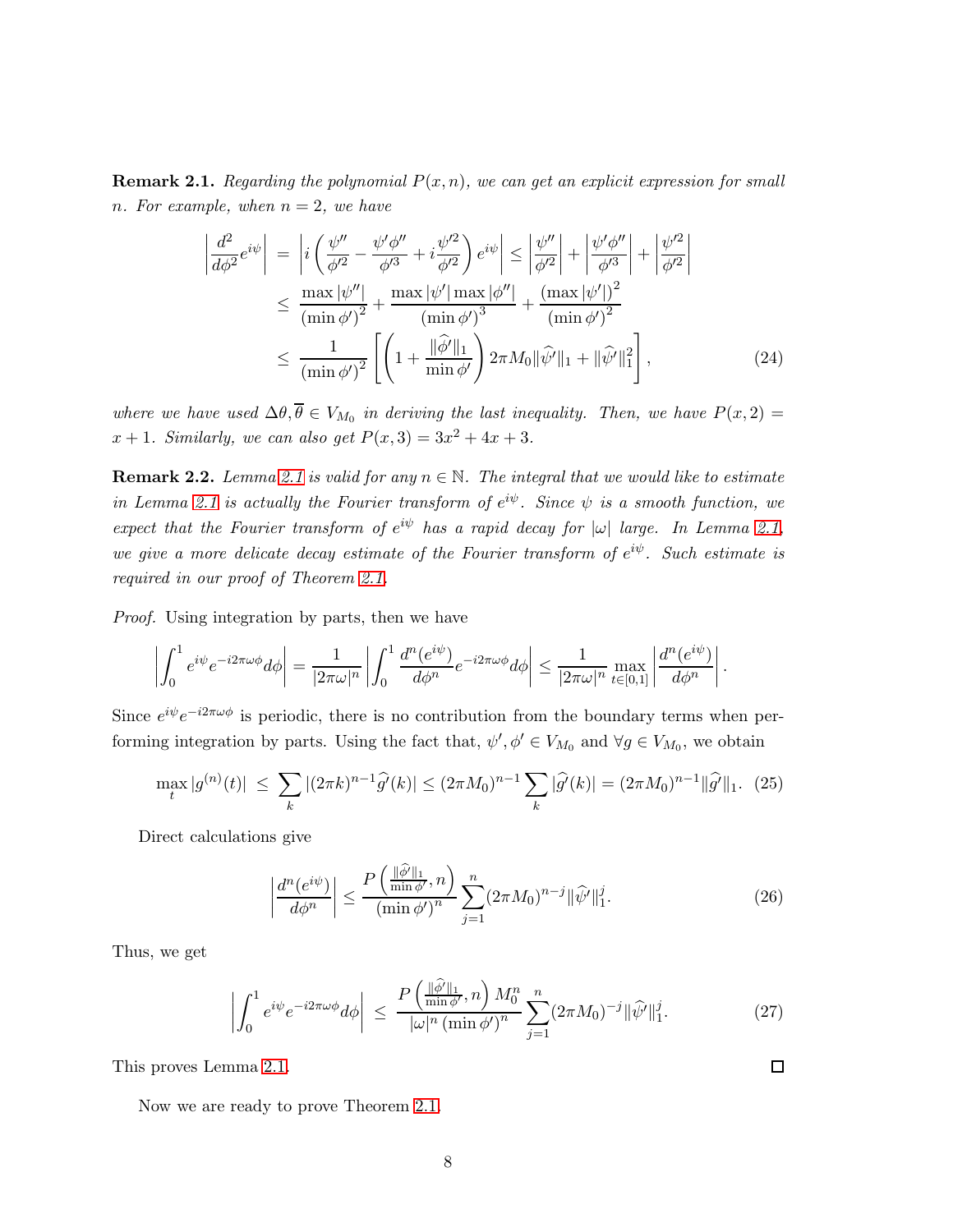**Remark 2.1.** *Regarding the polynomial $P(x,n)$, we can get an explicit expression for small $n$. For example, when $n=2$, we have*

$$
\begin{aligned}
\left|\frac{d^2}{d\phi^2}e^{i\psi}\right| &= \left|i\left(\frac{\psi''}{\phi'^2}-\frac{\psi'\phi''}{\phi'^3}+i\frac{\psi'^2}{\phi'^2}\right)e^{i\psi}\right| \le \left|\frac{\psi''}{\phi'^2}\right|+\left|\frac{\psi'\phi''}{\phi'^3}\right|+\left|\frac{\psi'^2}{\phi'^2}\right| \\
&\le \frac{\max|\psi''|}{(\min\phi')^2}+\frac{\max|\psi'|\max|\phi''|}{(\min\phi')^3}+\frac{(\max|\psi'|)^2}{(\min\phi')^2} \\
&\le \frac{1}{(\min\phi')^2}\left[\left(1+\frac{\|\widehat{\phi'}\|_1}{\min\phi'}\right)2\pi M_0\|\widehat{\psi'}\|_1+\|\widehat{\psi'}\|_1^2\right], \qquad (24)
\end{aligned}
$$

*where we have used $\Delta\theta,\overline{\theta}\in V_{M_0}$ in deriving the last inequality. Then, we have $P(x,2)=x+1$. Similarly, we can also get $P(x,3)=3x^2+4x+3$.*

**Remark 2.2.** *Lemma 2.1 is valid for any $n\in\mathbb{N}$. The integral that we would like to estimate in Lemma 2.1 is actually the Fourier transform of $e^{i\psi}$. Since $\psi$ is a smooth function, we expect that the Fourier transform of $e^{i\psi}$ has a rapid decay for $|\omega|$ large. In Lemma 2.1, we give a more delicate decay estimate of the Fourier transform of $e^{i\psi}$. Such estimate is required in our proof of Theorem 2.1.*

*Proof.* Using integration by parts, then we have

$$
\left|\int_0^1 e^{i\psi}e^{-i2\pi\omega\phi}d\phi\right| = \frac{1}{|2\pi\omega|^n}\left|\int_0^1 \frac{d^n(e^{i\psi})}{d\phi^n}e^{-i2\pi\omega\phi}d\phi\right| \le \frac{1}{|2\pi\omega|^n}\max_{t\in[0,1]}\left|\frac{d^n(e^{i\psi})}{d\phi^n}\right|.
$$

Since $e^{i\psi}e^{-i2\pi\omega\phi}$ is periodic, there is no contribution from the boundary terms when performing integration by parts. Using the fact that, $\psi',\phi'\in V_{M_0}$ and $\forall g\in V_{M_0}$, we obtain

$$
\max_t|g^{(n)}(t)| \le \sum_k |(2\pi k)^{n-1}\widehat{g'}(k)| \le (2\pi M_0)^{n-1}\sum_k|\widehat{g'}(k)| = (2\pi M_0)^{n-1}\|\widehat{g'}\|_1. \qquad (25)
$$

Direct calculations give

$$
\left|\frac{d^n(e^{i\psi})}{d\phi^n}\right| \le \frac{P\left(\frac{\|\widehat{\phi'}\|_1}{\min\phi'},n\right)}{(\min\phi')^n}\sum_{j=1}^n(2\pi M_0)^{n-j}\|\widehat{\psi'}\|_1^j. \qquad (26)
$$

Thus, we get

$$
\left|\int_0^1 e^{i\psi}e^{-i2\pi\omega\phi}d\phi\right| \le \frac{P\left(\frac{\|\widehat{\phi'}\|_1}{\min\phi'},n\right)M_0^n}{|\omega|^n(\min\phi')^n}\sum_{j=1}^n(2\pi M_0)^{-j}\|\widehat{\psi'}\|_1^j. \qquad (27)
$$

This proves Lemma 2.1. ∎

Now we are ready to prove Theorem 2.1.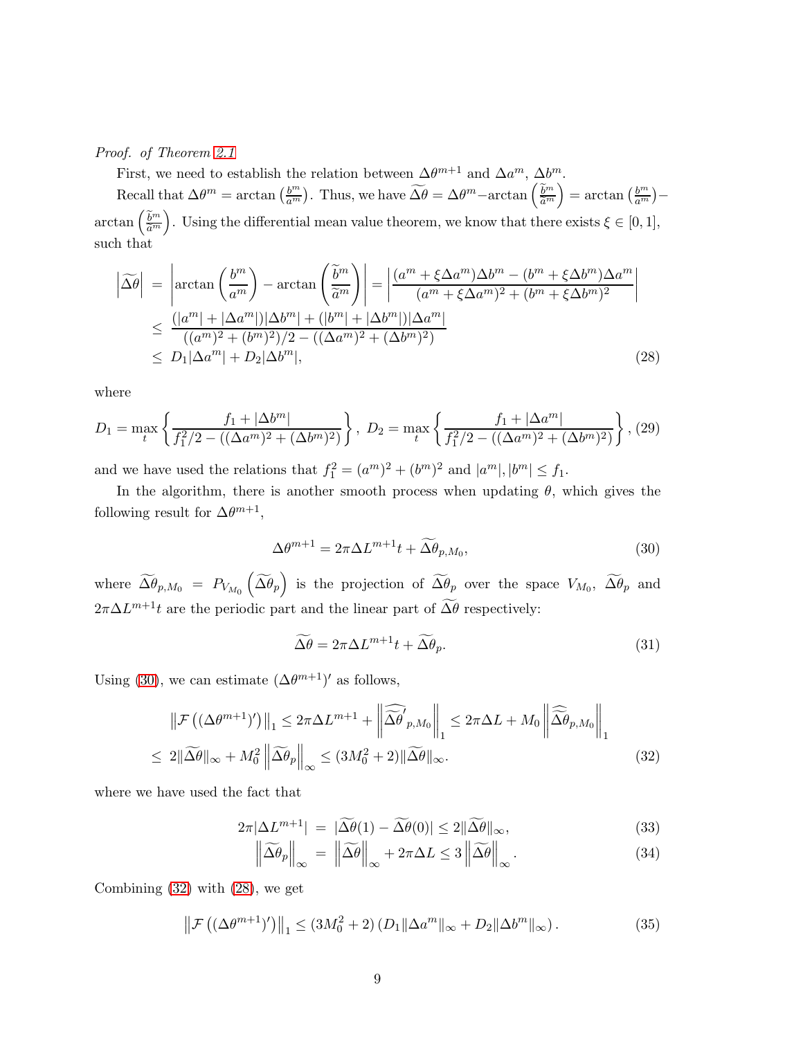*Proof.* of Theorem 2.1

First, we need to establish the relation between $\Delta\theta^{m+1}$ and $\Delta a^m$, $\Delta b^m$.

Recall that $\Delta\theta^m = \arctan\left(\frac{b^m}{a^m}\right)$. Thus, we have $\widetilde{\Delta\theta} = \Delta\theta^m - \arctan\left(\frac{\widetilde{b}^m}{\widetilde{a}^m}\right) = \arctan\left(\frac{b^m}{a^m}\right) - \arctan\left(\frac{\widetilde{b}^m}{\widetilde{a}^m}\right)$. Using the differential mean value theorem, we know that there exists $\xi \in [0,1]$, such that

$$
\begin{aligned}
\left|\widetilde{\Delta\theta}\right| &= \left|\arctan\left(\frac{b^m}{a^m}\right) - \arctan\left(\frac{\widetilde{b}^m}{\widetilde{a}^m}\right)\right| = \left|\frac{(a^m+\xi\Delta a^m)\Delta b^m - (b^m+\xi\Delta b^m)\Delta a^m}{(a^m+\xi\Delta a^m)^2+(b^m+\xi\Delta b^m)^2}\right| \\
&\le \frac{(|a^m|+|\Delta a^m|)|\Delta b^m| + (|b^m|+|\Delta b^m|)|\Delta a^m|}{((a^m)^2+(b^m)^2)/2 - ((\Delta a^m)^2+(\Delta b^m)^2)} \\
&\le D_1|\Delta a^m| + D_2|\Delta b^m|, \qquad (28)
\end{aligned}
$$

where

$$
D_1 = \max_t \left\{\frac{f_1+|\Delta b^m|}{f_1^2/2 - ((\Delta a^m)^2+(\Delta b^m)^2)}\right\},\ D_2 = \max_t \left\{\frac{f_1+|\Delta a^m|}{f_1^2/2 - ((\Delta a^m)^2+(\Delta b^m)^2)}\right\}, \qquad (29)
$$

and we have used the relations that $f_1^2 = (a^m)^2 + (b^m)^2$ and $|a^m|, |b^m| \le f_1$.

In the algorithm, there is another smooth process when updating $\theta$, which gives the following result for $\Delta\theta^{m+1}$,

$$
\Delta\theta^{m+1} = 2\pi\Delta L^{m+1} t + \widetilde{\Delta\theta}_{p,M_0}, \qquad (30)
$$

where $\widetilde{\Delta\theta}_{p,M_0} = P_{V_{M_0}}\left(\widetilde{\Delta\theta}_p\right)$ is the projection of $\widetilde{\Delta\theta}_p$ over the space $V_{M_0}$, $\widetilde{\Delta\theta}_p$ and $2\pi\Delta L^{m+1}t$ are the periodic part and the linear part of $\widetilde{\Delta\theta}$ respectively:

$$
\widetilde{\Delta\theta} = 2\pi\Delta L^{m+1} t + \widetilde{\Delta\theta}_p. \qquad (31)
$$

Using (30), we can estimate $(\Delta\theta^{m+1})'$ as follows,

$$
\begin{aligned}
&\left\|\mathcal{F}\left((\Delta\theta^{m+1})'\right)\right\|_1 \le 2\pi\Delta L^{m+1} + \left\|\widehat{\widetilde{\Delta\theta}'}_{p,M_0}\right\|_1 \le 2\pi\Delta L + M_0\left\|\widehat{\widetilde{\Delta\theta}}_{p,M_0}\right\|_1 \\
\le\ & 2\|\widetilde{\Delta\theta}\|_\infty + M_0^2\left\|\widetilde{\Delta\theta}_p\right\|_\infty \le (3M_0^2+2)\|\widetilde{\Delta\theta}\|_\infty. \qquad (32)
\end{aligned}
$$

where we have used the fact that

$$
\begin{aligned}
2\pi|\Delta L^{m+1}| &= |\widetilde{\Delta\theta}(1) - \widetilde{\Delta\theta}(0)| \le 2\|\widetilde{\Delta\theta}\|_\infty, \qquad (33) \\
\left\|\widetilde{\Delta\theta}_p\right\|_\infty &= \left\|\widetilde{\Delta\theta}\right\|_\infty + 2\pi\Delta L \le 3\left\|\widetilde{\Delta\theta}\right\|_\infty. \qquad (34)
\end{aligned}
$$

Combining (32) with (28), we get

$$
\left\|\mathcal{F}\left((\Delta\theta^{m+1})'\right)\right\|_1 \le (3M_0^2+2)\left(D_1\|\Delta a^m\|_\infty + D_2\|\Delta b^m\|_\infty\right). \qquad (35)
$$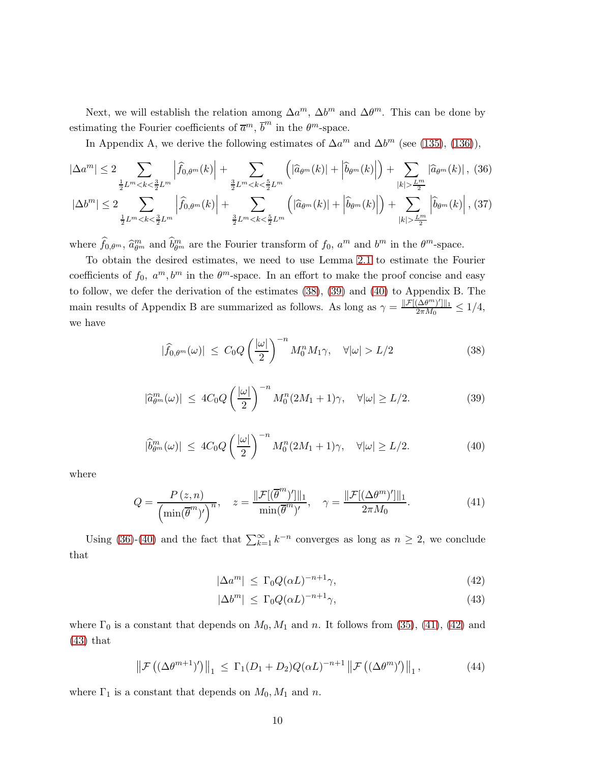Next, we will establish the relation among $\Delta a^m$, $\Delta b^m$ and $\Delta\theta^m$. This can be done by estimating the Fourier coefficients of $\overline{a}^m$, $\overline{b}^m$ in the $\theta^m$-space.

In Appendix A, we derive the following estimates of $\Delta a^m$ and $\Delta b^m$ (see (135), (136)),

$$|\Delta a^m| \leq 2 \sum_{\frac{1}{2}L^m<k<\frac{3}{2}L^m} \left|\widehat{f}_{0,\theta^m}(k)\right| + \sum_{\frac{3}{2}L^m<k<\frac{5}{2}L^m} \left(|\widehat{a}_{\theta^m}(k)| + \left|\widehat{b}_{\theta^m}(k)\right|\right) + \sum_{|k|>\frac{L^m}{2}} |\widehat{a}_{\theta^m}(k)|, \quad (36)$$

$$|\Delta b^m| \leq 2 \sum_{\frac{1}{2}L^m<k<\frac{3}{2}L^m} \left|\widehat{f}_{0,\theta^m}(k)\right| + \sum_{\frac{3}{2}L^m<k<\frac{5}{2}L^m} \left(|\widehat{a}_{\theta^m}(k)| + \left|\widehat{b}_{\theta^m}(k)\right|\right) + \sum_{|k|>\frac{L^m}{2}} \left|\widehat{b}_{\theta^m}(k)\right|, \quad (37)$$

where $\widehat{f}_{0,\theta^m}$, $\widehat{a}^m_{\theta^m}$ and $\widehat{b}^m_{\theta^m}$ are the Fourier transform of $f_0$, $a^m$ and $b^m$ in the $\theta^m$-space.

To obtain the desired estimates, we need to use Lemma 2.1 to estimate the Fourier coefficients of $f_0$, $a^m, b^m$ in the $\theta^m$-space. In an effort to make the proof concise and easy to follow, we defer the derivation of the estimates (38), (39) and (40) to Appendix B. The main results of Appendix B are summarized as follows. As long as $\gamma = \frac{\|\mathcal{F}[(\Delta\theta^m)']\|_1}{2\pi M_0} \leq 1/4$, we have

$$|\widehat{f}_{0,\theta^m}(\omega)| \leq C_0 Q \left(\frac{|\omega|}{2}\right)^{-n} M_0^n M_1 \gamma, \quad \forall |\omega| > L/2 \quad (38)$$

$$|\widehat{a}^m_{\theta^m}(\omega)| \leq 4C_0 Q \left(\frac{|\omega|}{2}\right)^{-n} M_0^n (2M_1+1)\gamma, \quad \forall |\omega| \geq L/2. \quad (39)$$

$$|\widehat{b}^m_{\theta^m}(\omega)| \leq 4C_0 Q \left(\frac{|\omega|}{2}\right)^{-n} M_0^n (2M_1+1)\gamma, \quad \forall |\omega| \geq L/2. \quad (40)$$

where

$$Q = \frac{P(z,n)}{\left(\min(\overline{\theta}^m)'\right)^n}, \quad z = \frac{\|\mathcal{F}[(\overline{\theta}^m)']\|_1}{\min(\overline{\theta}^m)'}, \quad \gamma = \frac{\|\mathcal{F}[(\Delta\theta^m)']\|_1}{2\pi M_0}. \quad (41)$$

Using (36)-(40) and the fact that $\sum_{k=1}^{\infty} k^{-n}$ converges as long as $n \geq 2$, we conclude that

$$|\Delta a^m| \leq \Gamma_0 Q(\alpha L)^{-n+1}\gamma, \quad (42)$$

$$|\Delta b^m| \leq \Gamma_0 Q(\alpha L)^{-n+1}\gamma, \quad (43)$$

where $\Gamma_0$ is a constant that depends on $M_0, M_1$ and $n$. It follows from (35), (41), (42) and (43) that

$$\left\|\mathcal{F}\left((\Delta\theta^{m+1})'\right)\right\|_1 \leq \Gamma_1(D_1+D_2)Q(\alpha L)^{-n+1}\left\|\mathcal{F}\left((\Delta\theta^m)'\right)\right\|_1, \quad (44)$$

where $\Gamma_1$ is a constant that depends on $M_0, M_1$ and $n$.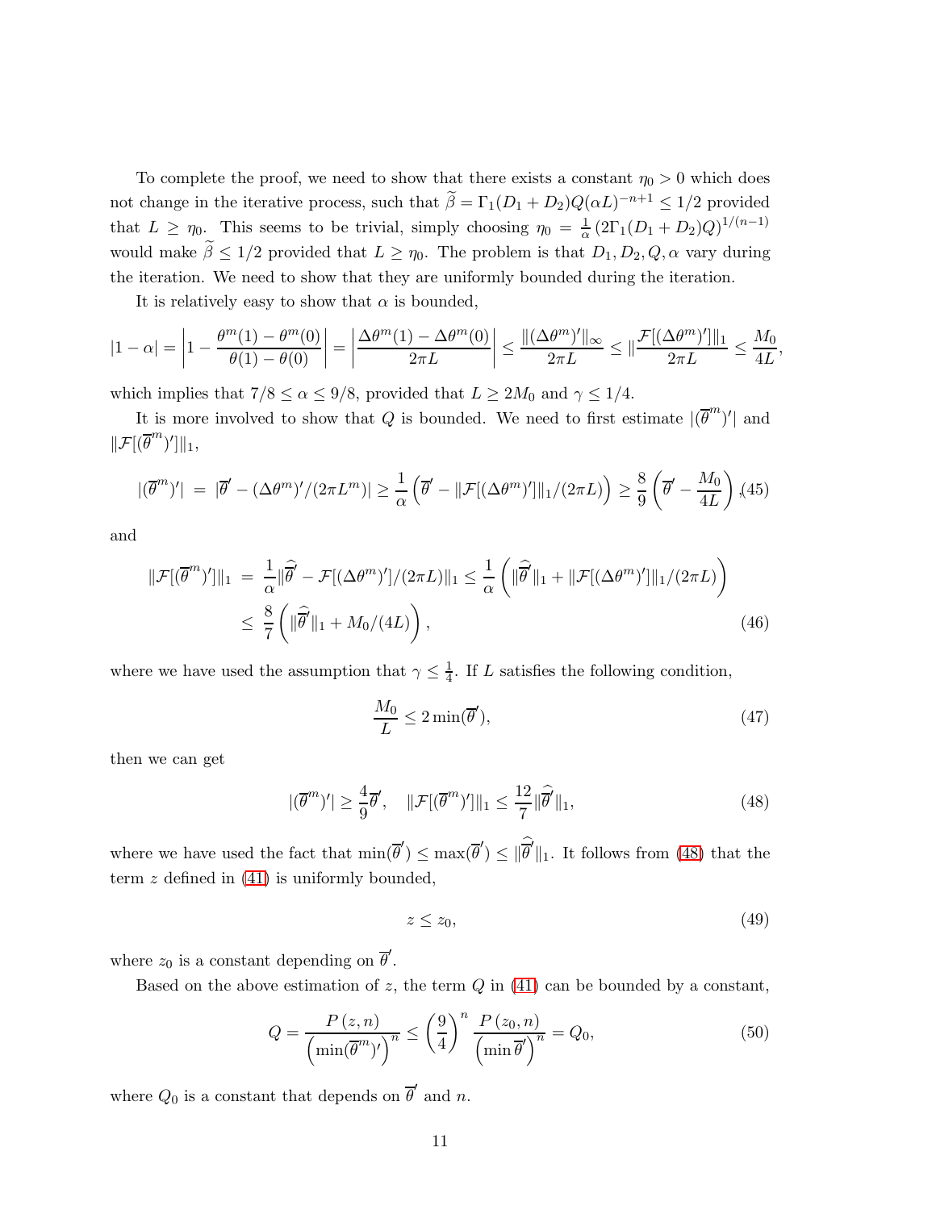To complete the proof, we need to show that there exists a constant $\eta_0 > 0$ which does not change in the iterative process, such that $\widetilde{\beta} = \Gamma_1(D_1 + D_2)Q(\alpha L)^{-n+1} \leq 1/2$ provided that $L \geq \eta_0$. This seems to be trivial, simply choosing $\eta_0 = \frac{1}{\alpha}(2\Gamma_1(D_1 + D_2)Q)^{1/(n-1)}$ would make $\widetilde{\beta} \leq 1/2$ provided that $L \geq \eta_0$. The problem is that $D_1, D_2, Q, \alpha$ vary during the iteration. We need to show that they are uniformly bounded during the iteration.

It is relatively easy to show that $\alpha$ is bounded,

$$|1 - \alpha| = \left|1 - \frac{\theta^m(1) - \theta^m(0)}{\theta(1) - \theta(0)}\right| = \left|\frac{\Delta\theta^m(1) - \Delta\theta^m(0)}{2\pi L}\right| \leq \frac{\|(\Delta\theta^m)'\|_\infty}{2\pi L} \leq \|\frac{\mathcal{F}[(\Delta\theta^m)']\|_1}{2\pi L} \leq \frac{M_0}{4L},$$

which implies that $7/8 \leq \alpha \leq 9/8$, provided that $L \geq 2M_0$ and $\gamma \leq 1/4$.

It is more involved to show that $Q$ is bounded. We need to first estimate $|(\overline{\theta}^m)'|$ and $\|\mathcal{F}[(\overline{\theta}^m)']\|_1$,

$$|(\overline{\theta}^m)'| \;=\; |\overline{\theta}' - (\Delta\theta^m)'/(2\pi L^m)| \geq \frac{1}{\alpha}\left(\overline{\theta}' - \|\mathcal{F}[(\Delta\theta^m)']\|_1/(2\pi L)\right) \geq \frac{8}{9}\left(\overline{\theta}' - \frac{M_0}{4L}\right), \tag{45}$$

and

$$\begin{aligned} \|\mathcal{F}[(\overline{\theta}^m)']\|_1 \;&=\; \frac{1}{\alpha}\|\widehat{\overline{\theta}'} - \mathcal{F}[(\Delta\theta^m)']/(2\pi L)\|_1 \leq \frac{1}{\alpha}\left(\|\widehat{\overline{\theta}'}\|_1 + \|\mathcal{F}[(\Delta\theta^m)']\|_1/(2\pi L)\right) \\ &\leq\; \frac{8}{7}\left(\|\widehat{\overline{\theta}'}\|_1 + M_0/(4L)\right), \end{aligned} \tag{46}$$

where we have used the assumption that $\gamma \leq \frac{1}{4}$. If $L$ satisfies the following condition,

$$\frac{M_0}{L} \leq 2\min(\overline{\theta}'), \tag{47}$$

then we can get

$$|(\overline{\theta}^m)'| \geq \frac{4}{9}\overline{\theta}', \quad \|\mathcal{F}[(\overline{\theta}^m)']\|_1 \leq \frac{12}{7}\|\widehat{\overline{\theta}'}\|_1, \tag{48}$$

where we have used the fact that $\min(\overline{\theta}') \leq \max(\overline{\theta}') \leq \|\widehat{\overline{\theta}'}\|_1$. It follows from (48) that the term $z$ defined in (41) is uniformly bounded,

$$z \leq z_0, \tag{49}$$

where $z_0$ is a constant depending on $\overline{\theta}'$.

Based on the above estimation of $z$, the term $Q$ in (41) can be bounded by a constant,

$$Q = \frac{P(z, n)}{\left(\min(\overline{\theta}^m)'\right)^n} \leq \left(\frac{9}{4}\right)^n \frac{P(z_0, n)}{\left(\min \overline{\theta}'\right)^n} = Q_0, \tag{50}$$

where $Q_0$ is a constant that depends on $\overline{\theta}'$ and $n$.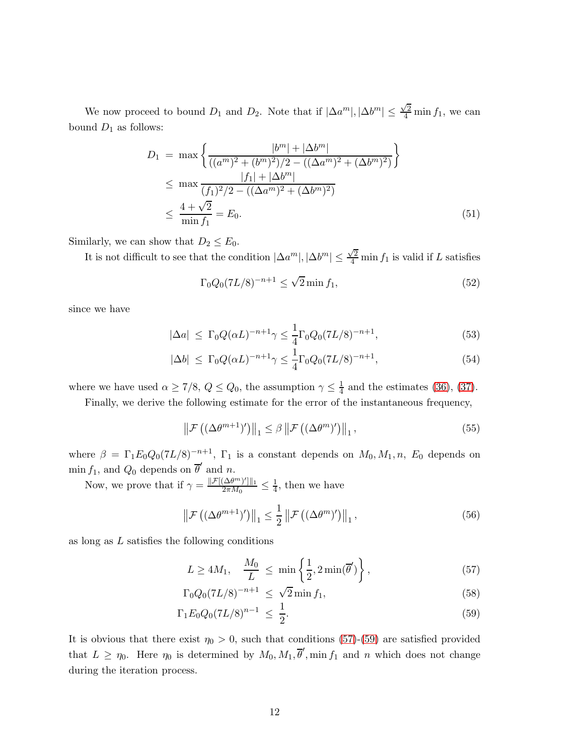We now proceed to bound $D_1$ and $D_2$. Note that if $|\Delta a^m|, |\Delta b^m| \le \frac{\sqrt{2}}{4}\min f_1$, we can bound $D_1$ as follows:

$$
\begin{aligned}
D_1 \;&=\; \max\left\{\frac{|b^m| + |\Delta b^m|}{((a^m)^2 + (b^m)^2)/2 - ((\Delta a^m)^2 + (\Delta b^m)^2)}\right\} \\
&\le\; \max \frac{|f_1| + |\Delta b^m|}{(f_1)^2/2 - ((\Delta a^m)^2 + (\Delta b^m)^2)} \\
&\le\; \frac{4+\sqrt{2}}{\min f_1} = E_0. \qquad (51)
\end{aligned}
$$

Similarly, we can show that $D_2 \le E_0$.

It is not difficult to see that the condition $|\Delta a^m|, |\Delta b^m| \le \frac{\sqrt{2}}{4}\min f_1$ is valid if $L$ satisfies

$$
\Gamma_0 Q_0 (7L/8)^{-n+1} \le \sqrt{2}\min f_1, \qquad (52)
$$

since we have

$$
|\Delta a| \;\le\; \Gamma_0 Q(\alpha L)^{-n+1}\gamma \le \frac{1}{4}\Gamma_0 Q_0 (7L/8)^{-n+1}, \qquad (53)
$$

$$
|\Delta b| \;\le\; \Gamma_0 Q(\alpha L)^{-n+1}\gamma \le \frac{1}{4}\Gamma_0 Q_0 (7L/8)^{-n+1}, \qquad (54)
$$

where we have used $\alpha \ge 7/8$, $Q \le Q_0$, the assumption $\gamma \le \frac{1}{4}$ and the estimates (36), (37).

Finally, we derive the following estimate for the error of the instantaneous frequency,

$$
\left\|\mathcal{F}\left((\Delta\theta^{m+1})'\right)\right\|_1 \le \beta\left\|\mathcal{F}\left((\Delta\theta^{m})'\right)\right\|_1, \qquad (55)
$$

where $\beta = \Gamma_1 E_0 Q_0 (7L/8)^{-n+1}$, $\Gamma_1$ is a constant depends on $M_0, M_1, n$, $E_0$ depends on $\min f_1$, and $Q_0$ depends on $\overline{\theta}'$ and $n$.

Now, we prove that if $\gamma = \frac{\|\mathcal{F}[(\Delta\theta^m)']\|_1}{2\pi M_0} \le \frac{1}{4}$, then we have

$$
\left\|\mathcal{F}\left((\Delta\theta^{m+1})'\right)\right\|_1 \le \frac{1}{2}\left\|\mathcal{F}\left((\Delta\theta^{m})'\right)\right\|_1, \qquad (56)
$$

as long as $L$ satisfies the following conditions

$$
L \ge 4M_1, \quad \frac{M_0}{L} \;\le\; \min\left\{\frac{1}{2}, 2\min(\overline{\theta}')\right\}, \qquad (57)
$$

$$
\Gamma_0 Q_0 (7L/8)^{-n+1} \;\le\; \sqrt{2}\min f_1, \qquad (58)
$$

$$
\Gamma_1 E_0 Q_0 (7L/8)^{n-1} \;\le\; \frac{1}{2}. \qquad (59)
$$

It is obvious that there exist $\eta_0 > 0$, such that conditions (57)-(59) are satisfied provided that $L \ge \eta_0$. Here $\eta_0$ is determined by $M_0, M_1, \overline{\theta}', \min f_1$ and $n$ which does not change during the iteration process.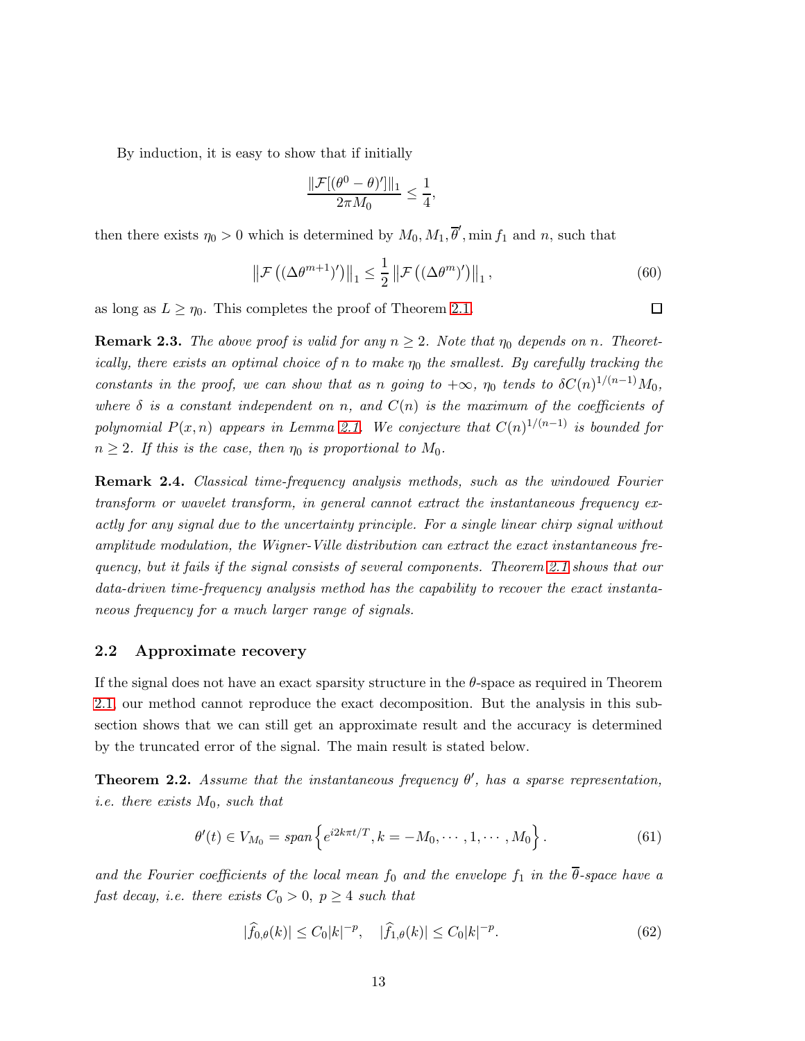By induction, it is easy to show that if initially

$$\frac{\|\mathcal{F}[(\theta^0-\theta)']\|_1}{2\pi M_0} \le \frac{1}{4},$$

then there exists $\eta_0 > 0$ which is determined by $M_0, M_1, \overline{\theta}', \min f_1$ and $n$, such that

$$\left\|\mathcal{F}\left((\Delta\theta^{m+1})'\right)\right\|_1 \le \frac{1}{2}\left\|\mathcal{F}\left((\Delta\theta^{m})'\right)\right\|_1, \tag{60}$$

as long as $L \ge \eta_0$. This completes the proof of Theorem 2.1. □

**Remark 2.3.** *The above proof is valid for any $n \ge 2$. Note that $\eta_0$ depends on $n$. Theoretically, there exists an optimal choice of $n$ to make $\eta_0$ the smallest. By carefully tracking the constants in the proof, we can show that as $n$ going to $+\infty$, $\eta_0$ tends to $\delta C(n)^{1/(n-1)}M_0$, where $\delta$ is a constant independent on $n$, and $C(n)$ is the maximum of the coefficients of polynomial $P(x,n)$ appears in Lemma 2.1. We conjecture that $C(n)^{1/(n-1)}$ is bounded for $n \ge 2$. If this is the case, then $\eta_0$ is proportional to $M_0$.*

**Remark 2.4.** *Classical time-frequency analysis methods, such as the windowed Fourier transform or wavelet transform, in general cannot extract the instantaneous frequency exactly for any signal due to the uncertainty principle. For a single linear chirp signal without amplitude modulation, the Wigner-Ville distribution can extract the exact instantaneous frequency, but it fails if the signal consists of several components. Theorem 2.1 shows that our data-driven time-frequency analysis method has the capability to recover the exact instantaneous frequency for a much larger range of signals.*

## 2.2 Approximate recovery

If the signal does not have an exact sparsity structure in the $\theta$-space as required in Theorem 2.1, our method cannot reproduce the exact decomposition. But the analysis in this subsection shows that we can still get an approximate result and the accuracy is determined by the truncated error of the signal. The main result is stated below.

**Theorem 2.2.** *Assume that the instantaneous frequency $\theta'$, has a sparse representation, i.e. there exists $M_0$, such that*

$$\theta'(t) \in V_{M_0} = span\left\{e^{i2k\pi t/T}, k=-M_0,\cdots,1,\cdots,M_0\right\}. \tag{61}$$

*and the Fourier coefficients of the local mean $f_0$ and the envelope $f_1$ in the $\overline{\theta}$-space have a fast decay, i.e. there exists $C_0 > 0$, $p \ge 4$ such that*

$$|\widehat{f}_{0,\theta}(k)| \le C_0|k|^{-p}, \quad |\widehat{f}_{1,\theta}(k)| \le C_0|k|^{-p}. \tag{62}$$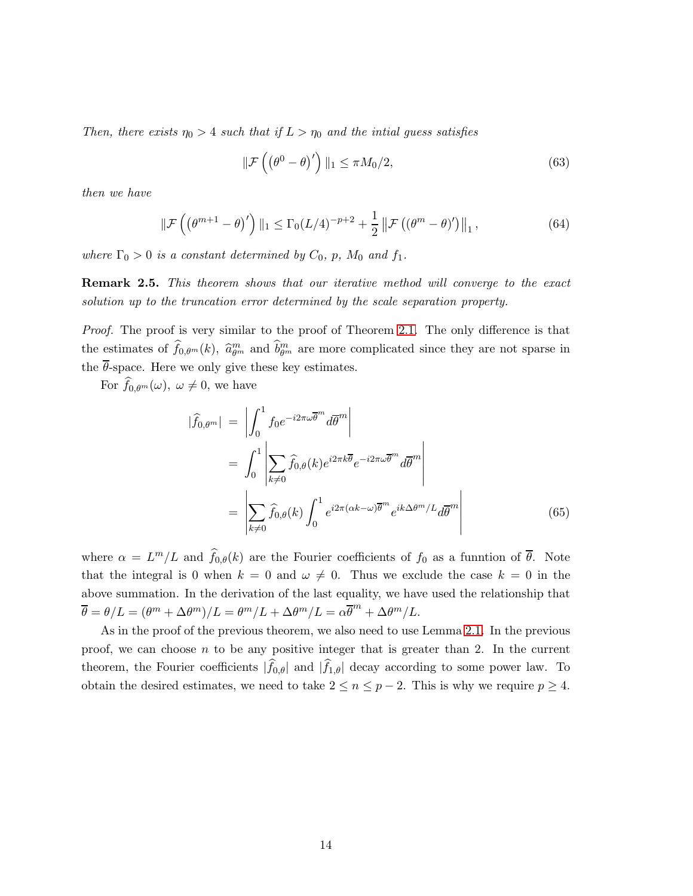*Then, there exists $\eta_0 > 4$ such that if $L > \eta_0$ and the intial guess satisfies*

$$\|\mathcal{F}\left(\left(\theta^0 - \theta\right)'\right)\|_1 \le \pi M_0/2, \tag{63}$$

*then we have*

$$\|\mathcal{F}\left(\left(\theta^{m+1} - \theta\right)'\right)\|_1 \le \Gamma_0 (L/4)^{-p+2} + \frac{1}{2}\left\|\mathcal{F}\left((\theta^m - \theta)'\right)\right\|_1, \tag{64}$$

*where $\Gamma_0 > 0$ is a constant determined by $C_0$, $p$, $M_0$ and $f_1$.*

**Remark 2.5.** *This theorem shows that our iterative method will converge to the exact solution up to the truncation error determined by the scale separation property.*

*Proof.* The proof is very similar to the proof of Theorem 2.1. The only difference is that the estimates of $\widehat{f}_{0,\theta^m}(k)$, $\widehat{a}^m_{\theta^m}$ and $\widehat{b}^m_{\theta^m}$ are more complicated since they are not sparse in the $\overline{\theta}$-space. Here we only give these key estimates.

For $\widehat{f}_{0,\theta^m}(\omega)$, $\omega \neq 0$, we have

$$\begin{aligned}
|\widehat{f}_{0,\theta^m}| &= \left|\int_0^1 f_0 e^{-i2\pi\omega\overline{\theta}^m} d\overline{\theta}^m\right| \\
&= \int_0^1 \left|\sum_{k\neq 0} \widehat{f}_{0,\theta}(k) e^{i2\pi k\overline{\theta}} e^{-i2\pi\omega\overline{\theta}^m} d\overline{\theta}^m\right| \\
&= \left|\sum_{k\neq 0} \widehat{f}_{0,\theta}(k) \int_0^1 e^{i2\pi(\alpha k-\omega)\overline{\theta}^m} e^{ik\Delta\theta^m/L} d\overline{\theta}^m\right|
\end{aligned} \tag{65}$$

where $\alpha = L^m/L$ and $\widehat{f}_{0,\theta}(k)$ are the Fourier coefficients of $f_0$ as a funntion of $\overline{\theta}$. Note that the integral is 0 when $k = 0$ and $\omega \neq 0$. Thus we exclude the case $k = 0$ in the above summation. In the derivation of the last equality, we have used the relationship that $\overline{\theta} = \theta/L = (\theta^m + \Delta\theta^m)/L = \theta^m/L + \Delta\theta^m/L = \alpha\overline{\theta}^m + \Delta\theta^m/L$.

As in the proof of the previous theorem, we also need to use Lemma 2.1. In the previous proof, we can choose $n$ to be any positive integer that is greater than 2. In the current theorem, the Fourier coefficients $|\widehat{f}_{0,\theta}|$ and $|\widehat{f}_{1,\theta}|$ decay according to some power law. To obtain the desired estimates, we need to take $2 \le n \le p-2$. This is why we require $p \ge 4$.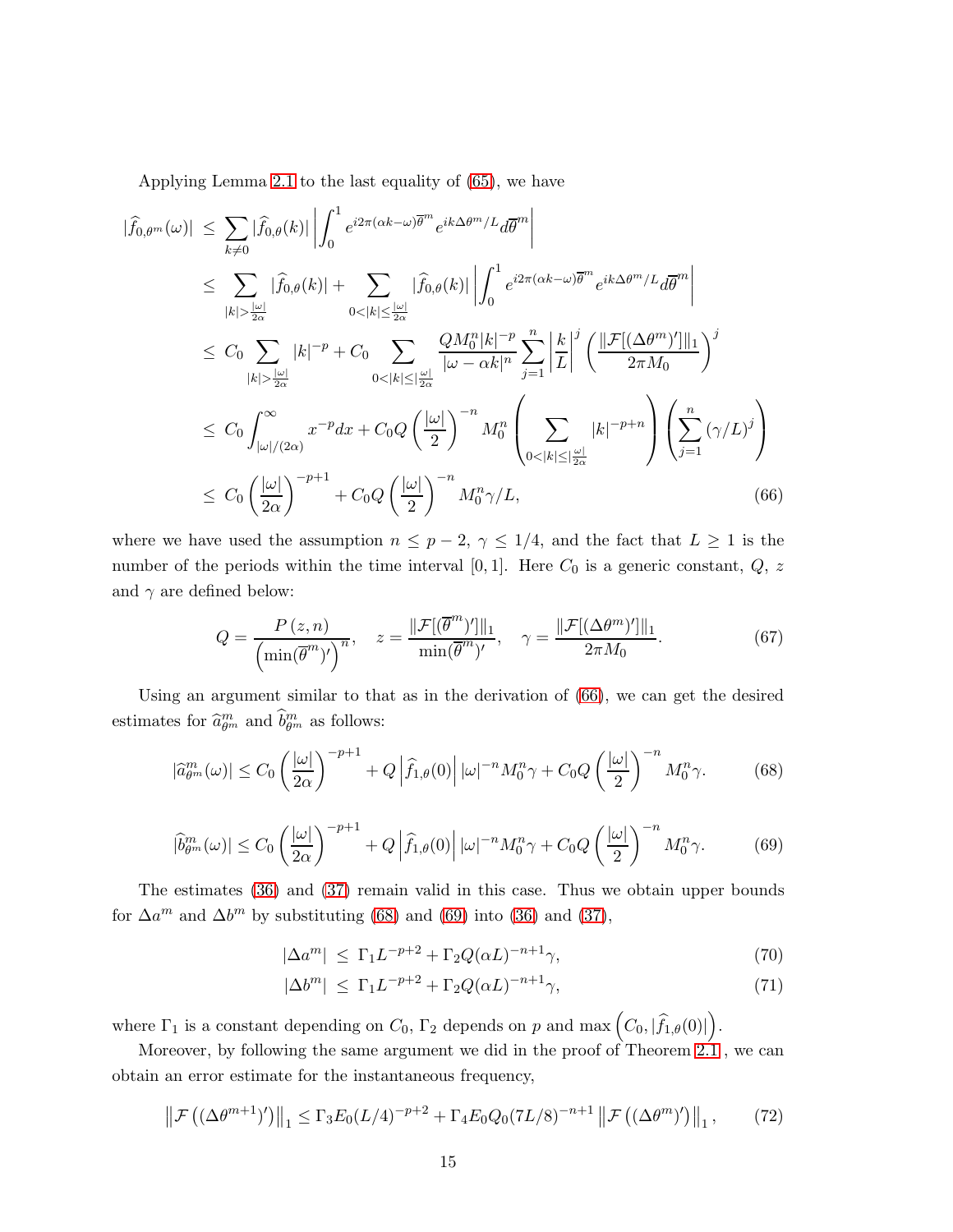Applying Lemma 2.1 to the last equality of (65), we have

$$
\begin{aligned}
|\widehat{f}_{0,\theta^m}(\omega)| &\le \sum_{k\neq 0} |\widehat{f}_{0,\theta}(k)| \left| \int_0^1 e^{i2\pi(\alpha k-\omega)\overline{\theta}^m} e^{ik\Delta\theta^m/L} d\overline{\theta}^m \right| \\
&\le \sum_{|k|>\frac{|\omega|}{2\alpha}} |\widehat{f}_{0,\theta}(k)| + \sum_{0<|k|\le\frac{|\omega|}{2\alpha}} |\widehat{f}_{0,\theta}(k)| \left| \int_0^1 e^{i2\pi(\alpha k-\omega)\overline{\theta}^m} e^{ik\Delta\theta^m/L} d\overline{\theta}^m \right| \\
&\le C_0 \sum_{|k|>\frac{|\omega|}{2\alpha}} |k|^{-p} + C_0 \sum_{0<|k|\le\frac{|\omega|}{2\alpha}} \frac{QM_0^n|k|^{-p}}{|\omega-\alpha k|^n} \sum_{j=1}^n \left|\frac{k}{L}\right|^j \left( \frac{\|\mathcal{F}[(\Delta\theta^m)']\|_1}{2\pi M_0} \right)^j \\
&\le C_0 \int_{|\omega|/(2\alpha)}^{\infty} x^{-p} dx + C_0 Q \left(\frac{|\omega|}{2}\right)^{-n} M_0^n \left( \sum_{0<|k|\le\frac{|\omega|}{2\alpha}} |k|^{-p+n} \right) \left( \sum_{j=1}^n (\gamma/L)^j \right) \\
&\le C_0 \left(\frac{|\omega|}{2\alpha}\right)^{-p+1} + C_0 Q \left(\frac{|\omega|}{2}\right)^{-n} M_0^n \gamma/L, \qquad (66)
\end{aligned}
$$

where we have used the assumption $n \le p-2$, $\gamma \le 1/4$, and the fact that $L \ge 1$ is the number of the periods within the time interval $[0,1]$. Here $C_0$ is a generic constant, $Q$, $z$ and $\gamma$ are defined below:

$$
Q = \frac{P(z,n)}{\left(\min(\overline{\theta}^m)'\right)^n}, \quad z = \frac{\|\mathcal{F}[(\overline{\theta}^m)']\|_1}{\min(\overline{\theta}^m)'}, \quad \gamma = \frac{\|\mathcal{F}[(\Delta\theta^m)']\|_1}{2\pi M_0}. \qquad (67)
$$

Using an argument similar to that as in the derivation of (66), we can get the desired estimates for $\widehat{a}_{\theta^m}^m$ and $\widehat{b}_{\theta^m}^m$ as follows:

$$
|\widehat{a}_{\theta^m}^m(\omega)| \le C_0 \left(\frac{|\omega|}{2\alpha}\right)^{-p+1} + Q\left|\widehat{f}_{1,\theta}(0)\right| |\omega|^{-n} M_0^n \gamma + C_0 Q \left(\frac{|\omega|}{2}\right)^{-n} M_0^n \gamma. \qquad (68)
$$

$$
|\widehat{b}_{\theta^m}^m(\omega)| \le C_0 \left(\frac{|\omega|}{2\alpha}\right)^{-p+1} + Q\left|\widehat{f}_{1,\theta}(0)\right| |\omega|^{-n} M_0^n \gamma + C_0 Q \left(\frac{|\omega|}{2}\right)^{-n} M_0^n \gamma. \qquad (69)
$$

The estimates (36) and (37) remain valid in this case. Thus we obtain upper bounds for $\Delta a^m$ and $\Delta b^m$ by substituting (68) and (69) into (36) and (37),

$$
\begin{aligned}
|\Delta a^m| &\le \Gamma_1 L^{-p+2} + \Gamma_2 Q (\alpha L)^{-n+1} \gamma, \qquad (70) \\
|\Delta b^m| &\le \Gamma_1 L^{-p+2} + \Gamma_2 Q (\alpha L)^{-n+1} \gamma, \qquad (71)
\end{aligned}
$$

where $\Gamma_1$ is a constant depending on $C_0$, $\Gamma_2$ depends on $p$ and $\max\left(C_0, |\widehat{f}_{1,\theta}(0)|\right)$.

Moreover, by following the same argument we did in the proof of Theorem 2.1 , we can obtain an error estimate for the instantaneous frequency,

$$
\left\|\mathcal{F}\left((\Delta\theta^{m+1})'\right)\right\|_1 \le \Gamma_3 E_0 (L/4)^{-p+2} + \Gamma_4 E_0 Q_0 (7L/8)^{-n+1} \left\|\mathcal{F}\left((\Delta\theta^m)'\right)\right\|_1, \qquad (72)
$$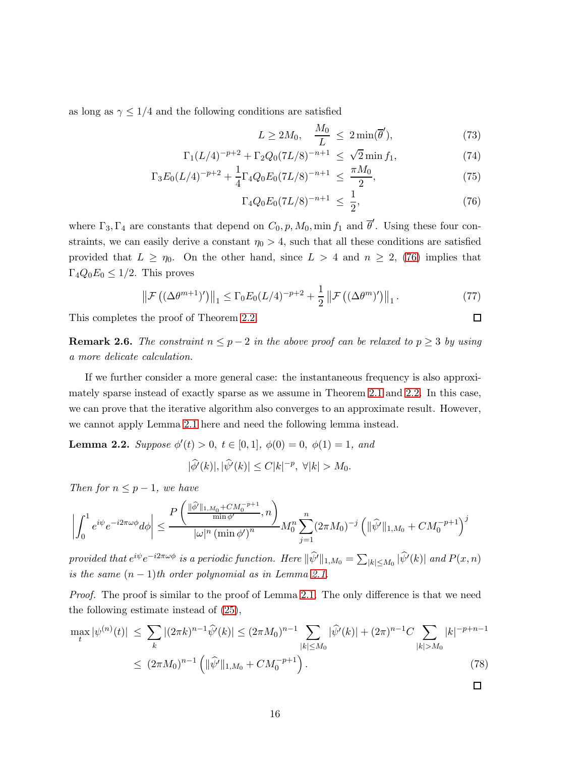as long as $\gamma \le 1/4$ and the following conditions are satisfied

$$L \ge 2M_0, \quad \frac{M_0}{L} \le 2\min(\overline{\theta}'), \tag{73}$$

$$\Gamma_1(L/4)^{-p+2} + \Gamma_2 Q_0 (7L/8)^{-n+1} \le \sqrt{2}\min f_1, \tag{74}$$

$$\Gamma_3 E_0 (L/4)^{-p+2} + \frac{1}{4}\Gamma_4 Q_0 E_0 (7L/8)^{-n+1} \le \frac{\pi M_0}{2}, \tag{75}$$

$$\Gamma_4 Q_0 E_0 (7L/8)^{-n+1} \le \frac{1}{2}, \tag{76}$$

where $\Gamma_3, \Gamma_4$ are constants that depend on $C_0, p, M_0, \min f_1$ and $\overline{\theta}'$. Using these four constraints, we can easily derive a constant $\eta_0 > 4$, such that all these conditions are satisfied provided that $L \ge \eta_0$. On the other hand, since $L > 4$ and $n \ge 2$, (76) implies that $\Gamma_4 Q_0 E_0 \le 1/2$. This proves

$$\left\|\mathcal{F}\left((\Delta\theta^{m+1})'\right)\right\|_1 \le \Gamma_0 E_0 (L/4)^{-p+2} + \frac{1}{2}\left\|\mathcal{F}\left((\Delta\theta^{m})'\right)\right\|_1. \tag{77}$$

This completes the proof of Theorem 2.2. ∎

**Remark 2.6.** *The constraint $n \le p-2$ in the above proof can be relaxed to $p \ge 3$ by using a more delicate calculation.*

If we further consider a more general case: the instantaneous frequency is also approximately sparse instead of exactly sparse as we assume in Theorem 2.1 and 2.2. In this case, we can prove that the iterative algorithm also converges to an approximate result. However, we cannot apply Lemma 2.1 here and need the following lemma instead.

**Lemma 2.2.** *Suppose $\phi'(t) > 0,\ t \in [0,1],\ \phi(0) = 0,\ \phi(1) = 1$, and*

$$|\widehat{\phi'}(k)|, |\widehat{\psi'}(k)| \le C|k|^{-p},\ \forall |k| > M_0.$$

*Then for $n \le p-1$, we have*

$$\left|\int_0^1 e^{i\psi} e^{-i2\pi\omega\phi} d\phi\right| \le \frac{P\left(\frac{\|\widehat{\phi'}\|_{1,M_0} + CM_0^{-p+1}}{\min\phi'}, n\right)}{|\omega|^n \left(\min\phi'\right)^n} M_0^n \sum_{j=1}^{n} (2\pi M_0)^{-j}\left(\|\widehat{\psi'}\|_{1,M_0} + CM_0^{-p+1}\right)^j$$

*provided that $e^{i\psi}e^{-i2\pi\omega\phi}$ is a periodic function. Here $\|\widehat{\psi'}\|_{1,M_0} = \sum_{|k|\le M_0} |\widehat{\psi'}(k)|$ and $P(x,n)$ is the same $(n-1)$th order polynomial as in Lemma 2.1.*

*Proof.* The proof is similar to the proof of Lemma 2.1. The only difference is that we need the following estimate instead of (25),

$$\begin{aligned}
\max_t |\psi^{(n)}(t)| &\le \sum_k |(2\pi k)^{n-1}\widehat{\psi'}(k)| \le (2\pi M_0)^{n-1}\sum_{|k|\le M_0} |\widehat{\psi'}(k)| + (2\pi)^{n-1} C \sum_{|k|>M_0} |k|^{-p+n-1} \\
&\le (2\pi M_0)^{n-1}\left(\|\widehat{\psi'}\|_{1,M_0} + CM_0^{-p+1}\right).
\end{aligned} \tag{78}$$

∎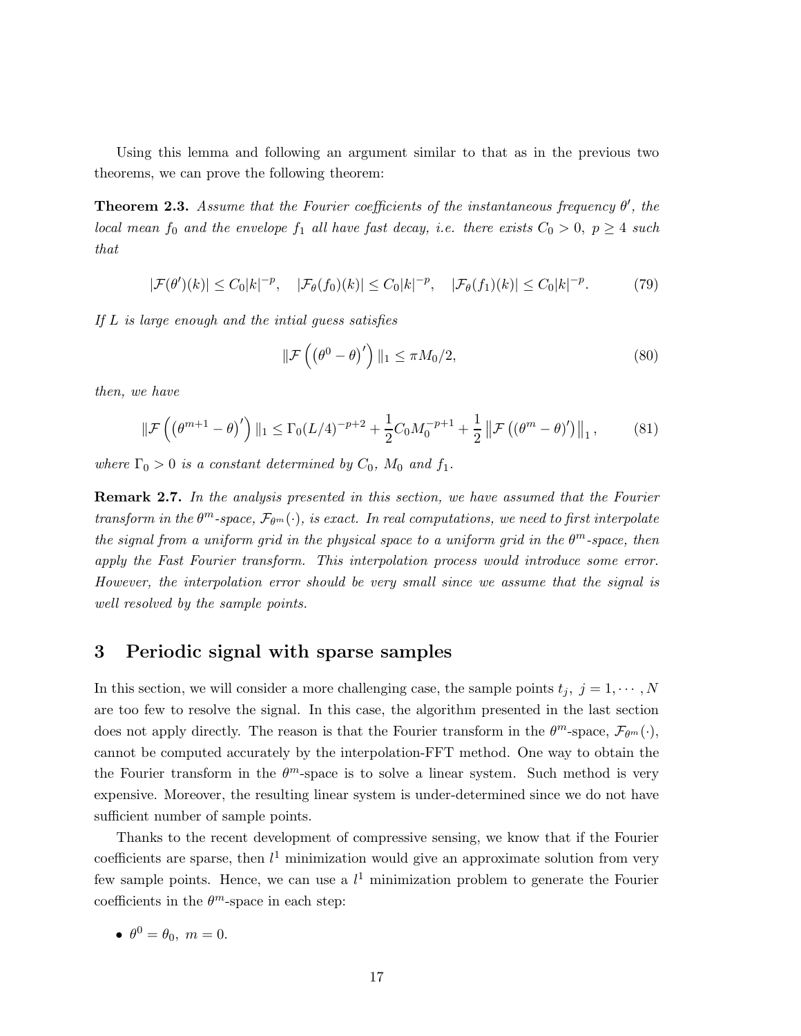Using this lemma and following an argument similar to that as in the previous two theorems, we can prove the following theorem:

**Theorem 2.3.** *Assume that the Fourier coefficients of the instantaneous frequency $\theta'$, the local mean $f_0$ and the envelope $f_1$ all have fast decay, i.e. there exists $C_0 > 0$, $p \geq 4$ such that*

$$|\mathcal{F}(\theta')(k)| \leq C_0|k|^{-p}, \quad |\mathcal{F}_\theta(f_0)(k)| \leq C_0|k|^{-p}, \quad |\mathcal{F}_\theta(f_1)(k)| \leq C_0|k|^{-p}. \tag{79}$$

*If $L$ is large enough and the intial guess satisfies*

$$\|\mathcal{F}\left(\left(\theta^0-\theta\right)'\right)\|_1 \leq \pi M_0/2, \tag{80}$$

*then, we have*

$$\|\mathcal{F}\left(\left(\theta^{m+1}-\theta\right)'\right)\|_1 \leq \Gamma_0 (L/4)^{-p+2} + \frac{1}{2}C_0 M_0^{-p+1} + \frac{1}{2}\left\|\mathcal{F}\left((\theta^m-\theta)'\right)\right\|_1, \tag{81}$$

*where $\Gamma_0 > 0$ is a constant determined by $C_0$, $M_0$ and $f_1$.*

**Remark 2.7.** *In the analysis presented in this section, we have assumed that the Fourier transform in the $\theta^m$-space, $\mathcal{F}_{\theta^m}(\cdot)$, is exact. In real computations, we need to first interpolate the signal from a uniform grid in the physical space to a uniform grid in the $\theta^m$-space, then apply the Fast Fourier transform. This interpolation process would introduce some error. However, the interpolation error should be very small since we assume that the signal is well resolved by the sample points.*

# 3 Periodic signal with sparse samples

In this section, we will consider a more challenging case, the sample points $t_j,\ j = 1, \cdots, N$ are too few to resolve the signal. In this case, the algorithm presented in the last section does not apply directly. The reason is that the Fourier transform in the $\theta^m$-space, $\mathcal{F}_{\theta^m}(\cdot)$, cannot be computed accurately by the interpolation-FFT method. One way to obtain the the Fourier transform in the $\theta^m$-space is to solve a linear system. Such method is very expensive. Moreover, the resulting linear system is under-determined since we do not have sufficient number of sample points.

Thanks to the recent development of compressive sensing, we know that if the Fourier coefficients are sparse, then $l^1$ minimization would give an approximate solution from very few sample points. Hence, we can use a $l^1$ minimization problem to generate the Fourier coefficients in the $\theta^m$-space in each step:

- $\theta^0 = \theta_0,\ m = 0.$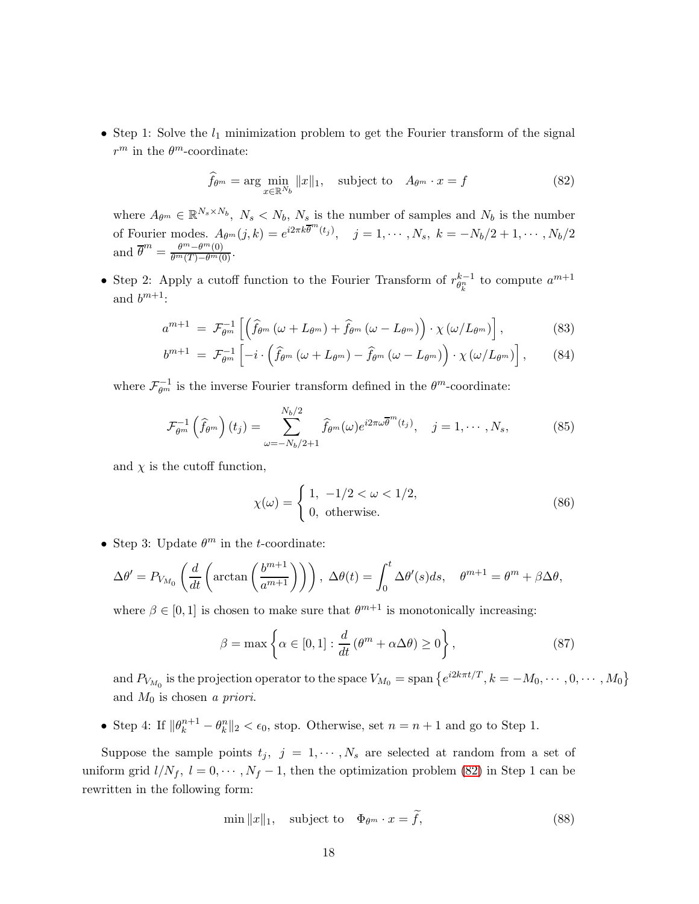- Step 1: Solve the $l_1$ minimization problem to get the Fourier transform of the signal $r^m$ in the $\theta^m$-coordinate:

$$\widehat{f}_{\theta^m} = \arg\min_{x\in\mathbb{R}^{N_b}} \|x\|_1, \quad \text{subject to} \quad A_{\theta^m}\cdot x = f \tag{82}$$

where $A_{\theta^m}\in\mathbb{R}^{N_s\times N_b}$, $N_s<N_b$, $N_s$ is the number of samples and $N_b$ is the number of Fourier modes. $A_{\theta^m}(j,k)=e^{i2\pi k\overline{\theta}^m(t_j)}, \quad j=1,\cdots,N_s,\ k=-N_b/2+1,\cdots,N_b/2$ and $\overline{\theta}^m=\frac{\theta^m-\theta^m(0)}{\theta^m(T)-\theta^m(0)}$.

- Step 2: Apply a cutoff function to the Fourier Transform of $r^{k-1}_{\theta^n_k}$ to compute $a^{m+1}$ and $b^{m+1}$:

$$a^{m+1} = \mathcal{F}^{-1}_{\theta^m}\left[\left(\widehat{f}_{\theta^m}(\omega+L_{\theta^m})+\widehat{f}_{\theta^m}(\omega-L_{\theta^m})\right)\cdot\chi(\omega/L_{\theta^m})\right], \tag{83}$$

$$b^{m+1} = \mathcal{F}^{-1}_{\theta^m}\left[-i\cdot\left(\widehat{f}_{\theta^m}(\omega+L_{\theta^m})-\widehat{f}_{\theta^m}(\omega-L_{\theta^m})\right)\cdot\chi(\omega/L_{\theta^m})\right], \tag{84}$$

where $\mathcal{F}^{-1}_{\theta^m}$ is the inverse Fourier transform defined in the $\theta^m$-coordinate:

$$\mathcal{F}^{-1}_{\theta^m}\left(\widehat{f}_{\theta^m}\right)(t_j)=\sum_{\omega=-N_b/2+1}^{N_b/2}\widehat{f}_{\theta^m}(\omega)e^{i2\pi\omega\overline{\theta}^m(t_j)}, \quad j=1,\cdots,N_s, \tag{85}$$

and $\chi$ is the cutoff function,

$$\chi(\omega)=\begin{cases}1, & -1/2<\omega<1/2,\\ 0, & \text{otherwise.}\end{cases} \tag{86}$$

- Step 3: Update $\theta^m$ in the $t$-coordinate:

$$\Delta\theta' = P_{V_{M_0}}\left(\frac{d}{dt}\left(\arctan\left(\frac{b^{m+1}}{a^{m+1}}\right)\right)\right),\ \Delta\theta(t)=\int_0^t\Delta\theta'(s)ds, \quad \theta^{m+1}=\theta^m+\beta\Delta\theta,$$

where $\beta\in[0,1]$ is chosen to make sure that $\theta^{m+1}$ is monotonically increasing:

$$\beta=\max\left\{\alpha\in[0,1]:\frac{d}{dt}\left(\theta^m+\alpha\Delta\theta\right)\geq 0\right\}, \tag{87}$$

and $P_{V_{M_0}}$ is the projection operator to the space $V_{M_0}=\text{span}\left\{e^{i2k\pi t/T}, k=-M_0,\cdots,0,\cdots,M_0\right\}$ and $M_0$ is chosen *a priori*.

- Step 4: If $\|\theta^{n+1}_k-\theta^n_k\|_2<\epsilon_0$, stop. Otherwise, set $n=n+1$ and go to Step 1.

Suppose the sample points $t_j,\ j=1,\cdots,N_s$ are selected at random from a set of uniform grid $l/N_f,\ l=0,\cdots,N_f-1$, then the optimization problem (82) in Step 1 can be rewritten in the following form:

$$\min\|x\|_1, \quad \text{subject to} \quad \Phi_{\theta^m}\cdot x=\widetilde{f}, \tag{88}$$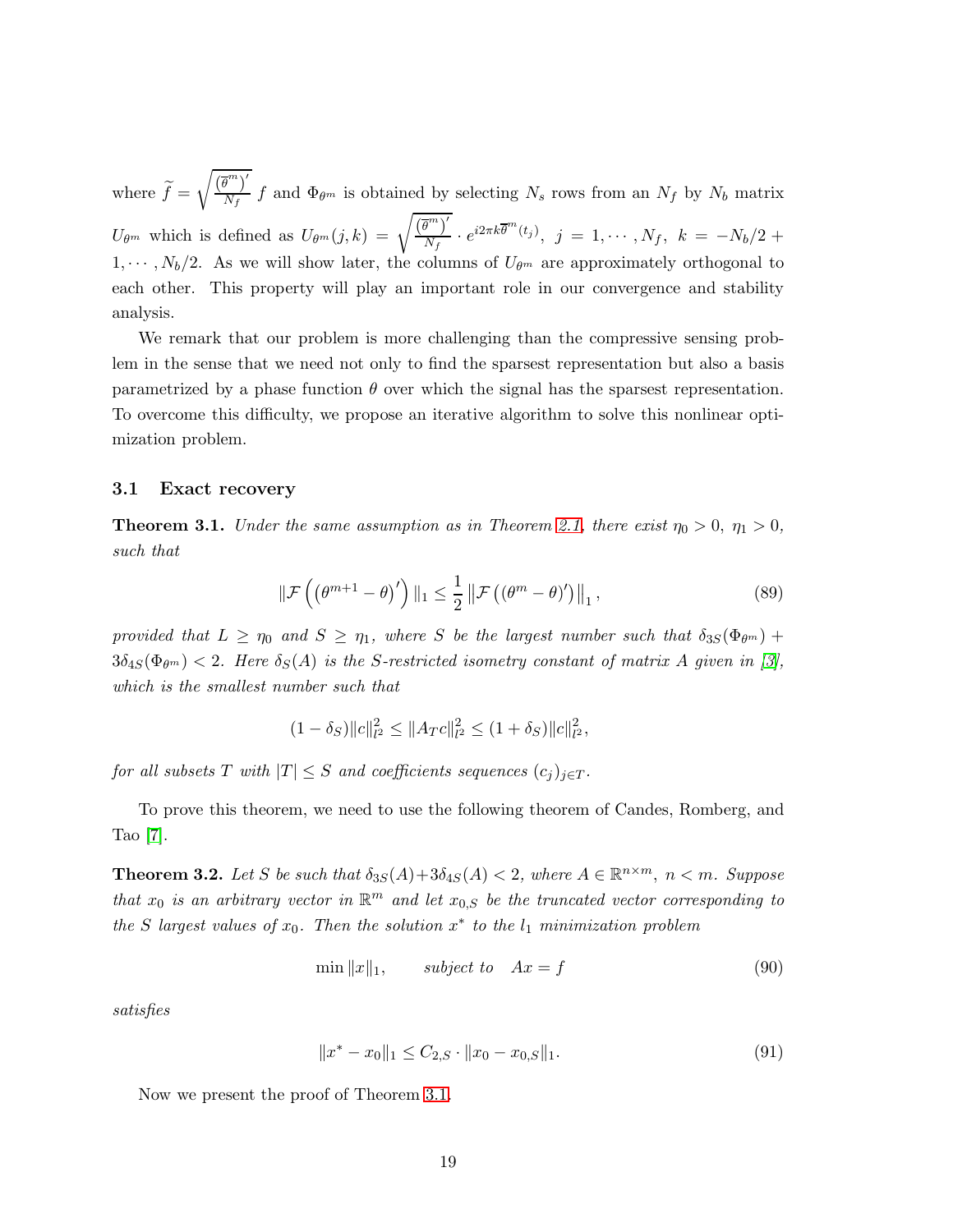where $\widetilde{f} = \sqrt{\frac{(\overline{\theta}^m)'}{N_f}}\, f$ and $\Phi_{\theta^m}$ is obtained by selecting $N_s$ rows from an $N_f$ by $N_b$ matrix $U_{\theta^m}$ which is defined as $U_{\theta^m}(j,k) = \sqrt{\frac{(\overline{\theta}^m)'}{N_f}} \cdot e^{i2\pi k \overline{\theta}^m(t_j)},\ j = 1, \cdots, N_f,\ k = -N_b/2 + 1, \cdots, N_b/2$. As we will show later, the columns of $U_{\theta^m}$ are approximately orthogonal to each other. This property will play an important role in our convergence and stability analysis.

We remark that our problem is more challenging than the compressive sensing problem in the sense that we need not only to find the sparsest representation but also a basis parametrized by a phase function $\theta$ over which the signal has the sparsest representation. To overcome this difficulty, we propose an iterative algorithm to solve this nonlinear optimization problem.

### 3.1 Exact recovery

**Theorem 3.1.** *Under the same assumption as in Theorem 2.1, there exist $\eta_0 > 0$, $\eta_1 > 0$, such that*

$$\|\mathcal{F}\left(\left(\theta^{m+1} - \theta\right)'\right)\|_1 \le \frac{1}{2}\left\|\mathcal{F}\left((\theta^m - \theta)'\right)\right\|_1, \tag{89}$$

*provided that $L \ge \eta_0$ and $S \ge \eta_1$, where $S$ be the largest number such that $\delta_{3S}(\Phi_{\theta^m}) + 3\delta_{4S}(\Phi_{\theta^m}) < 2$. Here $\delta_S(A)$ is the $S$-restricted isometry constant of matrix $A$ given in [3], which is the smallest number such that*

$$(1 - \delta_S)\|c\|_{l^2}^2 \le \|A_T c\|_{l^2}^2 \le (1 + \delta_S)\|c\|_{l^2}^2,$$

*for all subsets $T$ with $|T| \le S$ and coefficients sequences $(c_j)_{j \in T}$.*

To prove this theorem, we need to use the following theorem of Candes, Romberg, and Tao [7].

**Theorem 3.2.** *Let $S$ be such that $\delta_{3S}(A) + 3\delta_{4S}(A) < 2$, where $A \in \mathbb{R}^{n \times m}$, $n < m$. Suppose that $x_0$ is an arbitrary vector in $\mathbb{R}^m$ and let $x_{0,S}$ be the truncated vector corresponding to the $S$ largest values of $x_0$. Then the solution $x^*$ to the $l_1$ minimization problem*

$$\min \|x\|_1, \qquad \text{subject to} \quad Ax = f \tag{90}$$

*satisfies*

$$\|x^* - x_0\|_1 \le C_{2,S} \cdot \|x_0 - x_{0,S}\|_1. \tag{91}$$

Now we present the proof of Theorem 3.1.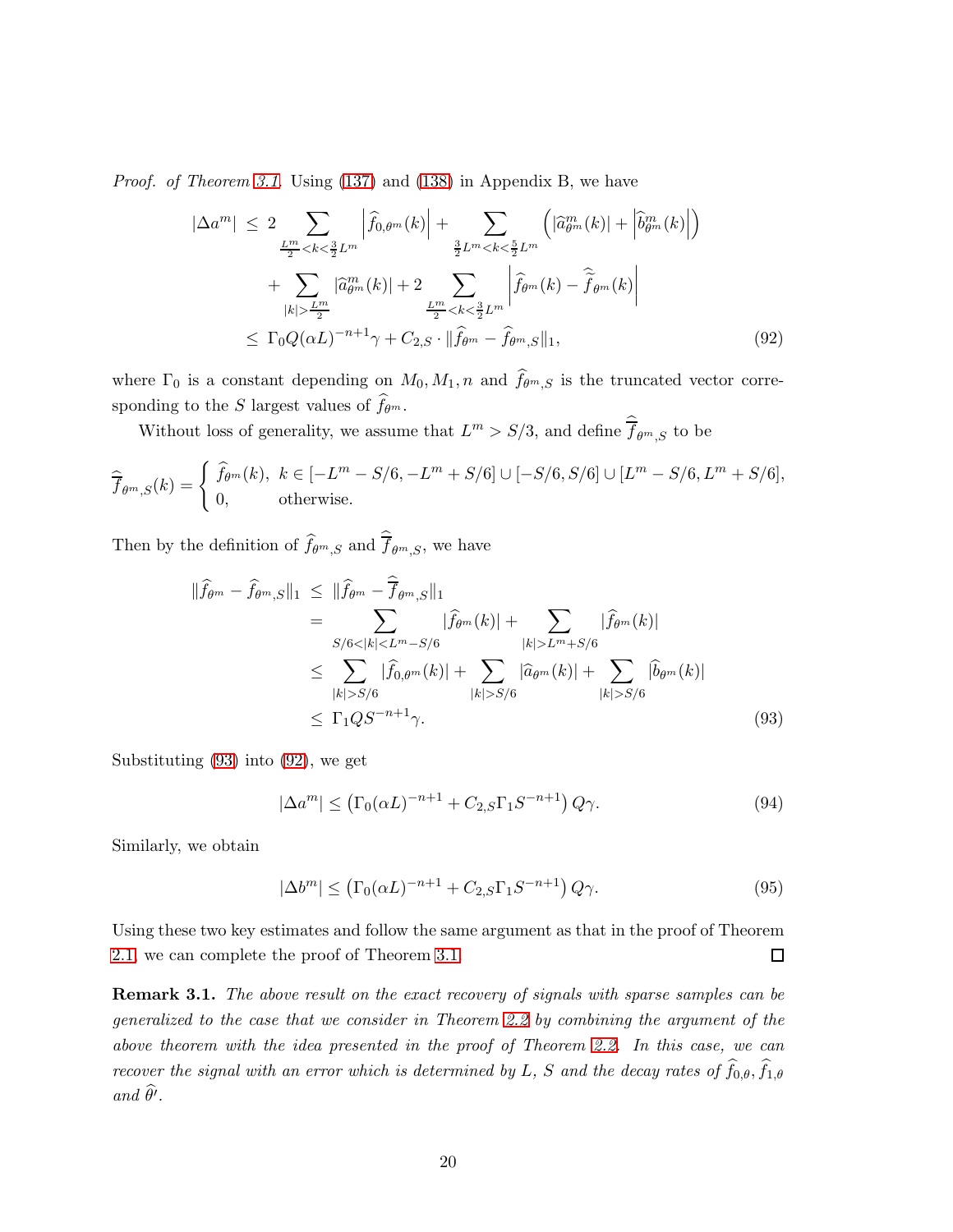*Proof. of Theorem 3.1.* Using (137) and (138) in Appendix B, we have

$$
\begin{aligned}
|\Delta a^m| \;&\le\; 2 \sum_{\frac{L^m}{2}<k<\frac{3}{2}L^m} \left|\widehat{f}_{0,\theta^m}(k)\right| + \sum_{\frac{3}{2}L^m<k<\frac{5}{2}L^m} \left(|\widehat{a}^m_{\theta^m}(k)| + \left|\widehat{b}^m_{\theta^m}(k)\right|\right) \\
&\quad + \sum_{|k|>\frac{L^m}{2}} |\widehat{a}^m_{\theta^m}(k)| + 2 \sum_{\frac{L^m}{2}<k<\frac{3}{2}L^m} \left|\widehat{f}_{\theta^m}(k) - \widehat{\widetilde{f}}_{\theta^m}(k)\right| \\
&\le\; \Gamma_0 Q(\alpha L)^{-n+1}\gamma + C_{2,S}\cdot \|\widehat{f}_{\theta^m} - \widehat{f}_{\theta^m,S}\|_1,
\end{aligned}
\tag{92}
$$

where $\Gamma_0$ is a constant depending on $M_0, M_1, n$ and $\widehat{f}_{\theta^m,S}$ is the truncated vector corresponding to the $S$ largest values of $\widehat{f}_{\theta^m}$.

Without loss of generality, we assume that $L^m > S/3$, and define $\widehat{\overline{f}}_{\theta^m,S}$ to be

$$
\widehat{\overline{f}}_{\theta^m,S}(k) = \begin{cases} \widehat{f}_{\theta^m}(k), & k \in [-L^m - S/6, -L^m + S/6] \cup [-S/6, S/6] \cup [L^m - S/6, L^m + S/6], \\ 0, & \text{otherwise.} \end{cases}
$$

Then by the definition of $\widehat{f}_{\theta^m,S}$ and $\widehat{\overline{f}}_{\theta^m,S}$, we have

$$
\begin{aligned}
\|\widehat{f}_{\theta^m} - \widehat{f}_{\theta^m,S}\|_1 \;&\le\; \|\widehat{f}_{\theta^m} - \widehat{\overline{f}}_{\theta^m,S}\|_1 \\
&= \sum_{S/6<|k|<L^m-S/6} |\widehat{f}_{\theta^m}(k)| + \sum_{|k|>L^m+S/6} |\widehat{f}_{\theta^m}(k)| \\
&\le \sum_{|k|>S/6} |\widehat{f}_{0,\theta^m}(k)| + \sum_{|k|>S/6} |\widehat{a}_{\theta^m}(k)| + \sum_{|k|>S/6} |\widehat{b}_{\theta^m}(k)| \\
&\le \Gamma_1 Q S^{-n+1}\gamma.
\end{aligned}
\tag{93}
$$

Substituting (93) into (92), we get

$$
|\Delta a^m| \le \left(\Gamma_0(\alpha L)^{-n+1} + C_{2,S}\Gamma_1 S^{-n+1}\right) Q\gamma. \tag{94}
$$

Similarly, we obtain

$$
|\Delta b^m| \le \left(\Gamma_0(\alpha L)^{-n+1} + C_{2,S}\Gamma_1 S^{-n+1}\right) Q\gamma. \tag{95}
$$

Using these two key estimates and follow the same argument as that in the proof of Theorem 2.1, we can complete the proof of Theorem 3.1. ☐

**Remark 3.1.** *The above result on the exact recovery of signals with sparse samples can be generalized to the case that we consider in Theorem 2.2 by combining the argument of the above theorem with the idea presented in the proof of Theorem 2.2. In this case, we can recover the signal with an error which is determined by $L$, $S$ and the decay rates of $\widehat{f}_{0,\theta}$, $\widehat{f}_{1,\theta}$ and $\widehat{\theta}'$.*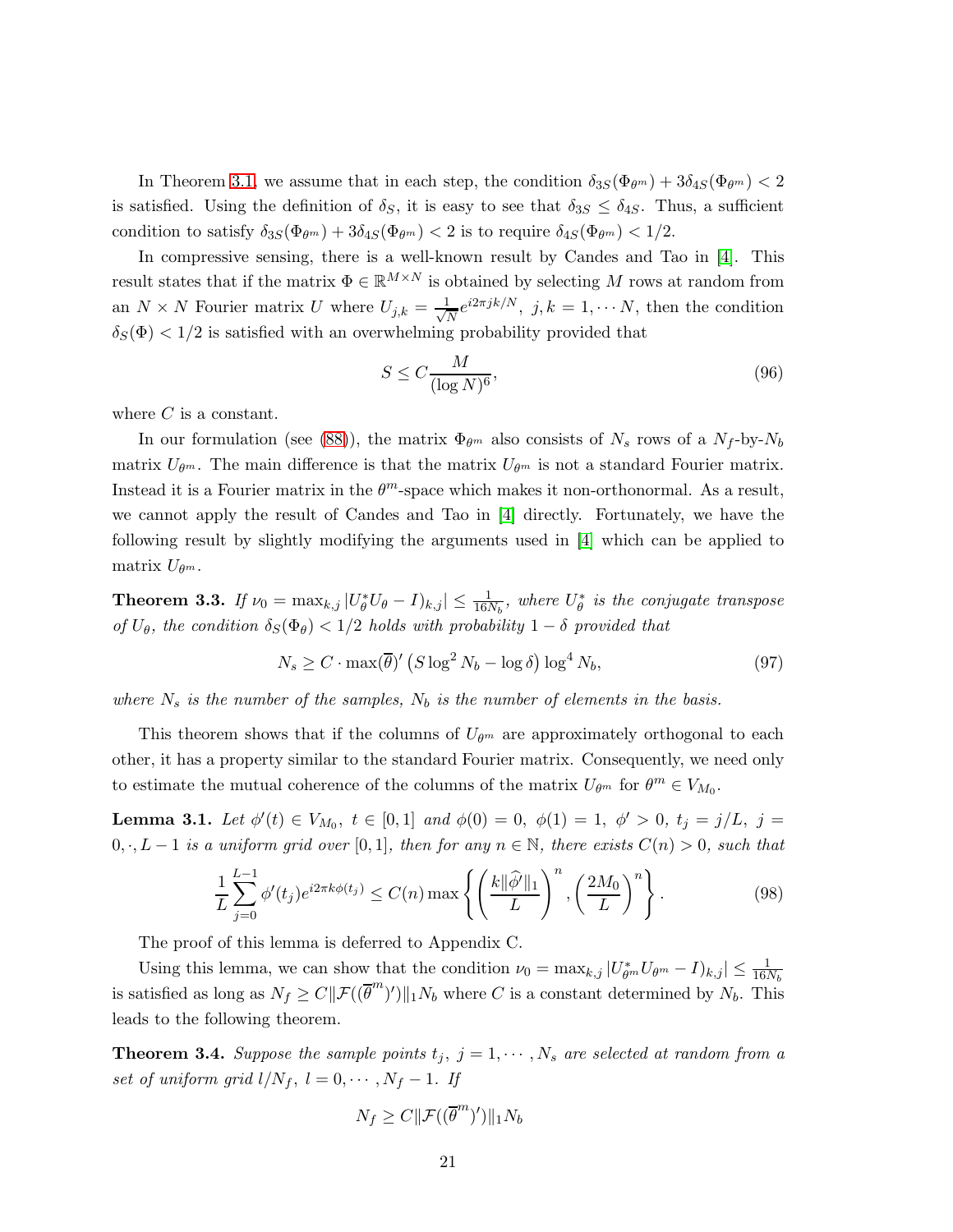In Theorem 3.1, we assume that in each step, the condition $\delta_{3S}(\Phi_{\theta^m}) + 3\delta_{4S}(\Phi_{\theta^m}) < 2$ is satisfied. Using the definition of $\delta_S$, it is easy to see that $\delta_{3S} \leq \delta_{4S}$. Thus, a sufficient condition to satisfy $\delta_{3S}(\Phi_{\theta^m}) + 3\delta_{4S}(\Phi_{\theta^m}) < 2$ is to require $\delta_{4S}(\Phi_{\theta^m}) < 1/2$.

In compressive sensing, there is a well-known result by Candes and Tao in [4]. This result states that if the matrix $\Phi \in \mathbb{R}^{M\times N}$ is obtained by selecting $M$ rows at random from an $N \times N$ Fourier matrix $U$ where $U_{j,k} = \frac{1}{\sqrt{N}} e^{i2\pi jk/N},\ j,k = 1,\cdots N$, then the condition $\delta_S(\Phi) < 1/2$ is satisfied with an overwhelming probability provided that

$$S \leq C\frac{M}{(\log N)^6}, \tag{96}$$

where $C$ is a constant.

In our formulation (see (88)), the matrix $\Phi_{\theta^m}$ also consists of $N_s$ rows of a $N_f$-by-$N_b$ matrix $U_{\theta^m}$. The main difference is that the matrix $U_{\theta^m}$ is not a standard Fourier matrix. Instead it is a Fourier matrix in the $\theta^m$-space which makes it non-orthonormal. As a result, we cannot apply the result of Candes and Tao in [4] directly. Fortunately, we have the following result by slightly modifying the arguments used in [4] which can be applied to matrix $U_{\theta^m}$.

**Theorem 3.3.** *If $\nu_0 = \max_{k,j} |U_\theta^* U_\theta - I)_{k,j}| \leq \frac{1}{16N_b}$, where $U_\theta^*$ is the conjugate transpose of $U_\theta$, the condition $\delta_S(\Phi_\theta) < 1/2$ holds with probability $1-\delta$ provided that*

$$N_s \geq C \cdot \max(\overline{\theta})' \left(S\log^2 N_b - \log\delta\right)\log^4 N_b, \tag{97}$$

*where $N_s$ is the number of the samples, $N_b$ is the number of elements in the basis.*

This theorem shows that if the columns of $U_{\theta^m}$ are approximately orthogonal to each other, it has a property similar to the standard Fourier matrix. Consequently, we need only to estimate the mutual coherence of the columns of the matrix $U_{\theta^m}$ for $\theta^m \in V_{M_0}$.

**Lemma 3.1.** *Let $\phi'(t) \in V_{M_0},\ t \in [0,1]$ and $\phi(0) = 0,\ \phi(1) = 1,\ \phi' > 0,\ t_j = j/L,\ j = 0,\cdot, L-1$ is a uniform grid over $[0,1]$, then for any $n \in \mathbb{N}$, there exists $C(n) > 0$, such that*

$$\frac{1}{L}\sum_{j=0}^{L-1}\phi'(t_j)e^{i2\pi k\phi(t_j)} \leq C(n)\max\left\{\left(\frac{k\|\widehat{\phi'}\|_1}{L}\right)^n, \left(\frac{2M_0}{L}\right)^n\right\}. \tag{98}$$

The proof of this lemma is deferred to Appendix C.

Using this lemma, we can show that the condition $\nu_0 = \max_{k,j}|U_{\theta^m}^* U_{\theta^m} - I)_{k,j}| \leq \frac{1}{16N_b}$ is satisfied as long as $N_f \geq C\|\mathcal{F}((\overline{\theta}^m)')\|_1 N_b$ where $C$ is a constant determined by $N_b$. This leads to the following theorem.

**Theorem 3.4.** *Suppose the sample points $t_j,\ j = 1,\cdots,N_s$ are selected at random from a set of uniform grid $l/N_f,\ l = 0,\cdots,N_f-1$. If*

$$N_f \geq C\|\mathcal{F}((\overline{\theta}^m)')\|_1 N_b$$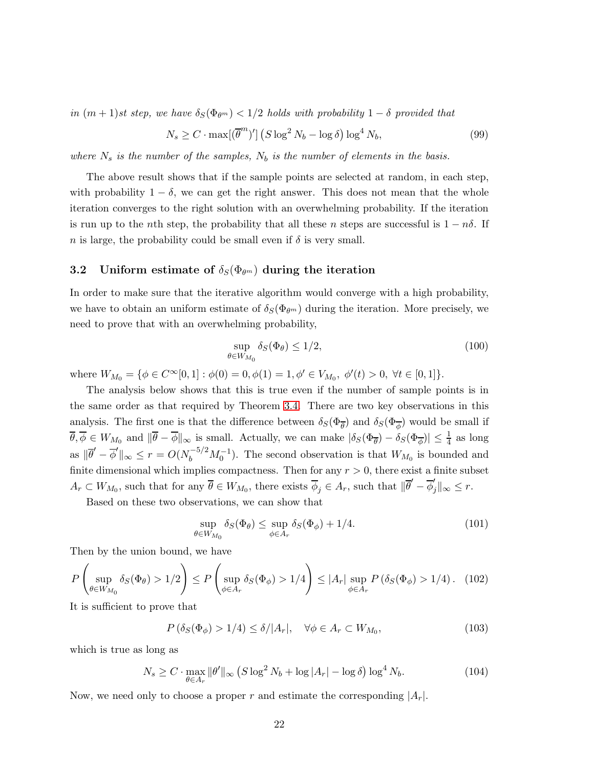*in $(m+1)$st step, we have $\delta_S(\Phi_{\theta^m}) < 1/2$ holds with probability $1-\delta$ provided that*

$$N_s \geq C \cdot \max[(\overline{\theta}^m)'] \left(S \log^2 N_b - \log \delta\right) \log^4 N_b, \tag{99}$$

*where $N_s$ is the number of the samples, $N_b$ is the number of elements in the basis.*

The above result shows that if the sample points are selected at random, in each step, with probability $1-\delta$, we can get the right answer. This does not mean that the whole iteration converges to the right solution with an overwhelming probability. If the iteration is run up to the $n$th step, the probability that all these $n$ steps are successful is $1-n\delta$. If $n$ is large, the probability could be small even if $\delta$ is very small.

### 3.2 Uniform estimate of $\delta_S(\Phi_{\theta^m})$ during the iteration

In order to make sure that the iterative algorithm would converge with a high probability, we have to obtain an uniform estimate of $\delta_S(\Phi_{\theta^m})$ during the iteration. More precisely, we need to prove that with an overwhelming probability,

$$\sup_{\theta \in W_{M_0}} \delta_S(\Phi_\theta) \leq 1/2, \tag{100}$$

where $W_{M_0} = \{\phi \in C^\infty[0,1] : \phi(0) = 0, \phi(1) = 1, \phi' \in V_{M_0},\ \phi'(t) > 0,\ \forall t \in [0,1]\}$.

The analysis below shows that this is true even if the number of sample points is in the same order as that required by Theorem 3.4. There are two key observations in this analysis. The first one is that the difference between $\delta_S(\Phi_{\overline{\theta}})$ and $\delta_S(\Phi_{\overline{\phi}})$ would be small if $\overline{\theta}, \overline{\phi} \in W_{M_0}$ and $\|\overline{\theta} - \overline{\phi}\|_\infty$ is small. Actually, we can make $|\delta_S(\Phi_{\overline{\theta}}) - \delta_S(\Phi_{\overline{\phi}})| \leq \frac{1}{4}$ as long as $\|\overline{\theta}' - \overline{\phi}'\|_\infty \leq r = O(N_b^{-5/2} M_0^{-1})$. The second observation is that $W_{M_0}$ is bounded and finite dimensional which implies compactness. Then for any $r > 0$, there exist a finite subset $A_r \subset W_{M_0}$, such that for any $\overline{\theta} \in W_{M_0}$, there exists $\overline{\phi}_j \in A_r$, such that $\|\overline{\theta}' - \overline{\phi}_j'\|_\infty \leq r$.

Based on these two observations, we can show that

$$\sup_{\theta \in W_{M_0}} \delta_S(\Phi_\theta) \leq \sup_{\phi \in A_r} \delta_S(\Phi_\phi) + 1/4. \tag{101}$$

Then by the union bound, we have

$$P\left(\sup_{\theta \in W_{M_0}} \delta_S(\Phi_\theta) > 1/2\right) \leq P\left(\sup_{\phi \in A_r} \delta_S(\Phi_\phi) > 1/4\right) \leq |A_r| \sup_{\phi \in A_r} P\left(\delta_S(\Phi_\phi) > 1/4\right). \tag{102}$$

It is sufficient to prove that

$$P\left(\delta_S(\Phi_\phi) > 1/4\right) \leq \delta/|A_r|, \quad \forall \phi \in A_r \subset W_{M_0}, \tag{103}$$

which is true as long as

$$N_s \geq C \cdot \max_{\theta \in A_r} \|\theta'\|_\infty \left(S \log^2 N_b + \log |A_r| - \log \delta\right) \log^4 N_b. \tag{104}$$

Now, we need only to choose a proper $r$ and estimate the corresponding $|A_r|$.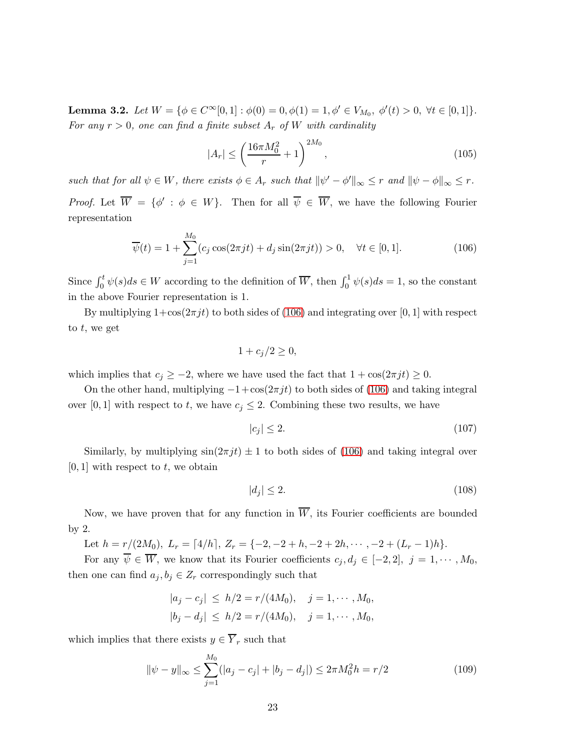**Lemma 3.2.** *Let $W = \{\phi \in C^\infty[0,1] : \phi(0) = 0, \phi(1) = 1, \phi' \in V_{M_0},\ \phi'(t) > 0,\ \forall t \in [0,1]\}$. For any $r > 0$, one can find a finite subset $A_r$ of $W$ with cardinality*

$$|A_r| \le \left(\frac{16\pi M_0^2}{r} + 1\right)^{2M_0}, \tag{105}$$

*such that for all $\psi \in W$, there exists $\phi \in A_r$ such that $\|\psi' - \phi'\|_\infty \le r$ and $\|\psi - \phi\|_\infty \le r$.*

*Proof.* Let $\overline{W} = \{\phi' : \phi \in W\}$. Then for all $\overline{\psi} \in \overline{W}$, we have the following Fourier representation

$$\overline{\psi}(t) = 1 + \sum_{j=1}^{M_0} (c_j \cos(2\pi jt) + d_j \sin(2\pi jt)) > 0, \quad \forall t \in [0,1]. \tag{106}$$

Since $\int_0^t \psi(s)ds \in W$ according to the definition of $\overline{W}$, then $\int_0^1 \psi(s)ds = 1$, so the constant in the above Fourier representation is 1.

By multiplying $1+\cos(2\pi jt)$ to both sides of (106) and integrating over $[0,1]$ with respect to $t$, we get

$$1 + c_j/2 \ge 0,$$

which implies that $c_j \ge -2$, where we have used the fact that $1 + \cos(2\pi jt) \ge 0$.

On the other hand, multiplying $-1+\cos(2\pi jt)$ to both sides of (106) and taking integral over $[0,1]$ with respect to $t$, we have $c_j \le 2$. Combining these two results, we have

$$|c_j| \le 2. \tag{107}$$

Similarly, by multiplying $\sin(2\pi jt) \pm 1$ to both sides of (106) and taking integral over $[0,1]$ with respect to $t$, we obtain

$$|d_j| \le 2. \tag{108}$$

Now, we have proven that for any function in $\overline{W}$, its Fourier coefficients are bounded by 2.

Let $h = r/(2M_0)$, $L_r = \lceil 4/h \rceil$, $Z_r = \{-2, -2+h, -2+2h, \cdots, -2+(L_r-1)h\}$.

For any $\overline{\psi} \in \overline{W}$, we know that its Fourier coefficients $c_j, d_j \in [-2,2]$, $j = 1, \cdots, M_0$, then one can find $a_j, b_j \in Z_r$ correspondingly such that

$$\begin{aligned}
|a_j - c_j| &\le h/2 = r/(4M_0), \quad j = 1, \cdots, M_0, \\
|b_j - d_j| &\le h/2 = r/(4M_0), \quad j = 1, \cdots, M_0,
\end{aligned}$$

which implies that there exists $y \in \overline{Y}_r$ such that

$$\|\psi - y\|_\infty \le \sum_{j=1}^{M_0} (|a_j - c_j| + |b_j - d_j|) \le 2\pi M_0^2 h = r/2 \tag{109}$$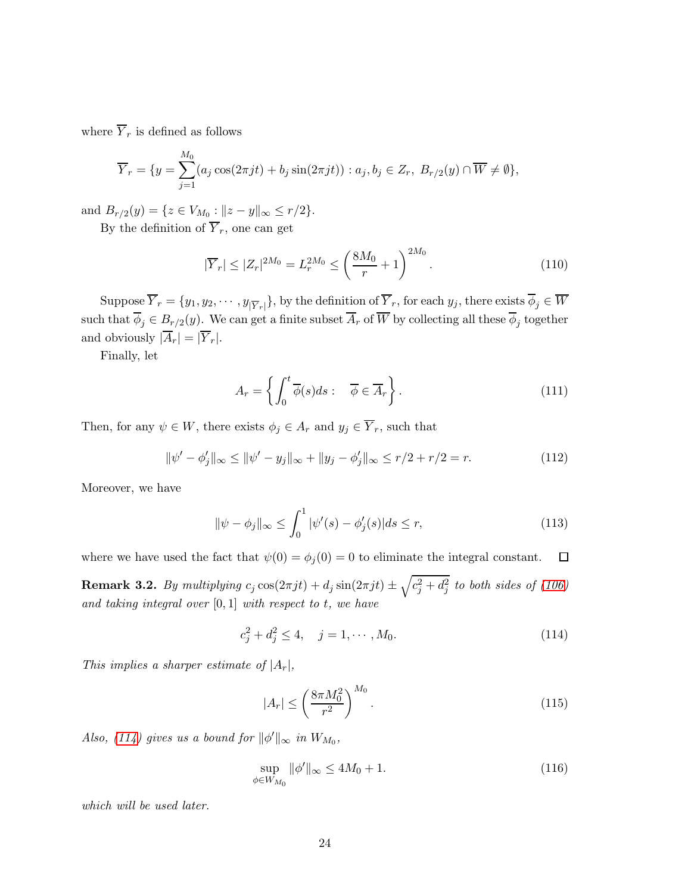where $\overline{Y}_r$ is defined as follows

$$\overline{Y}_r = \{y = \sum_{j=1}^{M_0} (a_j \cos(2\pi jt) + b_j \sin(2\pi jt)) : a_j, b_j \in Z_r,\ B_{r/2}(y) \cap \overline{W} \neq \emptyset\},$$

and $B_{r/2}(y) = \{z \in V_{M_0} : \|z - y\|_\infty \leq r/2\}$.

By the definition of $\overline{Y}_r$, one can get

$$|\overline{Y}_r| \leq |Z_r|^{2M_0} = L_r^{2M_0} \leq \left(\frac{8M_0}{r} + 1\right)^{2M_0}. \tag{110}$$

Suppose $\overline{Y}_r = \{y_1, y_2, \cdots, y_{|\overline{Y}_r|}\}$, by the definition of $\overline{Y}_r$, for each $y_j$, there exists $\overline{\phi}_j \in \overline{W}$ such that $\overline{\phi}_j \in B_{r/2}(y)$. We can get a finite subset $\overline{A}_r$ of $\overline{W}$ by collecting all these $\overline{\phi}_j$ together and obviously $|\overline{A}_r| = |\overline{Y}_r|$.

Finally, let

$$A_r = \left\{ \int_0^t \overline{\phi}(s) ds : \quad \overline{\phi} \in \overline{A}_r \right\}. \tag{111}$$

Then, for any $\psi \in W$, there exists $\phi_j \in A_r$ and $y_j \in \overline{Y}_r$, such that

$$\|\psi' - \phi_j'\|_\infty \leq \|\psi' - y_j\|_\infty + \|y_j - \phi_j'\|_\infty \leq r/2 + r/2 = r. \tag{112}$$

Moreover, we have

$$\|\psi - \phi_j\|_\infty \leq \int_0^1 |\psi'(s) - \phi_j'(s)| ds \leq r, \tag{113}$$

where we have used the fact that $\psi(0) = \phi_j(0) = 0$ to eliminate the integral constant. □

**Remark 3.2.** *By multiplying $c_j \cos(2\pi jt) + d_j \sin(2\pi jt) \pm \sqrt{c_j^2 + d_j^2}$ to both sides of (106) and taking integral over $[0,1]$ with respect to $t$, we have*

$$c_j^2 + d_j^2 \leq 4, \quad j = 1, \cdots, M_0. \tag{114}$$

*This implies a sharper estimate of $|A_r|$,*

$$|A_r| \leq \left(\frac{8\pi M_0^2}{r^2}\right)^{M_0}. \tag{115}$$

*Also, (114) gives us a bound for $\|\phi'\|_\infty$ in $W_{M_0}$,*

$$\sup_{\phi \in W_{M_0}} \|\phi'\|_\infty \leq 4M_0 + 1. \tag{116}$$

*which will be used later.*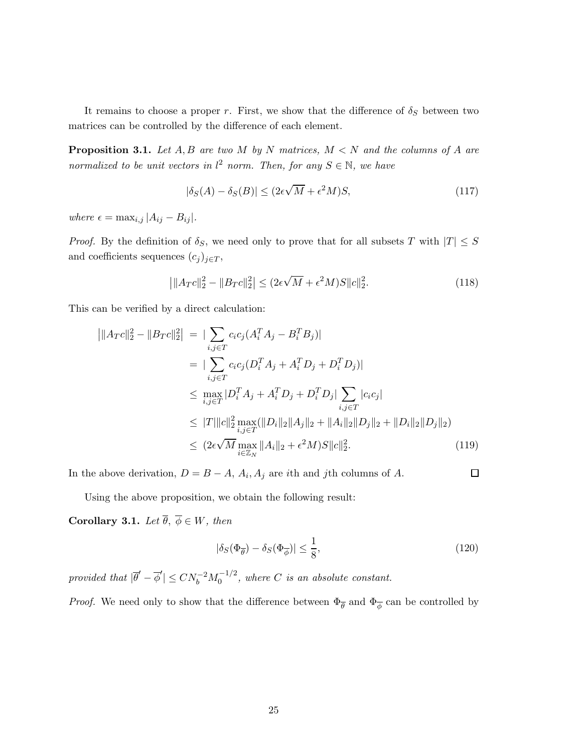It remains to choose a proper $r$. First, we show that the difference of $\delta_S$ between two matrices can be controlled by the difference of each element.

**Proposition 3.1.** *Let $A, B$ are two $M$ by $N$ matrices, $M < N$ and the columns of $A$ are normalized to be unit vectors in $l^2$ norm. Then, for any $S \in \mathbb{N}$, we have*

$$|\delta_S(A) - \delta_S(B)| \leq (2\epsilon\sqrt{M} + \epsilon^2 M)S, \tag{117}$$

*where $\epsilon = \max_{i,j} |A_{ij} - B_{ij}|$.*

*Proof.* By the definition of $\delta_S$, we need only to prove that for all subsets $T$ with $|T| \leq S$ and coefficients sequences $(c_j)_{j\in T}$,

$$\left|\|A_T c\|_2^2 - \|B_T c\|_2^2\right| \leq (2\epsilon\sqrt{M} + \epsilon^2 M)S\|c\|_2^2. \tag{118}$$

This can be verified by a direct calculation:

$$\begin{aligned}
\left|\|A_T c\|_2^2 - \|B_T c\|_2^2\right| &= |\sum_{i,j\in T} c_i c_j (A_i^T A_j - B_i^T B_j)| \\
&= |\sum_{i,j\in T} c_i c_j (D_i^T A_j + A_i^T D_j + D_i^T D_j)| \\
&\leq \max_{i,j\in T} |D_i^T A_j + A_i^T D_j + D_i^T D_j| \sum_{i,j\in T} |c_i c_j| \\
&\leq |T| \|c\|_2^2 \max_{i,j\in T} (\|D_i\|_2 \|A_j\|_2 + \|A_i\|_2 \|D_j\|_2 + \|D_i\|_2 \|D_j\|_2) \\
&\leq (2\epsilon\sqrt{M} \max_{i\in\mathbb{Z}_N} \|A_i\|_2 + \epsilon^2 M)S\|c\|_2^2.
\end{aligned} \tag{119}$$

In the above derivation, $D = B - A$, $A_i, A_j$ are $i$th and $j$th columns of $A$. $\square$

Using the above proposition, we obtain the following result:

**Corollary 3.1.** *Let $\overline{\theta}$, $\overline{\phi} \in W$, then*

$$|\delta_S(\Phi_{\overline{\theta}}) - \delta_S(\Phi_{\overline{\phi}})| \leq \frac{1}{8}, \tag{120}$$

*provided that $|\overline{\theta}' - \overline{\phi}'| \leq C N_b^{-2} M_0^{-1/2}$, where $C$ is an absolute constant.*

*Proof.* We need only to show that the difference between $\Phi_{\overline{\theta}}$ and $\Phi_{\overline{\phi}}$ can be controlled by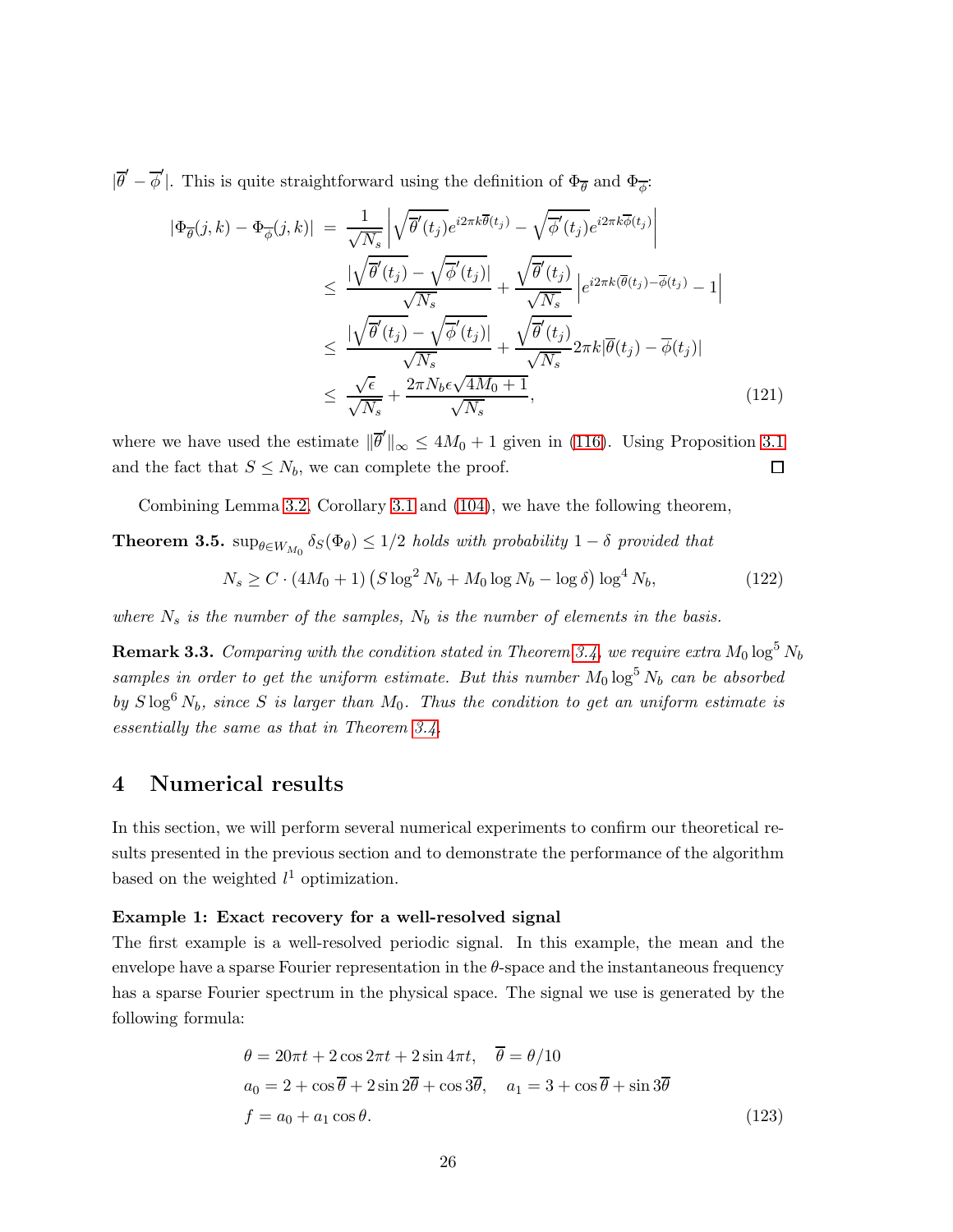$|\overline{\theta}' - \overline{\phi}'|$. This is quite straightforward using the definition of $\Phi_{\overline{\theta}}$ and $\Phi_{\overline{\phi}}$:

$$
\begin{aligned}
|\Phi_{\overline{\theta}}(j,k) - \Phi_{\overline{\phi}}(j,k)| &= \frac{1}{\sqrt{N_s}} \left| \sqrt{\overline{\theta}'(t_j)} e^{i2\pi k \overline{\theta}(t_j)} - \sqrt{\overline{\phi}'(t_j)} e^{i2\pi k \overline{\phi}(t_j)} \right| \\
&\leq \frac{|\sqrt{\overline{\theta}'(t_j)} - \sqrt{\overline{\phi}'(t_j)}|}{\sqrt{N_s}} + \frac{\sqrt{\overline{\theta}'(t_j)}}{\sqrt{N_s}} \left| e^{i2\pi k(\overline{\theta}(t_j) - \overline{\phi}(t_j))} - 1 \right| \\
&\leq \frac{|\sqrt{\overline{\theta}'(t_j)} - \sqrt{\overline{\phi}'(t_j)}|}{\sqrt{N_s}} + \frac{\sqrt{\overline{\theta}'(t_j)}}{\sqrt{N_s}} 2\pi k |\overline{\theta}(t_j) - \overline{\phi}(t_j)| \\
&\leq \frac{\sqrt{\epsilon}}{\sqrt{N_s}} + \frac{2\pi N_b \epsilon \sqrt{4M_0+1}}{\sqrt{N_s}},
\end{aligned} \tag{121}
$$

where we have used the estimate $\|\overline{\theta}'\|_\infty \leq 4M_0 + 1$ given in (116). Using Proposition 3.1 and the fact that $S \leq N_b$, we can complete the proof. ☐

Combining Lemma 3.2, Corollary 3.1 and (104), we have the following theorem,

**Theorem 3.5.** *$\sup_{\theta \in W_{M_0}} \delta_S(\Phi_\theta) \leq 1/2$ holds with probability $1 - \delta$ provided that*

$$
N_s \geq C \cdot (4M_0 + 1)\left(S \log^2 N_b + M_0 \log N_b - \log \delta\right) \log^4 N_b, \tag{122}
$$

*where $N_s$ is the number of the samples, $N_b$ is the number of elements in the basis.*

**Remark 3.3.** *Comparing with the condition stated in Theorem 3.4, we require extra $M_0 \log^5 N_b$ samples in order to get the uniform estimate. But this number $M_0 \log^5 N_b$ can be absorbed by $S \log^6 N_b$, since $S$ is larger than $M_0$. Thus the condition to get an uniform estimate is essentially the same as that in Theorem 3.4.*

# 4 Numerical results

In this section, we will perform several numerical experiments to confirm our theoretical results presented in the previous section and to demonstrate the performance of the algorithm based on the weighted $l^1$ optimization.

**Example 1: Exact recovery for a well-resolved signal**

The first example is a well-resolved periodic signal. In this example, the mean and the envelope have a sparse Fourier representation in the $\theta$-space and the instantaneous frequency has a sparse Fourier spectrum in the physical space. The signal we use is generated by the following formula:

$$
\begin{aligned}
&\theta = 20\pi t + 2\cos 2\pi t + 2\sin 4\pi t, \quad \overline{\theta} = \theta/10 \\
&a_0 = 2 + \cos\overline{\theta} + 2\sin 2\overline{\theta} + \cos 3\overline{\theta}, \quad a_1 = 3 + \cos\overline{\theta} + \sin 3\overline{\theta} \\
&f = a_0 + a_1 \cos\theta.
\end{aligned} \tag{123}
$$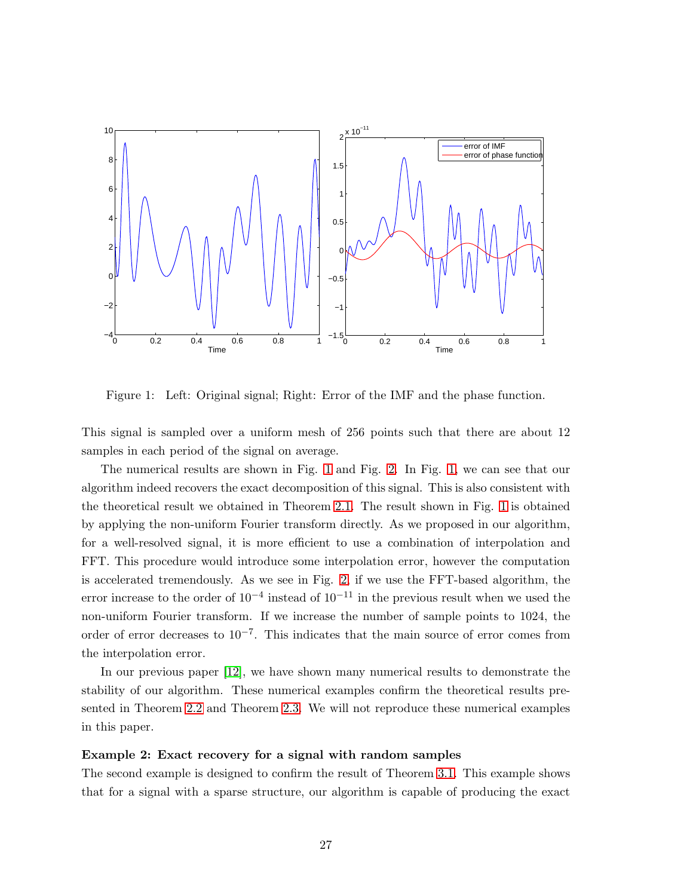Figure 1: Left: Original signal; Right: Error of the IMF and the phase function.

This signal is sampled over a uniform mesh of 256 points such that there are about 12 samples in each period of the signal on average.

The numerical results are shown in Fig. 1 and Fig. 2. In Fig. 1, we can see that our algorithm indeed recovers the exact decomposition of this signal. This is also consistent with the theoretical result we obtained in Theorem 2.1. The result shown in Fig. 1 is obtained by applying the non-uniform Fourier transform directly. As we proposed in our algorithm, for a well-resolved signal, it is more efficient to use a combination of interpolation and FFT. This procedure would introduce some interpolation error, however the computation is accelerated tremendously. As we see in Fig. 2, if we use the FFT-based algorithm, the error increase to the order of $10^{-4}$ instead of $10^{-11}$ in the previous result when we used the non-uniform Fourier transform. If we increase the number of sample points to 1024, the order of error decreases to $10^{-7}$. This indicates that the main source of error comes from the interpolation error.

In our previous paper [12], we have shown many numerical results to demonstrate the stability of our algorithm. These numerical examples confirm the theoretical results presented in Theorem 2.2 and Theorem 2.3. We will not reproduce these numerical examples in this paper.

**Example 2: Exact recovery for a signal with random samples**

The second example is designed to confirm the result of Theorem 3.1. This example shows that for a signal with a sparse structure, our algorithm is capable of producing the exact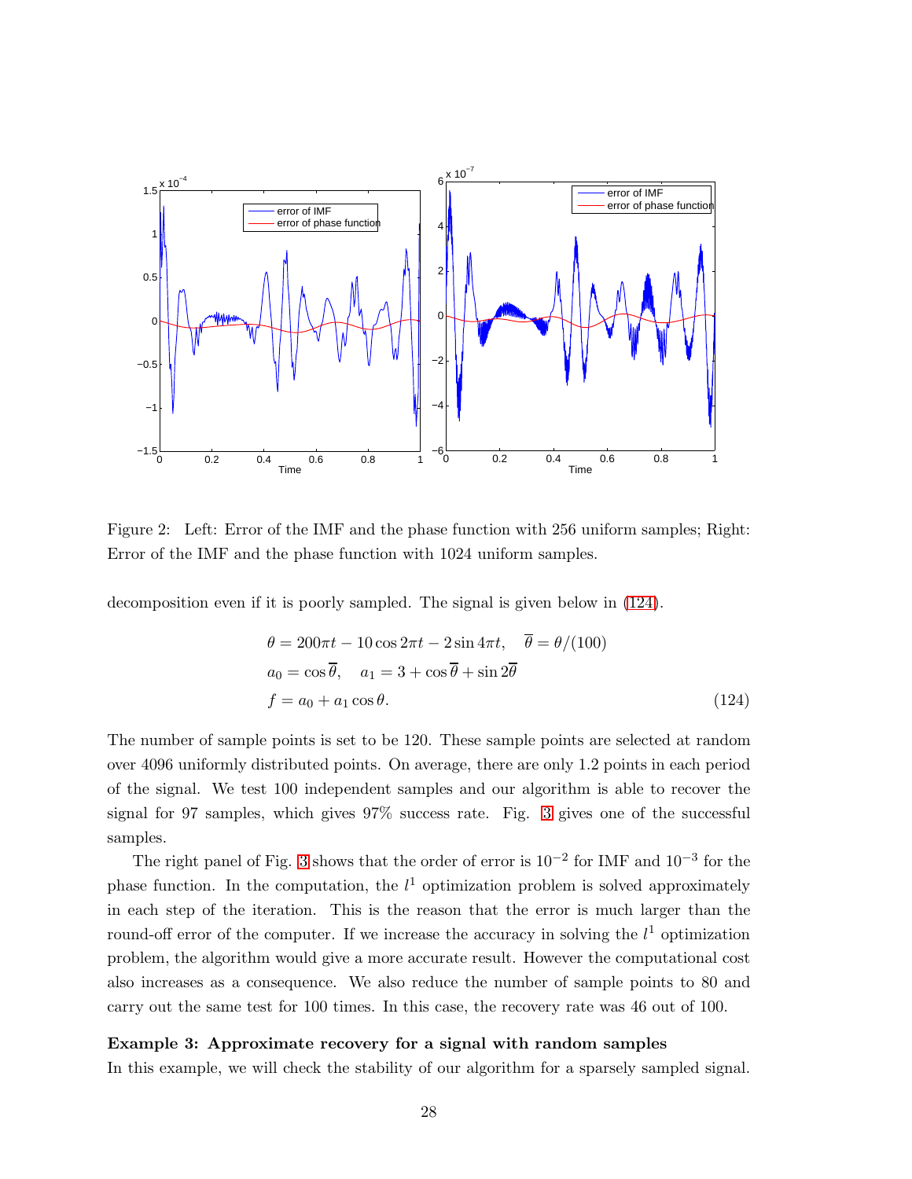Figure 2: Left: Error of the IMF and the phase function with 256 uniform samples; Right: Error of the IMF and the phase function with 1024 uniform samples.

decomposition even if it is poorly sampled. The signal is given below in (124).

$$
\begin{aligned}
&\theta = 200\pi t - 10\cos 2\pi t - 2\sin 4\pi t, \quad \overline{\theta} = \theta/(100) \\
&a_0 = \cos\overline{\theta}, \quad a_1 = 3 + \cos\overline{\theta} + \sin 2\overline{\theta} \\
&f = a_0 + a_1 \cos\theta.
\end{aligned} \tag{124}
$$

The number of sample points is set to be 120. These sample points are selected at random over 4096 uniformly distributed points. On average, there are only 1.2 points in each period of the signal. We test 100 independent samples and our algorithm is able to recover the signal for 97 samples, which gives 97% success rate. Fig. 3 gives one of the successful samples.

The right panel of Fig. 3 shows that the order of error is $10^{-2}$ for IMF and $10^{-3}$ for the phase function. In the computation, the $l^1$ optimization problem is solved approximately in each step of the iteration. This is the reason that the error is much larger than the round-off error of the computer. If we increase the accuracy in solving the $l^1$ optimization problem, the algorithm would give a more accurate result. However the computational cost also increases as a consequence. We also reduce the number of sample points to 80 and carry out the same test for 100 times. In this case, the recovery rate was 46 out of 100.

**Example 3: Approximate recovery for a signal with random samples**

In this example, we will check the stability of our algorithm for a sparsely sampled signal.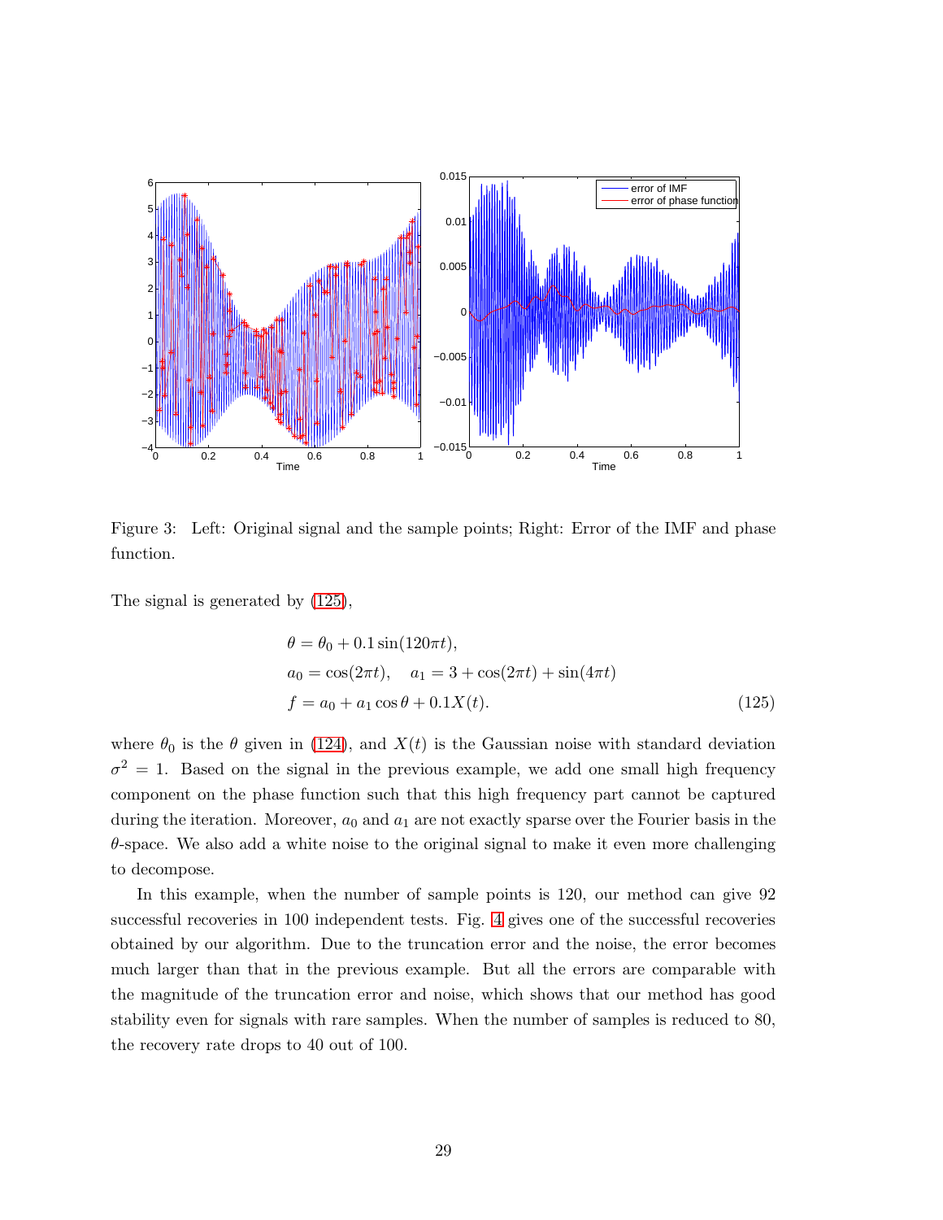Figure 3: Left: Original signal and the sample points; Right: Error of the IMF and phase function.

The signal is generated by (125),

$$
\begin{aligned}
\theta &= \theta_0 + 0.1 \sin(120\pi t), \\
a_0 &= \cos(2\pi t), \quad a_1 = 3 + \cos(2\pi t) + \sin(4\pi t) \\
f &= a_0 + a_1 \cos\theta + 0.1X(t).
\end{aligned} \tag{125}
$$

where $\theta_0$ is the $\theta$ given in (124), and $X(t)$ is the Gaussian noise with standard deviation $\sigma^2 = 1$. Based on the signal in the previous example, we add one small high frequency component on the phase function such that this high frequency part cannot be captured during the iteration. Moreover, $a_0$ and $a_1$ are not exactly sparse over the Fourier basis in the $\theta$-space. We also add a white noise to the original signal to make it even more challenging to decompose.

In this example, when the number of sample points is 120, our method can give 92 successful recoveries in 100 independent tests. Fig. 4 gives one of the successful recoveries obtained by our algorithm. Due to the truncation error and the noise, the error becomes much larger than that in the previous example. But all the errors are comparable with the magnitude of the truncation error and noise, which shows that our method has good stability even for signals with rare samples. When the number of samples is reduced to 80, the recovery rate drops to 40 out of 100.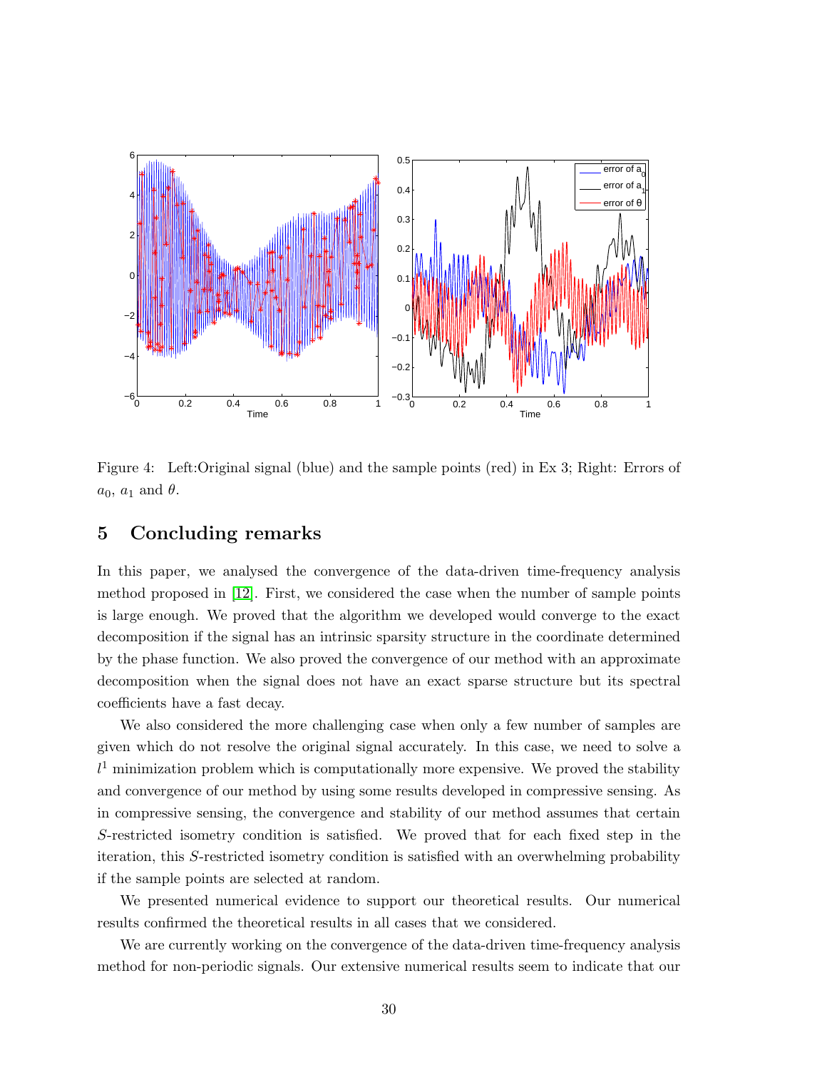Figure 4: Left:Original signal (blue) and the sample points (red) in Ex 3; Right: Errors of $a_0$, $a_1$ and $\theta$.

## 5 Concluding remarks

In this paper, we analysed the convergence of the data-driven time-frequency analysis method proposed in [12]. First, we considered the case when the number of sample points is large enough. We proved that the algorithm we developed would converge to the exact decomposition if the signal has an intrinsic sparsity structure in the coordinate determined by the phase function. We also proved the convergence of our method with an approximate decomposition when the signal does not have an exact sparse structure but its spectral coefficients have a fast decay.

We also considered the more challenging case when only a few number of samples are given which do not resolve the original signal accurately. In this case, we need to solve a $l^1$ minimization problem which is computationally more expensive. We proved the stability and convergence of our method by using some results developed in compressive sensing. As in compressive sensing, the convergence and stability of our method assumes that certain $S$-restricted isometry condition is satisfied. We proved that for each fixed step in the iteration, this $S$-restricted isometry condition is satisfied with an overwhelming probability if the sample points are selected at random.

We presented numerical evidence to support our theoretical results. Our numerical results confirmed the theoretical results in all cases that we considered.

We are currently working on the convergence of the data-driven time-frequency analysis method for non-periodic signals. Our extensive numerical results seem to indicate that our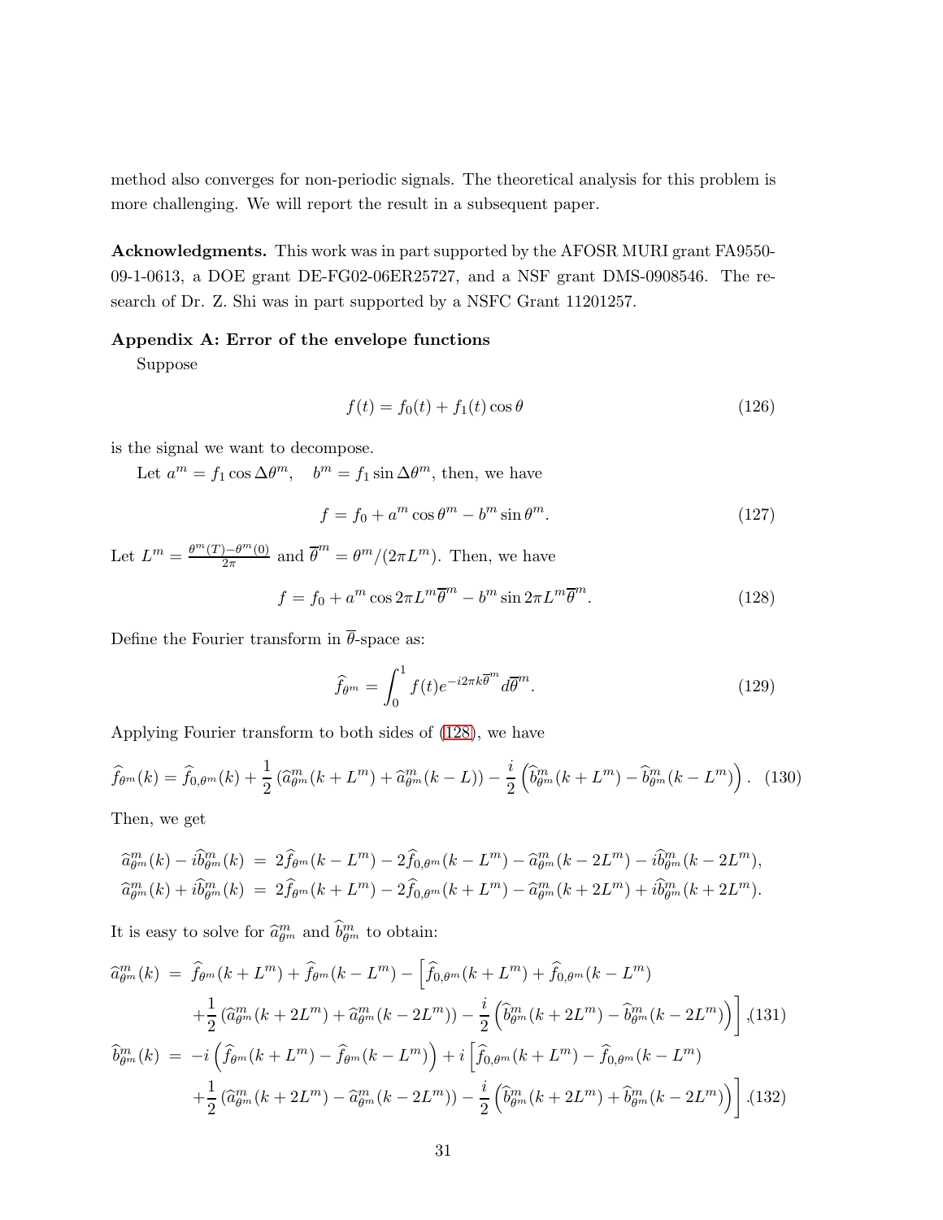method also converges for non-periodic signals. The theoretical analysis for this problem is more challenging. We will report the result in a subsequent paper.

**Acknowledgments.** This work was in part supported by the AFOSR MURI grant FA9550-09-1-0613, a DOE grant DE-FG02-06ER25727, and a NSF grant DMS-0908546. The research of Dr. Z. Shi was in part supported by a NSFC Grant 11201257.

### Appendix A: Error of the envelope functions

Suppose

$$f(t) = f_0(t) + f_1(t)\cos\theta \tag{126}$$

is the signal we want to decompose.

Let $a^m = f_1 \cos \Delta\theta^m, \quad b^m = f_1 \sin \Delta\theta^m$, then, we have

$$f = f_0 + a^m \cos\theta^m - b^m \sin\theta^m. \tag{127}$$

Let $L^m = \frac{\theta^m(T)-\theta^m(0)}{2\pi}$ and $\overline{\theta}^m = \theta^m/(2\pi L^m)$. Then, we have

$$f = f_0 + a^m \cos 2\pi L^m \overline{\theta}^m - b^m \sin 2\pi L^m \overline{\theta}^m. \tag{128}$$

Define the Fourier transform in $\overline{\theta}$-space as:

$$\widehat{f}_{\theta^m} = \int_0^1 f(t) e^{-i2\pi k \overline{\theta}^m} d\overline{\theta}^m. \tag{129}$$

Applying Fourier transform to both sides of (128), we have

$$\widehat{f}_{\theta^m}(k) = \widehat{f}_{0,\theta^m}(k) + \frac{1}{2}\left(\widehat{a}^m_{\theta^m}(k+L^m) + \widehat{a}^m_{\theta^m}(k-L)\right) - \frac{i}{2}\left(\widehat{b}^m_{\theta^m}(k+L^m) - \widehat{b}^m_{\theta^m}(k-L^m)\right). \tag{130}$$

Then, we get

$$\begin{aligned}
\widehat{a}^m_{\theta^m}(k) - i\widehat{b}^m_{\theta^m}(k) &= 2\widehat{f}_{\theta^m}(k-L^m) - 2\widehat{f}_{0,\theta^m}(k-L^m) - \widehat{a}^m_{\theta^m}(k-2L^m) - i\widehat{b}^m_{\theta^m}(k-2L^m), \\
\widehat{a}^m_{\theta^m}(k) + i\widehat{b}^m_{\theta^m}(k) &= 2\widehat{f}_{\theta^m}(k+L^m) - 2\widehat{f}_{0,\theta^m}(k+L^m) - \widehat{a}^m_{\theta^m}(k+2L^m) + i\widehat{b}^m_{\theta^m}(k+2L^m).
\end{aligned}$$

It is easy to solve for $\widehat{a}^m_{\theta^m}$ and $\widehat{b}^m_{\theta^m}$ to obtain:

$$\begin{aligned}
\widehat{a}^m_{\theta^m}(k) &= \widehat{f}_{\theta^m}(k+L^m) + \widehat{f}_{\theta^m}(k-L^m) - \Big[\widehat{f}_{0,\theta^m}(k+L^m) + \widehat{f}_{0,\theta^m}(k-L^m) \\
&\quad + \frac{1}{2}\left(\widehat{a}^m_{\theta^m}(k+2L^m) + \widehat{a}^m_{\theta^m}(k-2L^m)\right) - \frac{i}{2}\left(\widehat{b}^m_{\theta^m}(k+2L^m) - \widehat{b}^m_{\theta^m}(k-2L^m)\right)\Big], \qquad (131) \\
\widehat{b}^m_{\theta^m}(k) &= -i\left(\widehat{f}_{\theta^m}(k+L^m) - \widehat{f}_{\theta^m}(k-L^m)\right) + i\Big[\widehat{f}_{0,\theta^m}(k+L^m) - \widehat{f}_{0,\theta^m}(k-L^m) \\
&\quad + \frac{1}{2}\left(\widehat{a}^m_{\theta^m}(k+2L^m) - \widehat{a}^m_{\theta^m}(k-2L^m)\right) - \frac{i}{2}\left(\widehat{b}^m_{\theta^m}(k+2L^m) + \widehat{b}^m_{\theta^m}(k-2L^m)\right)\Big]. \qquad (132)
\end{aligned}$$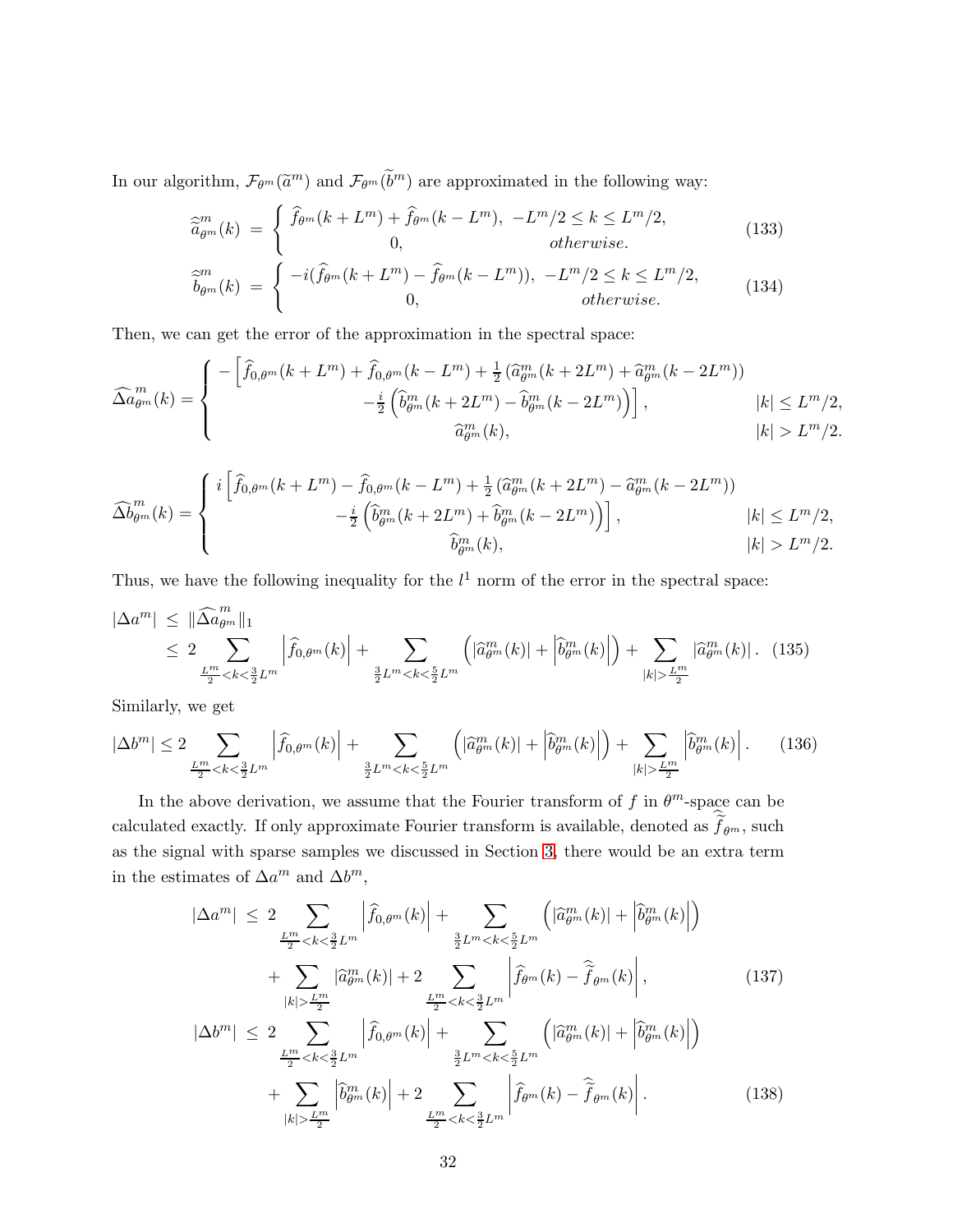In our algorithm, $\mathcal{F}_{\theta^m}(\widetilde{a}^m)$ and $\mathcal{F}_{\theta^m}(\widetilde{b}^m)$ are approximated in the following way:

$$
\widehat{\widetilde{a}}^m_{\theta^m}(k) = \begin{cases} \widehat{f}_{\theta^m}(k+L^m) + \widehat{f}_{\theta^m}(k-L^m), & -L^m/2 \le k \le L^m/2, \\ 0, & otherwise. \end{cases} \tag{133}
$$

$$
\widehat{\widetilde{b}}^m_{\theta^m}(k) = \begin{cases} -i(\widehat{f}_{\theta^m}(k+L^m) - \widehat{f}_{\theta^m}(k-L^m)), & -L^m/2 \le k \le L^m/2, \\ 0, & otherwise. \end{cases} \tag{134}
$$

Then, we can get the error of the approximation in the spectral space:

$$
\widehat{\Delta a}^m_{\theta^m}(k) = \begin{cases} -\Big[\widehat{f}_{0,\theta^m}(k+L^m) + \widehat{f}_{0,\theta^m}(k-L^m) + \frac{1}{2}\left(\widehat{a}^m_{\theta^m}(k+2L^m) + \widehat{a}^m_{\theta^m}(k-2L^m)\right) \\ \qquad -\frac{i}{2}\left(\widehat{b}^m_{\theta^m}(k+2L^m) - \widehat{b}^m_{\theta^m}(k-2L^m)\right)\Big], & |k| \le L^m/2, \\ \widehat{a}^m_{\theta^m}(k), & |k| > L^m/2. \end{cases}
$$

$$
\widehat{\Delta b}^m_{\theta^m}(k) = \begin{cases} i\Big[\widehat{f}_{0,\theta^m}(k+L^m) - \widehat{f}_{0,\theta^m}(k-L^m) + \frac{1}{2}\left(\widehat{a}^m_{\theta^m}(k+2L^m) - \widehat{a}^m_{\theta^m}(k-2L^m)\right) \\ \qquad -\frac{i}{2}\left(\widehat{b}^m_{\theta^m}(k+2L^m) + \widehat{b}^m_{\theta^m}(k-2L^m)\right)\Big], & |k| \le L^m/2, \\ \widehat{b}^m_{\theta^m}(k), & |k| > L^m/2. \end{cases}
$$

Thus, we have the following inequality for the $l^1$ norm of the error in the spectral space:

$$
\begin{aligned}
|\Delta a^m| &\le \|\widehat{\Delta a}^m_{\theta^m}\|_1 \\
&\le 2\sum_{\frac{L^m}{2}<k<\frac{3}{2}L^m} \left|\widehat{f}_{0,\theta^m}(k)\right| + \sum_{\frac{3}{2}L^m<k<\frac{5}{2}L^m} \left(\left|\widehat{a}^m_{\theta^m}(k)\right| + \left|\widehat{b}^m_{\theta^m}(k)\right|\right) + \sum_{|k|>\frac{L^m}{2}} \left|\widehat{a}^m_{\theta^m}(k)\right|. 
\end{aligned} \tag{135}
$$

Similarly, we get

$$
|\Delta b^m| \le 2\sum_{\frac{L^m}{2}<k<\frac{3}{2}L^m} \left|\widehat{f}_{0,\theta^m}(k)\right| + \sum_{\frac{3}{2}L^m<k<\frac{5}{2}L^m} \left(\left|\widehat{a}^m_{\theta^m}(k)\right| + \left|\widehat{b}^m_{\theta^m}(k)\right|\right) + \sum_{|k|>\frac{L^m}{2}} \left|\widehat{b}^m_{\theta^m}(k)\right|. \tag{136}
$$

In the above derivation, we assume that the Fourier transform of $f$ in $\theta^m$-space can be calculated exactly. If only approximate Fourier transform is available, denoted as $\widehat{\widetilde{f}}_{\theta^m}$, such as the signal with sparse samples we discussed in Section 3, there would be an extra term in the estimates of $\Delta a^m$ and $\Delta b^m$,

$$
\begin{aligned}
|\Delta a^m| \le\ & 2\sum_{\frac{L^m}{2}<k<\frac{3}{2}L^m} \left|\widehat{f}_{0,\theta^m}(k)\right| + \sum_{\frac{3}{2}L^m<k<\frac{5}{2}L^m} \left(\left|\widehat{a}^m_{\theta^m}(k)\right| + \left|\widehat{b}^m_{\theta^m}(k)\right|\right) \\
&+ \sum_{|k|>\frac{L^m}{2}} \left|\widehat{a}^m_{\theta^m}(k)\right| + 2\sum_{\frac{L^m}{2}<k<\frac{3}{2}L^m} \left|\widehat{f}_{\theta^m}(k) - \widehat{\widetilde{f}}_{\theta^m}(k)\right|, 
\end{aligned} \tag{137}
$$

$$
\begin{aligned}
|\Delta b^m| \le\ & 2\sum_{\frac{L^m}{2}<k<\frac{3}{2}L^m} \left|\widehat{f}_{0,\theta^m}(k)\right| + \sum_{\frac{3}{2}L^m<k<\frac{5}{2}L^m} \left(\left|\widehat{a}^m_{\theta^m}(k)\right| + \left|\widehat{b}^m_{\theta^m}(k)\right|\right) \\
&+ \sum_{|k|>\frac{L^m}{2}} \left|\widehat{b}^m_{\theta^m}(k)\right| + 2\sum_{\frac{L^m}{2}<k<\frac{3}{2}L^m} \left|\widehat{f}_{\theta^m}(k) - \widehat{\widetilde{f}}_{\theta^m}(k)\right|. 
\end{aligned} \tag{138}
$$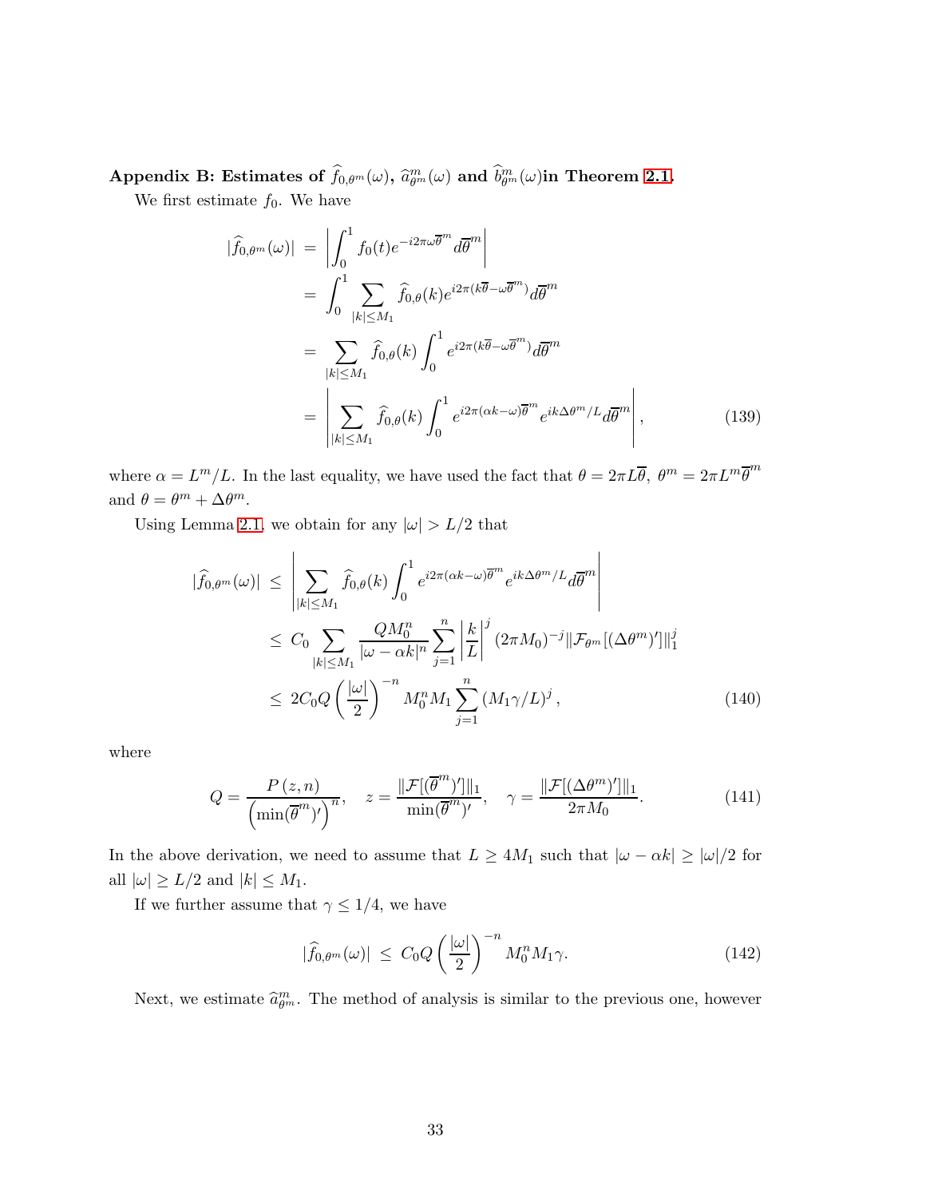**Appendix B: Estimates of $\widehat{f}_{0,\theta^m}(\omega)$, $\widehat{a}^m_{\theta^m}(\omega)$ and $\widehat{b}^m_{\theta^m}(\omega)$in Theorem 2.1.**

We first estimate $f_0$. We have

$$
\begin{aligned}
|\widehat{f}_{0,\theta^m}(\omega)| &= \left| \int_0^1 f_0(t) e^{-i2\pi\omega\overline{\theta}^m} d\overline{\theta}^m \right| \\
&= \int_0^1 \sum_{|k|\leq M_1} \widehat{f}_{0,\theta}(k) e^{i2\pi(k\overline{\theta}-\omega\overline{\theta}^m)} d\overline{\theta}^m \\
&= \sum_{|k|\leq M_1} \widehat{f}_{0,\theta}(k) \int_0^1 e^{i2\pi(k\overline{\theta}-\omega\overline{\theta}^m)} d\overline{\theta}^m \\
&= \left| \sum_{|k|\leq M_1} \widehat{f}_{0,\theta}(k) \int_0^1 e^{i2\pi(\alpha k-\omega)\overline{\theta}^m} e^{ik\Delta\theta^m/L} d\overline{\theta}^m \right|, \qquad (139)
\end{aligned}
$$

where $\alpha = L^m/L$. In the last equality, we have used the fact that $\theta = 2\pi L\overline{\theta}$, $\theta^m = 2\pi L^m \overline{\theta}^m$ and $\theta = \theta^m + \Delta\theta^m$.

Using Lemma 2.1, we obtain for any $|\omega| > L/2$ that

$$
\begin{aligned}
|\widehat{f}_{0,\theta^m}(\omega)| &\leq \left| \sum_{|k|\leq M_1} \widehat{f}_{0,\theta}(k) \int_0^1 e^{i2\pi(\alpha k-\omega)\overline{\theta}^m} e^{ik\Delta\theta^m/L} d\overline{\theta}^m \right| \\
&\leq C_0 \sum_{|k|\leq M_1} \frac{QM_0^n}{|\omega-\alpha k|^n} \sum_{j=1}^n \left|\frac{k}{L}\right|^j (2\pi M_0)^{-j} \|\mathcal{F}_{\theta^m}[(\Delta\theta^m)']\|_1^j \\
&\leq 2C_0 Q \left(\frac{|\omega|}{2}\right)^{-n} M_0^n M_1 \sum_{j=1}^n (M_1\gamma/L)^j, \qquad (140)
\end{aligned}
$$

where

$$
Q = \frac{P(z,n)}{\left(\min(\overline{\theta}^m)'\right)^n}, \quad z = \frac{\|\mathcal{F}[(\overline{\theta}^m)']\|_1}{\min(\overline{\theta}^m)'}, \quad \gamma = \frac{\|\mathcal{F}[(\Delta\theta^m)']\|_1}{2\pi M_0}. \qquad (141)
$$

In the above derivation, we need to assume that $L \geq 4M_1$ such that $|\omega - \alpha k| \geq |\omega|/2$ for all $|\omega| \geq L/2$ and $|k| \leq M_1$.

If we further assume that $\gamma \leq 1/4$, we have

$$
|\widehat{f}_{0,\theta^m}(\omega)| \leq C_0 Q \left(\frac{|\omega|}{2}\right)^{-n} M_0^n M_1 \gamma. \qquad (142)
$$

Next, we estimate $\widehat{a}^m_{\theta^m}$. The method of analysis is similar to the previous one, however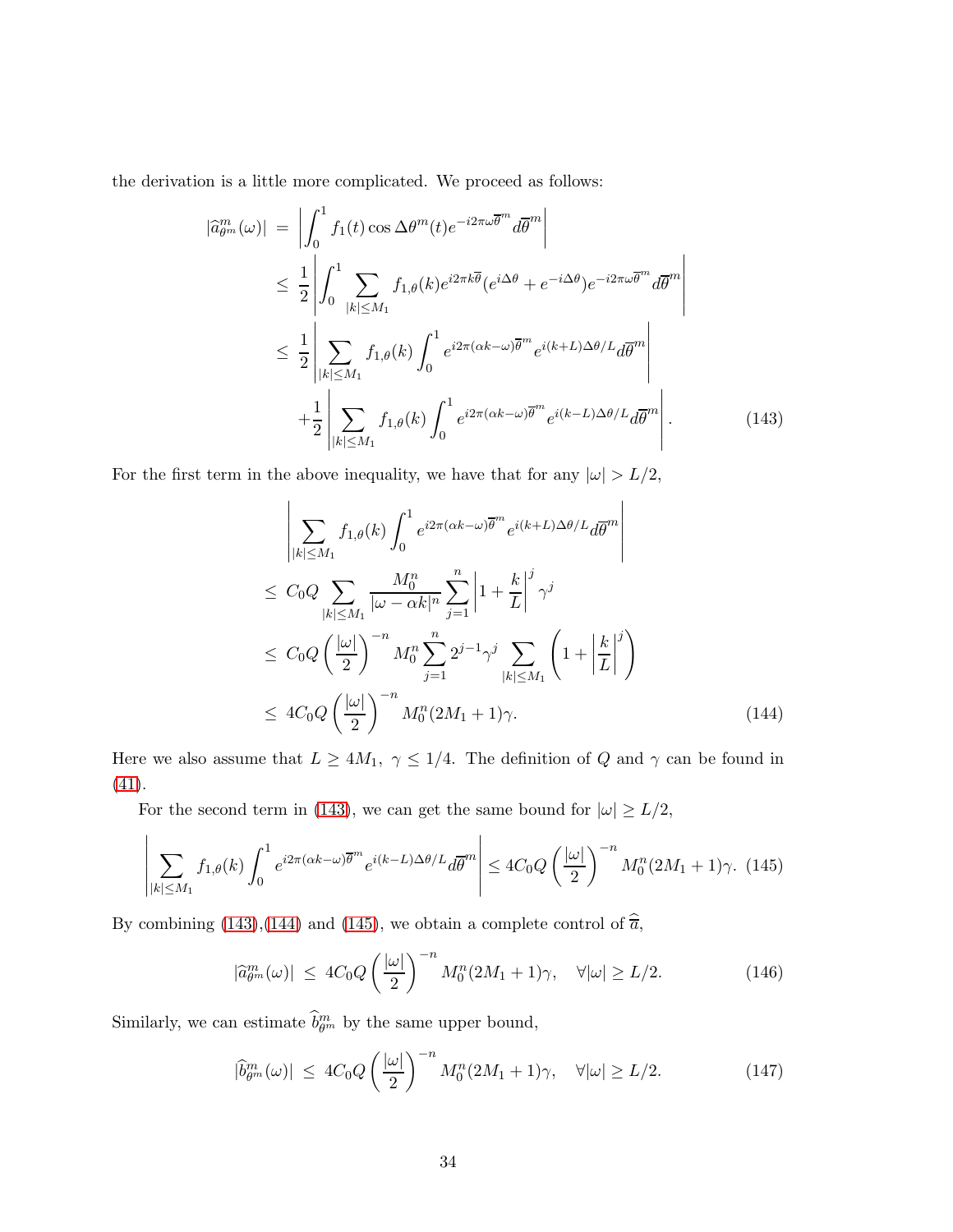the derivation is a little more complicated. We proceed as follows:

$$
\begin{aligned}
|\widehat{a}^m_{\theta^m}(\omega)| &= \left| \int_0^1 f_1(t)\cos\Delta\theta^m(t) e^{-i2\pi\omega\overline{\theta}^m} d\overline{\theta}^m \right| \\
&\leq \frac{1}{2}\left| \int_0^1 \sum_{|k|\leq M_1} f_{1,\theta}(k) e^{i2\pi k\overline{\theta}} (e^{i\Delta\theta} + e^{-i\Delta\theta}) e^{-i2\pi\omega\overline{\theta}^m} d\overline{\theta}^m \right| \\
&\leq \frac{1}{2}\left| \sum_{|k|\leq M_1} f_{1,\theta}(k) \int_0^1 e^{i2\pi(\alpha k-\omega)\overline{\theta}^m} e^{i(k+L)\Delta\theta/L} d\overline{\theta}^m \right| \\
&\quad + \frac{1}{2}\left| \sum_{|k|\leq M_1} f_{1,\theta}(k) \int_0^1 e^{i2\pi(\alpha k-\omega)\overline{\theta}^m} e^{i(k-L)\Delta\theta/L} d\overline{\theta}^m \right|.
\end{aligned} \tag{143}
$$

For the first term in the above inequality, we have that for any $|\omega| > L/2$,

$$
\begin{aligned}
&\left| \sum_{|k|\leq M_1} f_{1,\theta}(k) \int_0^1 e^{i2\pi(\alpha k-\omega)\overline{\theta}^m} e^{i(k+L)\Delta\theta/L} d\overline{\theta}^m \right| \\
&\leq C_0 Q \sum_{|k|\leq M_1} \frac{M_0^n}{|\omega-\alpha k|^n} \sum_{j=1}^n \left|1+\frac{k}{L}\right|^j \gamma^j \\
&\leq C_0 Q \left(\frac{|\omega|}{2}\right)^{-n} M_0^n \sum_{j=1}^n 2^{j-1}\gamma^j \sum_{|k|\leq M_1} \left(1+\left|\frac{k}{L}\right|^j\right) \\
&\leq 4C_0 Q \left(\frac{|\omega|}{2}\right)^{-n} M_0^n (2M_1+1)\gamma.
\end{aligned} \tag{144}
$$

Here we also assume that $L \geq 4M_1,\ \gamma \leq 1/4$. The definition of $Q$ and $\gamma$ can be found in (41).

For the second term in (143), we can get the same bound for $|\omega| \geq L/2$,

$$
\left| \sum_{|k|\leq M_1} f_{1,\theta}(k) \int_0^1 e^{i2\pi(\alpha k-\omega)\overline{\theta}^m} e^{i(k-L)\Delta\theta/L} d\overline{\theta}^m \right| \leq 4C_0 Q \left(\frac{|\omega|}{2}\right)^{-n} M_0^n (2M_1+1)\gamma. \tag{145}
$$

By combining (143),(144) and (145), we obtain a complete control of $\widehat{\overline{a}}$,

$$
|\widehat{a}^m_{\theta^m}(\omega)| \leq 4C_0 Q \left(\frac{|\omega|}{2}\right)^{-n} M_0^n (2M_1+1)\gamma, \quad \forall |\omega| \geq L/2. \tag{146}
$$

Similarly, we can estimate $\widehat{b}^m_{\theta^m}$ by the same upper bound,

$$
|\widehat{b}^m_{\theta^m}(\omega)| \leq 4C_0 Q \left(\frac{|\omega|}{2}\right)^{-n} M_0^n (2M_1+1)\gamma, \quad \forall |\omega| \geq L/2. \tag{147}
$$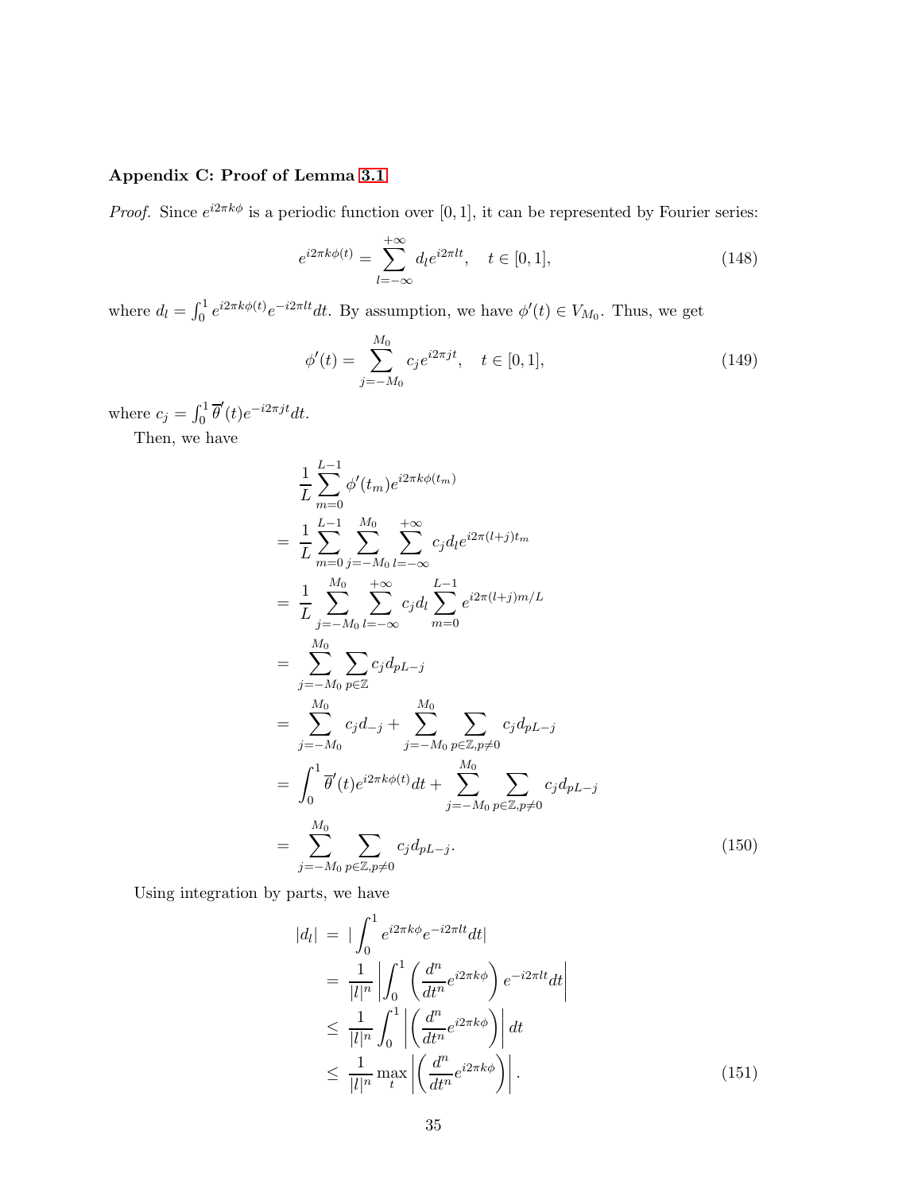## Appendix C: Proof of Lemma 3.1

*Proof.* Since $e^{i2\pi k\phi}$ is a periodic function over $[0,1]$, it can be represented by Fourier series:

$$e^{i2\pi k\phi(t)} = \sum_{l=-\infty}^{+\infty} d_l e^{i2\pi lt}, \quad t \in [0,1], \tag{148}$$

where $d_l = \int_0^1 e^{i2\pi k\phi(t)} e^{-i2\pi lt} dt$. By assumption, we have $\phi'(t) \in V_{M_0}$. Thus, we get

$$\phi'(t) = \sum_{j=-M_0}^{M_0} c_j e^{i2\pi jt}, \quad t \in [0,1], \tag{149}$$

where $c_j = \int_0^1 \overline{\theta}'(t) e^{-i2\pi jt} dt$.

Then, we have

$$\begin{aligned}
& \frac{1}{L}\sum_{m=0}^{L-1} \phi'(t_m) e^{i2\pi k\phi(t_m)} \\
=\ & \frac{1}{L}\sum_{m=0}^{L-1}\sum_{j=-M_0}^{M_0}\sum_{l=-\infty}^{+\infty} c_j d_l e^{i2\pi(l+j)t_m} \\
=\ & \frac{1}{L}\sum_{j=-M_0}^{M_0}\sum_{l=-\infty}^{+\infty} c_j d_l \sum_{m=0}^{L-1} e^{i2\pi(l+j)m/L} \\
=\ & \sum_{j=-M_0}^{M_0}\sum_{p\in\mathbb{Z}} c_j d_{pL-j} \\
=\ & \sum_{j=-M_0}^{M_0} c_j d_{-j} + \sum_{j=-M_0}^{M_0}\sum_{p\in\mathbb{Z},p\neq 0} c_j d_{pL-j} \\
=\ & \int_0^1 \overline{\theta}'(t) e^{i2\pi k\phi(t)} dt + \sum_{j=-M_0}^{M_0}\sum_{p\in\mathbb{Z},p\neq 0} c_j d_{pL-j} \\
=\ & \sum_{j=-M_0}^{M_0}\sum_{p\in\mathbb{Z},p\neq 0} c_j d_{pL-j}.
\end{aligned} \tag{150}$$

Using integration by parts, we have

$$\begin{aligned}
|d_l| &= |\int_0^1 e^{i2\pi k\phi} e^{-i2\pi lt} dt| \\
&= \frac{1}{|l|^n}\left|\int_0^1 \left(\frac{d^n}{dt^n} e^{i2\pi k\phi}\right) e^{-i2\pi lt} dt\right| \\
&\leq \frac{1}{|l|^n}\int_0^1 \left|\left(\frac{d^n}{dt^n} e^{i2\pi k\phi}\right)\right| dt \\
&\leq \frac{1}{|l|^n}\max_t \left|\left(\frac{d^n}{dt^n} e^{i2\pi k\phi}\right)\right|.
\end{aligned} \tag{151}$$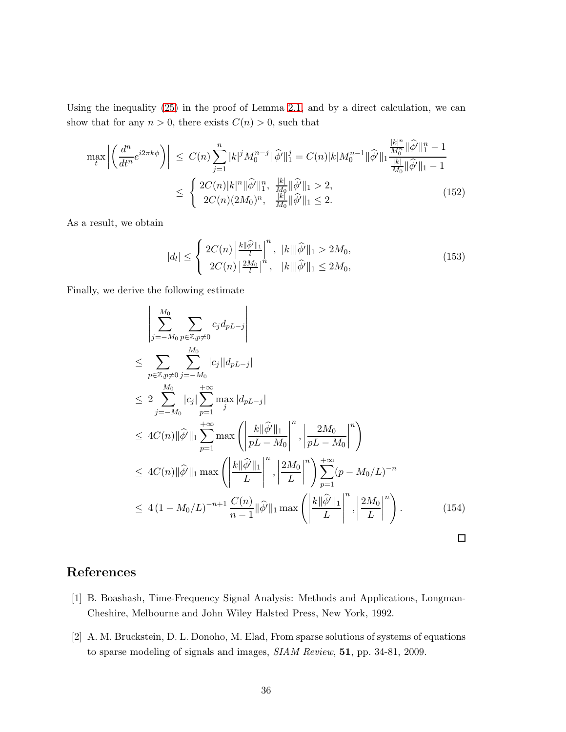Using the inequality (25) in the proof of Lemma 2.1, and by a direct calculation, we can show that for any $n > 0$, there exists $C(n) > 0$, such that

$$
\begin{aligned}
\max_t \left| \left( \frac{d^n}{dt^n} e^{i2\pi k\phi} \right) \right| &\leq C(n) \sum_{j=1}^{n} |k|^j M_0^{n-j} \|\widehat{\phi'}\|_1^j = C(n)|k| M_0^{n-1} \|\widehat{\phi'}\|_1 \frac{\frac{|k|^n}{M_0^n} \|\widehat{\phi'}\|_1^n - 1}{\frac{|k|}{M_0}\|\widehat{\phi'}\|_1 - 1} \\
&\leq \left\{ \begin{array}{ll} 2C(n)|k|^n \|\widehat{\phi'}\|_1^n, & \frac{|k|}{M_0}\|\widehat{\phi'}\|_1 > 2, \\ 2C(n)(2M_0)^n, & \frac{|k|}{M_0}\|\widehat{\phi'}\|_1 \leq 2. \end{array} \right.
\end{aligned} \tag{152}
$$

As a result, we obtain

$$
|d_l| \leq \left\{ \begin{array}{ll} 2C(n) \left| \frac{k\|\widehat{\phi'}\|_1}{l} \right|^n, & |k|\|\widehat{\phi'}\|_1 > 2M_0, \\ 2C(n) \left| \frac{2M_0}{l} \right|^n, & |k|\|\widehat{\phi'}\|_1 \leq 2M_0, \end{array} \right. \tag{153}
$$

Finally, we derive the following estimate

$$
\begin{aligned}
& \left| \sum_{j=-M_0}^{M_0} \sum_{p\in\mathbb{Z}, p\neq 0} c_j d_{pL-j} \right| \\
\leq & \sum_{p\in\mathbb{Z}, p\neq 0} \sum_{j=-M_0}^{M_0} |c_j||d_{pL-j}| \\
\leq & \; 2 \sum_{j=-M_0}^{M_0} |c_j| \sum_{p=1}^{+\infty} \max_j |d_{pL-j}| \\
\leq & \; 4C(n)\|\widehat{\phi'}\|_1 \sum_{p=1}^{+\infty} \max\left( \left| \frac{k\|\widehat{\phi'}\|_1}{pL - M_0} \right|^n, \left| \frac{2M_0}{pL - M_0} \right|^n \right) \\
\leq & \; 4C(n)\|\widehat{\phi'}\|_1 \max\left( \left| \frac{k\|\widehat{\phi'}\|_1}{L} \right|^n, \left| \frac{2M_0}{L} \right|^n \right) \sum_{p=1}^{+\infty} (p - M_0/L)^{-n} \\
\leq & \; 4\left(1 - M_0/L\right)^{-n+1} \frac{C(n)}{n-1} \|\widehat{\phi'}\|_1 \max\left( \left| \frac{k\|\widehat{\phi'}\|_1}{L} \right|^n, \left| \frac{2M_0}{L} \right|^n \right).
\end{aligned} \tag{154}
$$

□

# References

[1] B. Boashash, Time-Frequency Signal Analysis: Methods and Applications, Longman-Cheshire, Melbourne and John Wiley Halsted Press, New York, 1992.

[2] A. M. Bruckstein, D. L. Donoho, M. Elad, From sparse solutions of systems of equations to sparse modeling of signals and images, *SIAM Review*, **51**, pp. 34-81, 2009.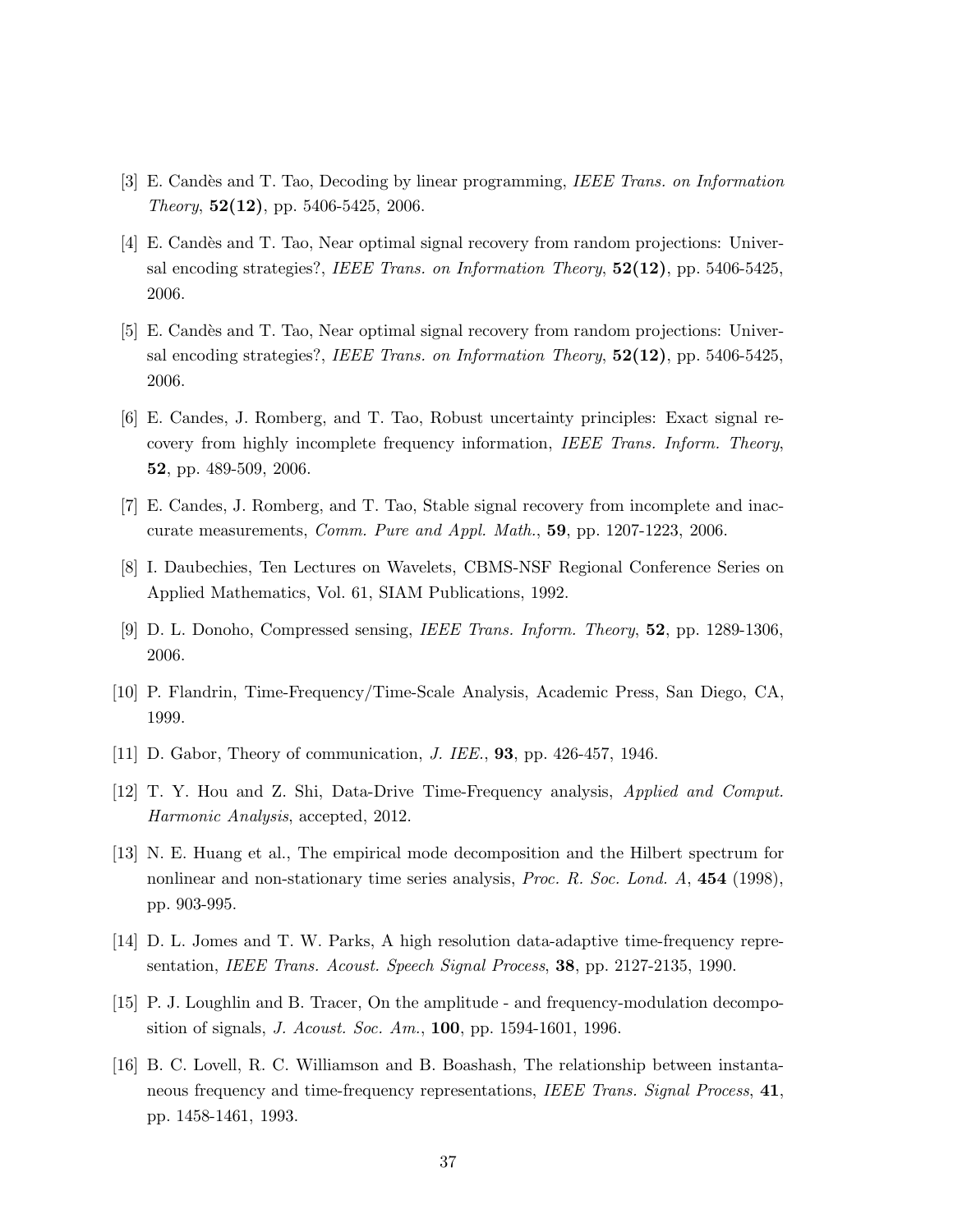[3] E. Candès and T. Tao, Decoding by linear programming, *IEEE Trans. on Information Theory*, **52(12)**, pp. 5406-5425, 2006.

[4] E. Candès and T. Tao, Near optimal signal recovery from random projections: Universal encoding strategies?, *IEEE Trans. on Information Theory*, **52(12)**, pp. 5406-5425, 2006.

[5] E. Candès and T. Tao, Near optimal signal recovery from random projections: Universal encoding strategies?, *IEEE Trans. on Information Theory*, **52(12)**, pp. 5406-5425, 2006.

[6] E. Candes, J. Romberg, and T. Tao, Robust uncertainty principles: Exact signal recovery from highly incomplete frequency information, *IEEE Trans. Inform. Theory*, **52**, pp. 489-509, 2006.

[7] E. Candes, J. Romberg, and T. Tao, Stable signal recovery from incomplete and inaccurate measurements, *Comm. Pure and Appl. Math.*, **59**, pp. 1207-1223, 2006.

[8] I. Daubechies, Ten Lectures on Wavelets, CBMS-NSF Regional Conference Series on Applied Mathematics, Vol. 61, SIAM Publications, 1992.

[9] D. L. Donoho, Compressed sensing, *IEEE Trans. Inform. Theory*, **52**, pp. 1289-1306, 2006.

[10] P. Flandrin, Time-Frequency/Time-Scale Analysis, Academic Press, San Diego, CA, 1999.

[11] D. Gabor, Theory of communication, *J. IEE.*, **93**, pp. 426-457, 1946.

[12] T. Y. Hou and Z. Shi, Data-Drive Time-Frequency analysis, *Applied and Comput. Harmonic Analysis*, accepted, 2012.

[13] N. E. Huang et al., The empirical mode decomposition and the Hilbert spectrum for nonlinear and non-stationary time series analysis, *Proc. R. Soc. Lond. A*, **454** (1998), pp. 903-995.

[14] D. L. Jomes and T. W. Parks, A high resolution data-adaptive time-frequency representation, *IEEE Trans. Acoust. Speech Signal Process*, **38**, pp. 2127-2135, 1990.

[15] P. J. Loughlin and B. Tracer, On the amplitude - and frequency-modulation decomposition of signals, *J. Acoust. Soc. Am.*, **100**, pp. 1594-1601, 1996.

[16] B. C. Lovell, R. C. Williamson and B. Boashash, The relationship between instantaneous frequency and time-frequency representations, *IEEE Trans. Signal Process*, **41**, pp. 1458-1461, 1993.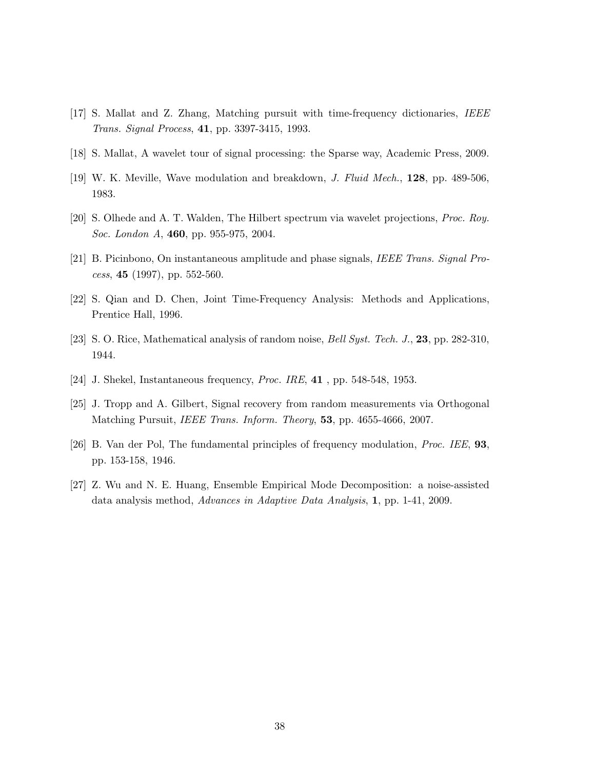[17] S. Mallat and Z. Zhang, Matching pursuit with time-frequency dictionaries, *IEEE Trans. Signal Process*, **41**, pp. 3397-3415, 1993.

[18] S. Mallat, A wavelet tour of signal processing: the Sparse way, Academic Press, 2009.

[19] W. K. Meville, Wave modulation and breakdown, *J. Fluid Mech.*, **128**, pp. 489-506, 1983.

[20] S. Olhede and A. T. Walden, The Hilbert spectrum via wavelet projections, *Proc. Roy. Soc. London A*, **460**, pp. 955-975, 2004.

[21] B. Picinbono, On instantaneous amplitude and phase signals, *IEEE Trans. Signal Process*, **45** (1997), pp. 552-560.

[22] S. Qian and D. Chen, Joint Time-Frequency Analysis: Methods and Applications, Prentice Hall, 1996.

[23] S. O. Rice, Mathematical analysis of random noise, *Bell Syst. Tech. J.*, **23**, pp. 282-310, 1944.

[24] J. Shekel, Instantaneous frequency, *Proc. IRE*, **41** , pp. 548-548, 1953.

[25] J. Tropp and A. Gilbert, Signal recovery from random measurements via Orthogonal Matching Pursuit, *IEEE Trans. Inform. Theory*, **53**, pp. 4655-4666, 2007.

[26] B. Van der Pol, The fundamental principles of frequency modulation, *Proc. IEE*, **93**, pp. 153-158, 1946.

[27] Z. Wu and N. E. Huang, Ensemble Empirical Mode Decomposition: a noise-assisted data analysis method, *Advances in Adaptive Data Analysis*, **1**, pp. 1-41, 2009.